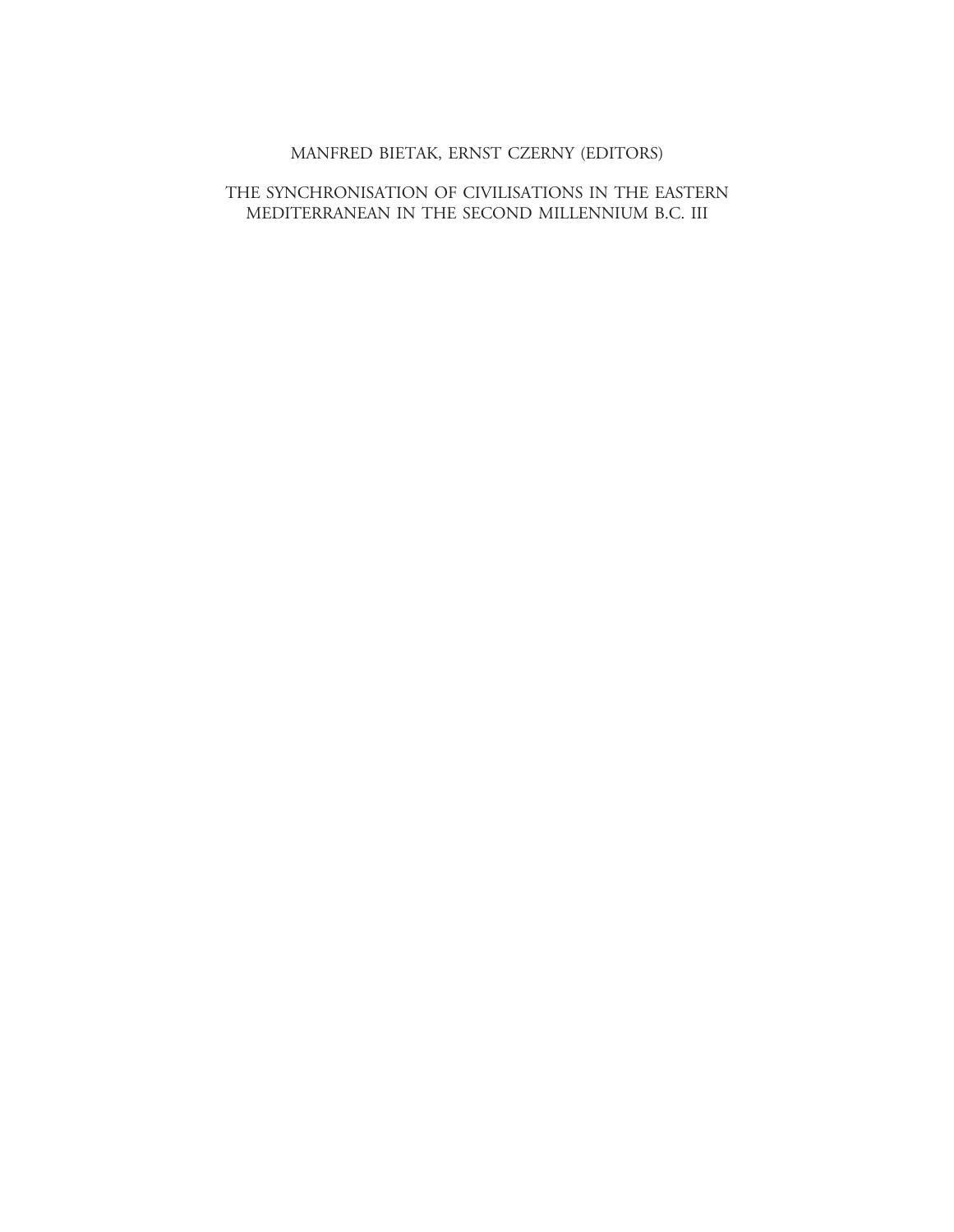MANFRED BIETAK, ERNST CZERNY (EDITORS)

# THE SYNCHRONISATION OF CIVILISATIONS IN THE EASTERN MEDITERRANEAN IN THE SECOND MILLENNIUM B.C. III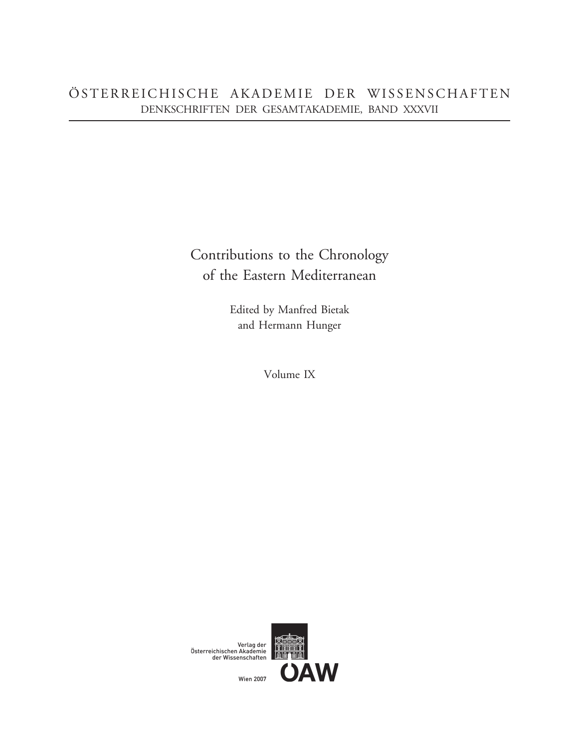ÖSTERREICHISCHE AKADEMIE DER WISSENSCHAFTEN

DENKSCHRIFTEN DER GESAMTAKADEMIE, BAND XXXVII

# Contributions to the Chronology of the Eastern Mediterranean

Edited by Manfred Bietak and Hermann Hunger

Volume IX

Verlag der Österreichischen Akademie der Wissenschaften

ÖAW

Wien 2007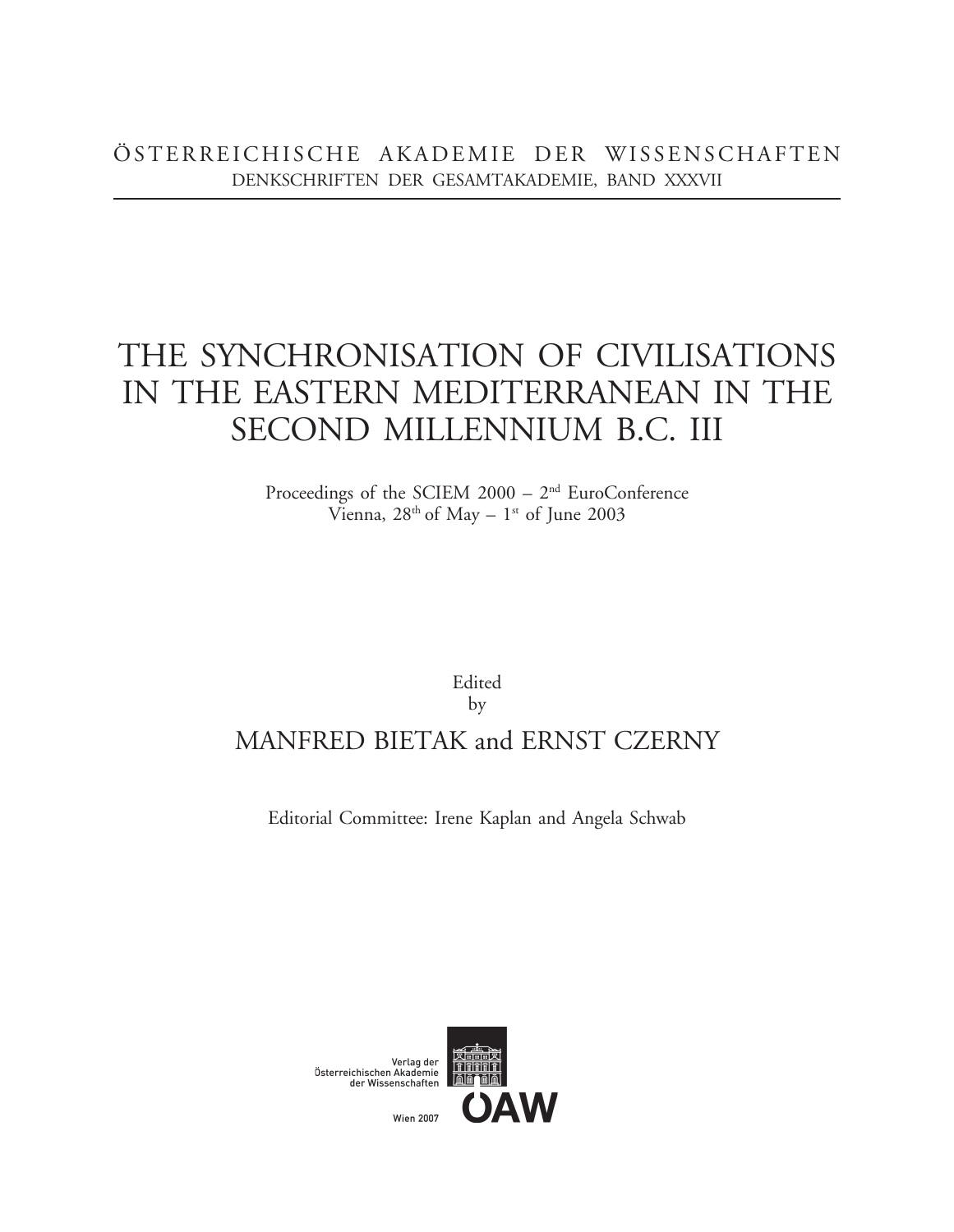ÖSTERREICHISCHE AKADEMIE DER WISSENSCHAFTEN
DENKSCHRIFTEN DER GESAMTAKADEMIE, BAND XXXVII

# THE SYNCHRONISATION OF CIVILISATIONS IN THE EASTERN MEDITERRANEAN IN THE SECOND MILLENNIUM B.C. III

Proceedings of the SCIEM 2000 – 2nd EuroConference
Vienna, 28th of May – 1st of June 2003

Edited
by

## MANFRED BIETAK and ERNST CZERNY

Editorial Committee: Irene Kaplan and Angela Schwab

Verlag der
Österreichischen Akademie
der Wissenschaften

Wien 2007

ÖAW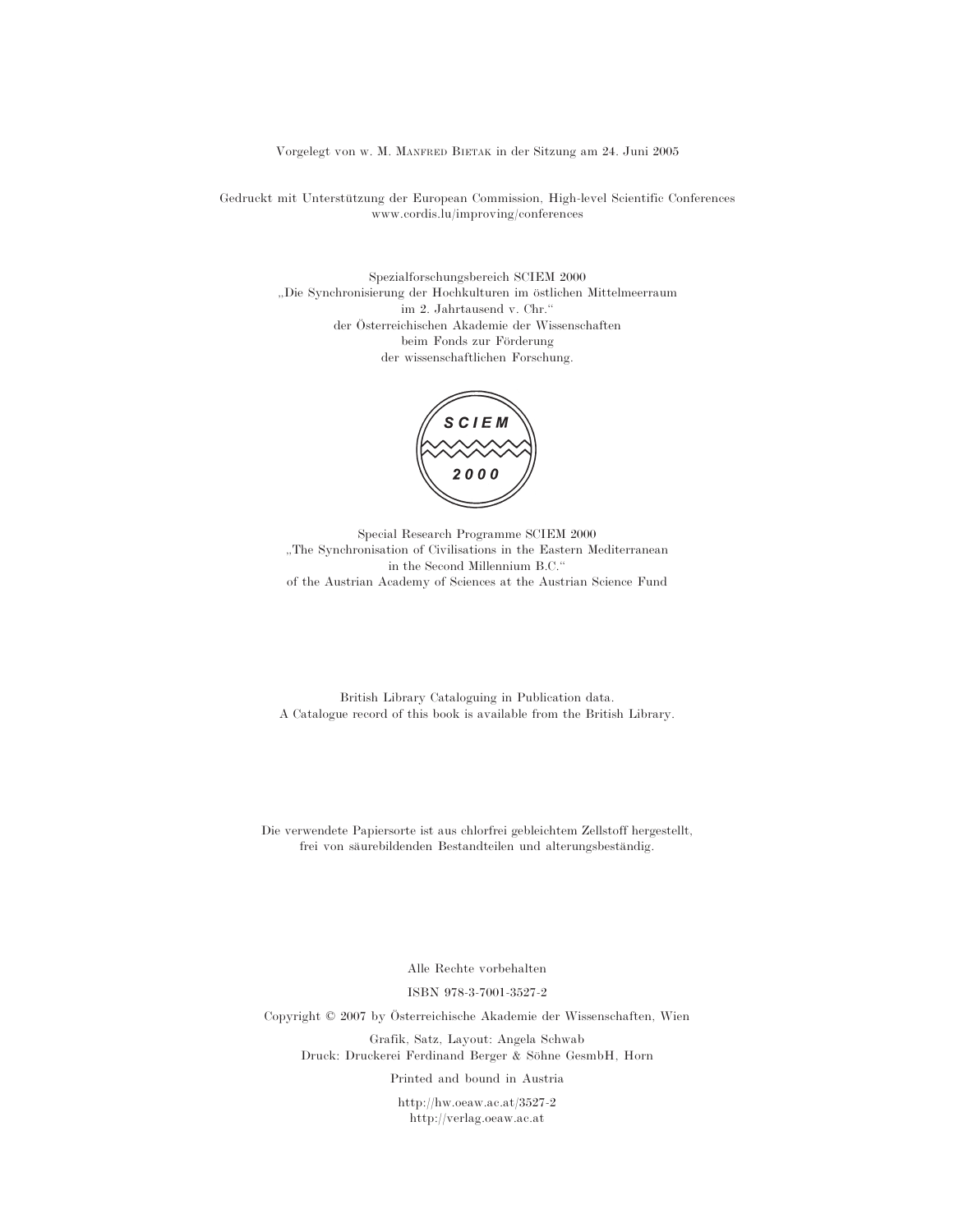Vorgelegt von w. M. MANFRED BIETAK in der Sitzung am 24. Juni 2005

Gedruckt mit Unterstützung der European Commission, High-level Scientific Conferences
www.cordis.lu/improving/conferences

Spezialforschungsbereich SCIEM 2000
„Die Synchronisierung der Hochkulturen im östlichen Mittelmeerraum
im 2. Jahrtausend v. Chr.“
der Österreichischen Akademie der Wissenschaften
beim Fonds zur Förderung
der wissenschaftlichen Forschung.

SCIEM
2000

Special Research Programme SCIEM 2000
„The Synchronisation of Civilisations in the Eastern Mediterranean
in the Second Millennium B.C.“
of the Austrian Academy of Sciences at the Austrian Science Fund

British Library Cataloguing in Publication data.
A Catalogue record of this book is available from the British Library.

Die verwendete Papiersorte ist aus chlorfrei gebleichtem Zellstoff hergestellt,
frei von säurebildenden Bestandteilen und alterungsbeständig.

Alle Rechte vorbehalten

ISBN 978-3-7001-3527-2

Copyright © 2007 by Österreichische Akademie der Wissenschaften, Wien

Grafik, Satz, Layout: Angela Schwab
Druck: Druckerei Ferdinand Berger & Söhne GesmbH, Horn

Printed and bound in Austria

http://hw.oeaw.ac.at/3527-2
http://verlag.oeaw.ac.at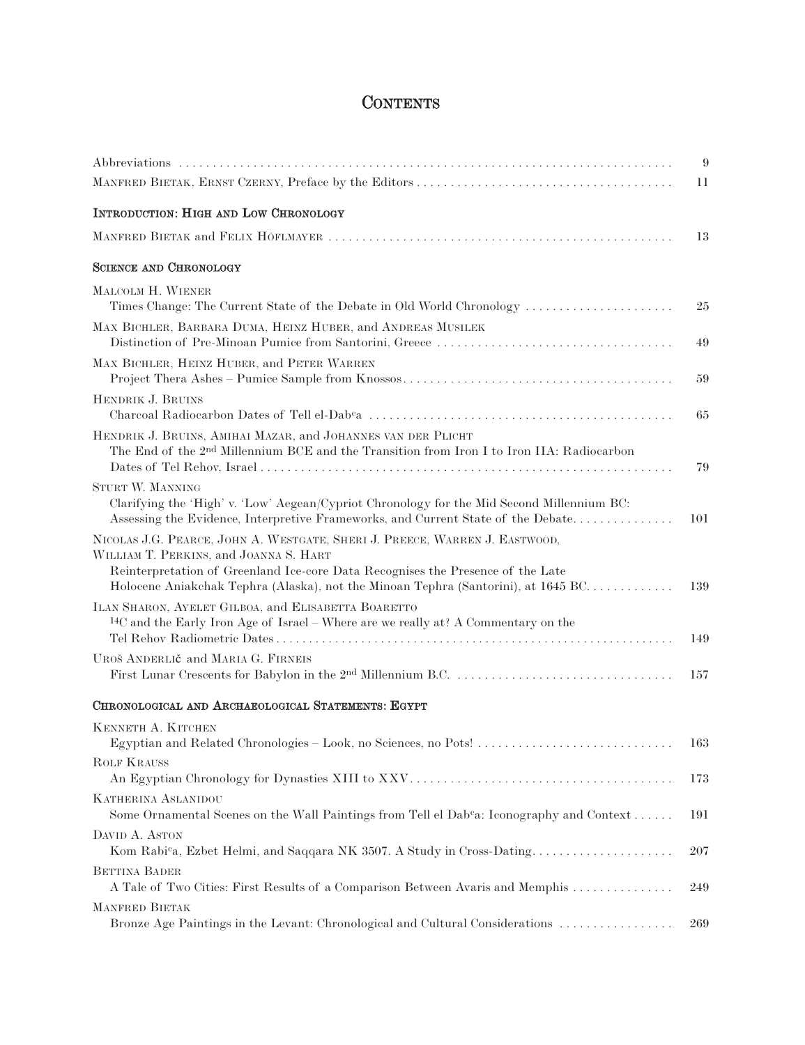# Contents

Abbreviations ... 9

Manfred Bietak, Ernst Czerny, Preface by the Editors ... 11

## Introduction: High and Low Chronology

Manfred Bietak and Felix Höflmayer ... 13

## Science and Chronology

Malcolm H. Wiener
Times Change: The Current State of the Debate in Old World Chronology ... 25

Max Bichler, Barbara Duma, Heinz Huber, and Andreas Musilek
Distinction of Pre-Minoan Pumice from Santorini, Greece ... 49

Max Bichler, Heinz Huber, and Peter Warren
Project Thera Ashes – Pumice Sample from Knossos ... 59

Hendrik J. Bruins
Charcoal Radiocarbon Dates of Tell el-Dabᶜa ... 65

Hendrik J. Bruins, Amihai Mazar, and Johannes van der Plicht
The End of the 2nd Millennium BCE and the Transition from Iron I to Iron IIA: Radiocarbon Dates of Tel Rehov, Israel ... 79

Sturt W. Manning
Clarifying the 'High' v. 'Low' Aegean/Cypriot Chronology for the Mid Second Millennium BC: Assessing the Evidence, Interpretive Frameworks, and Current State of the Debate ... 101

Nicolas J.G. Pearce, John A. Westgate, Sheri J. Preece, Warren J. Eastwood, William T. Perkins, and Joanna S. Hart
Reinterpretation of Greenland Ice-core Data Recognises the Presence of the Late Holocene Aniakchak Tephra (Alaska), not the Minoan Tephra (Santorini), at 1645 BC ... 139

Ilan Sharon, Ayelet Gilboa, and Elisabetta Boaretto
$^{14}C$ and the Early Iron Age of Israel – Where are we really at? A Commentary on the Tel Rehov Radiometric Dates ... 149

Uroš Anderlič and Maria G. Firneis
First Lunar Crescents for Babylon in the 2nd Millennium B.C. ... 157

## Chronological and Archaeological Statements: Egypt

Kenneth A. Kitchen
Egyptian and Related Chronologies – Look, no Sciences, no Pots! ... 163

Rolf Krauss
An Egyptian Chronology for Dynasties XIII to XXV ... 173

Katherina Aslanidou
Some Ornamental Scenes on the Wall Paintings from Tell el Dabᶜa: Iconography and Context ... 191

David A. Aston
Kom Rabiᶜa, Ezbet Helmi, and Saqqara NK 3507. A Study in Cross-Dating ... 207

Bettina Bader
A Tale of Two Cities: First Results of a Comparison Between Avaris and Memphis ... 249

Manfred Bietak
Bronze Age Paintings in the Levant: Chronological and Cultural Considerations ... 269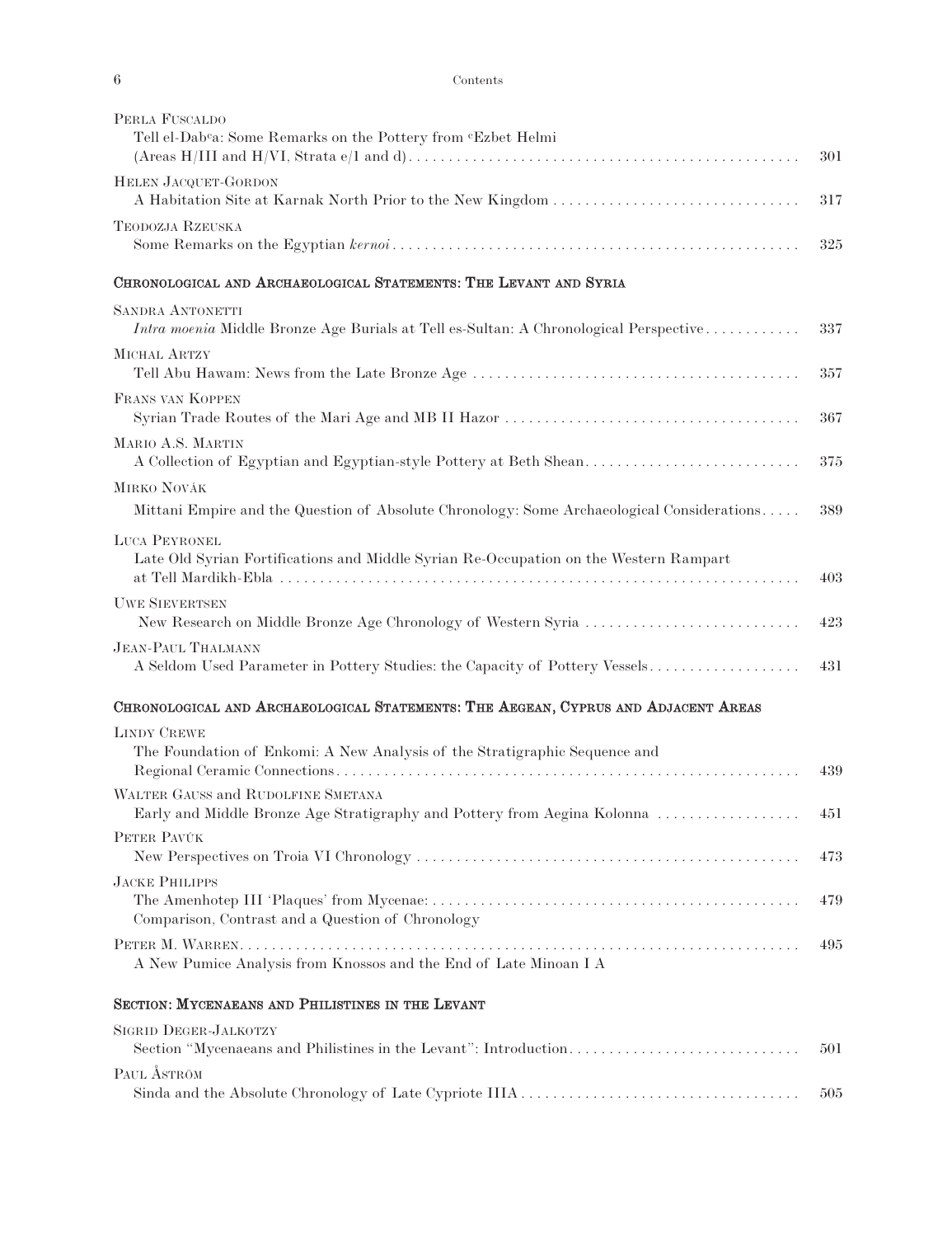PERLA FUSCALDO
Tell el-Dabᶜa: Some Remarks on the Pottery from ᶜEzbet Helmi (Areas H/III and H/VI, Strata e/1 and d) ... 301

HELEN JACQUET-GORDON
A Habitation Site at Karnak North Prior to the New Kingdom ... 317

TEODOZJA RZEUSKA
Some Remarks on the Egyptian *kernoi* ... 325

## CHRONOLOGICAL AND ARCHAEOLOGICAL STATEMENTS: THE LEVANT AND SYRIA

SANDRA ANTONETTI
*Intra moenia* Middle Bronze Age Burials at Tell es-Sultan: A Chronological Perspective ... 337

MICHAL ARTZY
Tell Abu Hawam: News from the Late Bronze Age ... 357

FRANS VAN KOPPEN
Syrian Trade Routes of the Mari Age and MB II Hazor ... 367

MARIO A.S. MARTIN
A Collection of Egyptian and Egyptian-style Pottery at Beth Shean ... 375

MIRKO NOVÁK
Mittani Empire and the Question of Absolute Chronology: Some Archaeological Considerations ... 389

LUCA PEYRONEL
Late Old Syrian Fortifications and Middle Syrian Re-Occupation on the Western Rampart at Tell Mardikh-Ebla ... 403

UWE SIEVERTSEN
New Research on Middle Bronze Age Chronology of Western Syria ... 423

JEAN-PAUL THALMANN
A Seldom Used Parameter in Pottery Studies: the Capacity of Pottery Vessels ... 431

## CHRONOLOGICAL AND ARCHAEOLOGICAL STATEMENTS: THE AEGEAN, CYPRUS AND ADJACENT AREAS

LINDY CREWE
The Foundation of Enkomi: A New Analysis of the Stratigraphic Sequence and Regional Ceramic Connections ... 439

WALTER GAUSS AND RUDOLFINE SMETANA
Early and Middle Bronze Age Stratigraphy and Pottery from Aegina Kolonna ... 451

PETER PAVÚK
New Perspectives on Troia VI Chronology ... 473

JACKE PHILLIPS
The Amenhotep III 'Plaques' from Mycenae: Comparison, Contrast and a Question of Chronology ... 479

PETER M. WARREN ... 495
A New Pumice Analysis from Knossos and the End of Late Minoan I A

## SECTION: MYCENAEANS AND PHILISTINES IN THE LEVANT

SIGRID DEGER-JALKOTZY
Section "Mycenaeans and Philistines in the Levant": Introduction ... 501

PAUL ÅSTRÖM
Sinda and the Absolute Chronology of Late Cypriote IIIA ... 505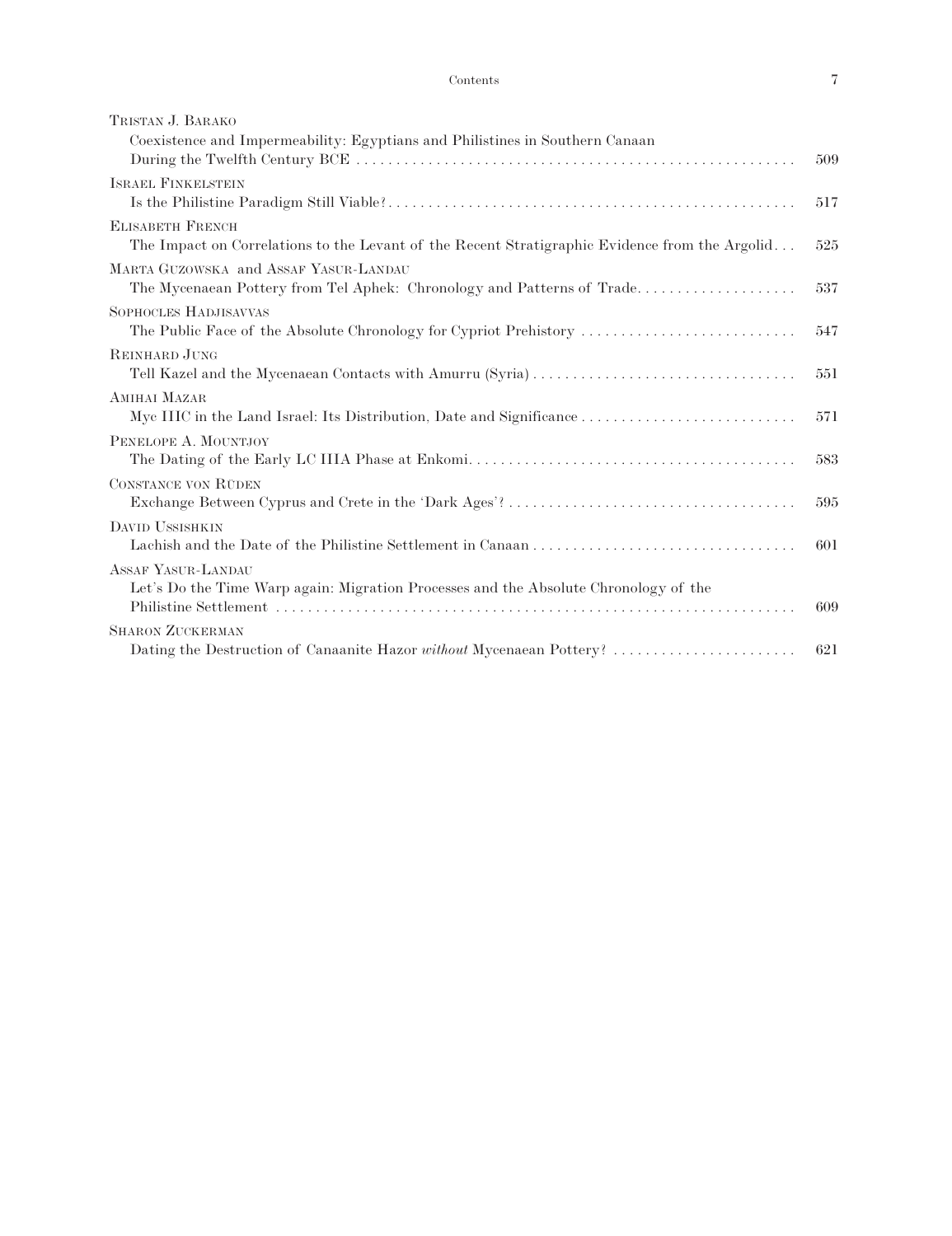Tristan J. Barako
Coexistence and Impermeability: Egyptians and Philistines in Southern Canaan During the Twelfth Century BCE . . . . . . . . . . 509

Israel Finkelstein
Is the Philistine Paradigm Still Viable? . . . . . . . . . . 517

Elisabeth French
The Impact on Correlations to the Levant of the Recent Stratigraphic Evidence from the Argolid . . . 525

Marta Guzowska and Assaf Yasur-Landau
The Mycenaean Pottery from Tel Aphek: Chronology and Patterns of Trade . . . . . . . . . . 537

Sophocles Hadjisavvas
The Public Face of the Absolute Chronology for Cypriot Prehistory . . . . . . . . . . 547

Reinhard Jung
Tell Kazel and the Mycenaean Contacts with Amurru (Syria) . . . . . . . . . . 551

Amihai Mazar
Myc IIIC in the Land Israel: Its Distribution, Date and Significance . . . . . . . . . . 571

Penelope A. Mountjoy
The Dating of the Early LC IIIA Phase at Enkomi . . . . . . . . . . 583

Constance von Rüden
Exchange Between Cyprus and Crete in the 'Dark Ages'? . . . . . . . . . . 595

David Ussishkin
Lachish and the Date of the Philistine Settlement in Canaan . . . . . . . . . . 601

Assaf Yasur-Landau
Let's Do the Time Warp again: Migration Processes and the Absolute Chronology of the Philistine Settlement . . . . . . . . . . 609

Sharon Zuckerman
Dating the Destruction of Canaanite Hazor *without* Mycenaean Pottery? . . . . . . . . . . 621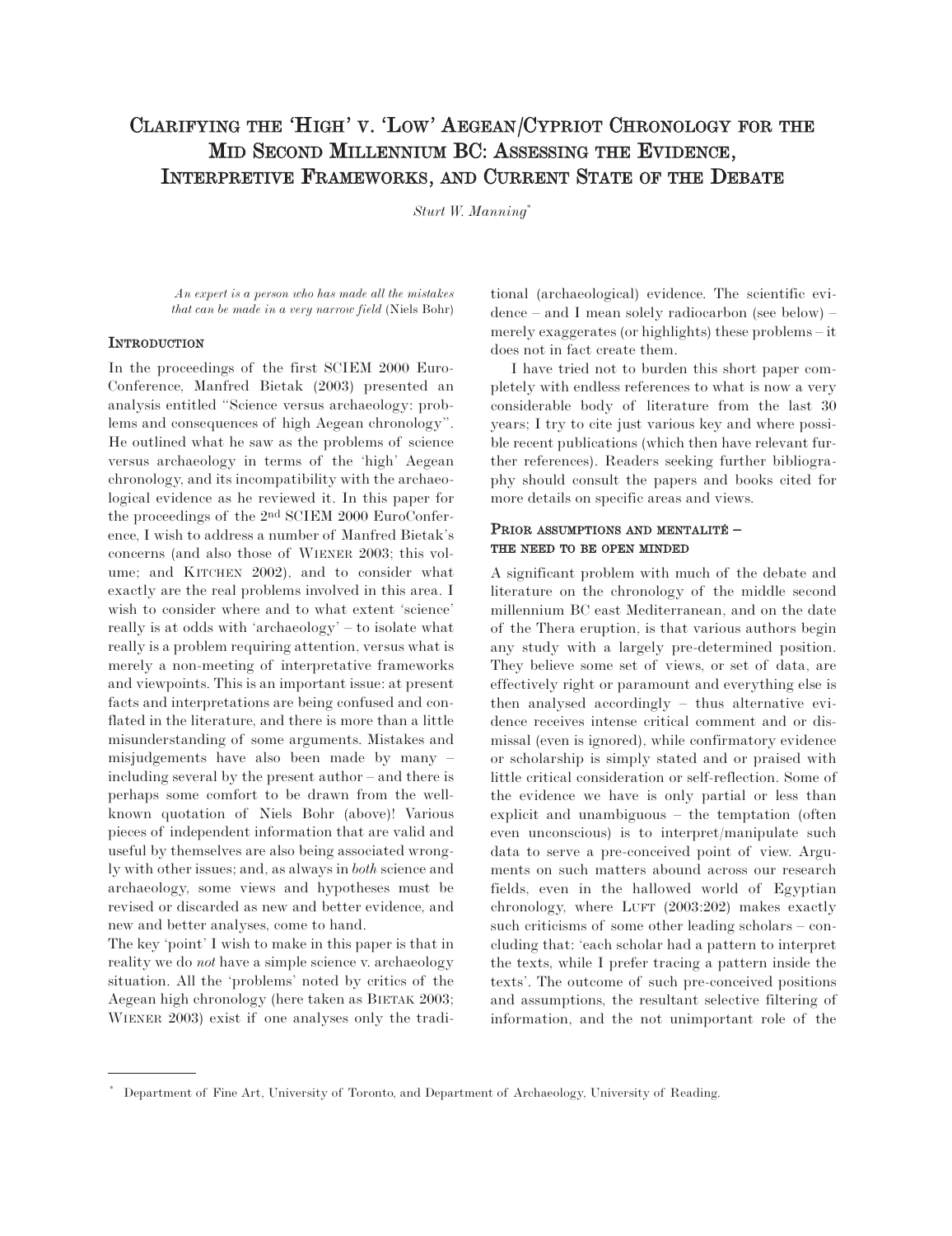# Clarifying the 'High' v. 'Low' Aegean/Cypriot Chronology for the Mid Second Millennium BC: Assessing the Evidence, Interpretive Frameworks, and Current State of the Debate

*Sturt W. Manning**

*An expert is a person who has made all the mistakes that can be made in a very narrow field* (Niels Bohr)

## Introduction

In the proceedings of the first SCIEM 2000 Euro-Conference, Manfred Bietak (2003) presented an analysis entitled "Science versus archaeology: problems and consequences of high Aegean chronology". He outlined what he saw as the problems of science versus archaeology in terms of the 'high' Aegean chronology, and its incompatibility with the archaeological evidence as he reviewed it. In this paper for the proceedings of the 2nd SCIEM 2000 EuroConference, I wish to address a number of Manfred Bietak's concerns (and also those of Wiener 2003; this volume; and Kitchen 2002), and to consider what exactly are the real problems involved in this area. I wish to consider where and to what extent 'science' really is at odds with 'archaeology' – to isolate what really is a problem requiring attention, versus what is merely a non-meeting of interpretative frameworks and viewpoints. This is an important issue: at present facts and interpretations are being confused and conflated in the literature, and there is more than a little misunderstanding of some arguments. Mistakes and misjudgements have also been made by many – including several by the present author – and there is perhaps some comfort to be drawn from the well-known quotation of Niels Bohr (above)! Various pieces of independent information that are valid and useful by themselves are also being associated wrongly with other issues; and, as always in *both* science and archaeology, some views and hypotheses must be revised or discarded as new and better evidence, and new and better analyses, come to hand.

The key 'point' I wish to make in this paper is that in reality we do *not* have a simple science v. archaeology situation. All the 'problems' noted by critics of the Aegean high chronology (here taken as Bietak 2003; Wiener 2003) exist if one analyses only the traditional (archaeological) evidence. The scientific evidence – and I mean solely radiocarbon (see below) – merely exaggerates (or highlights) these problems – it does not in fact create them.

I have tried not to burden this short paper completely with endless references to what is now a very considerable body of literature from the last 30 years; I try to cite just various key and where possible recent publications (which then have relevant further references). Readers seeking further bibliography should consult the papers and books cited for more details on specific areas and views.

## Prior assumptions and mentalité – the need to be open minded

A significant problem with much of the debate and literature on the chronology of the middle second millennium BC east Mediterranean, and on the date of the Thera eruption, is that various authors begin any study with a largely pre-determined position. They believe some set of views, or set of data, are effectively right or paramount and everything else is then analysed accordingly – thus alternative evidence receives intense critical comment and or dismissal (even is ignored), while confirmatory evidence or scholarship is simply stated and or praised with little critical consideration or self-reflection. Some of the evidence we have is only partial or less than explicit and unambiguous – the temptation (often even unconscious) is to interpret/manipulate such data to serve a pre-conceived point of view. Arguments on such matters abound across our research fields, even in the hallowed world of Egyptian chronology, where Luft (2003:202) makes exactly such criticisms of some other leading scholars – concluding that: 'each scholar had a pattern to interpret the texts, while I prefer tracing a pattern inside the texts'. The outcome of such pre-conceived positions and assumptions, the resultant selective filtering of information, and the not unimportant role of the

\* Department of Fine Art, University of Toronto, and Department of Archaeology, University of Reading.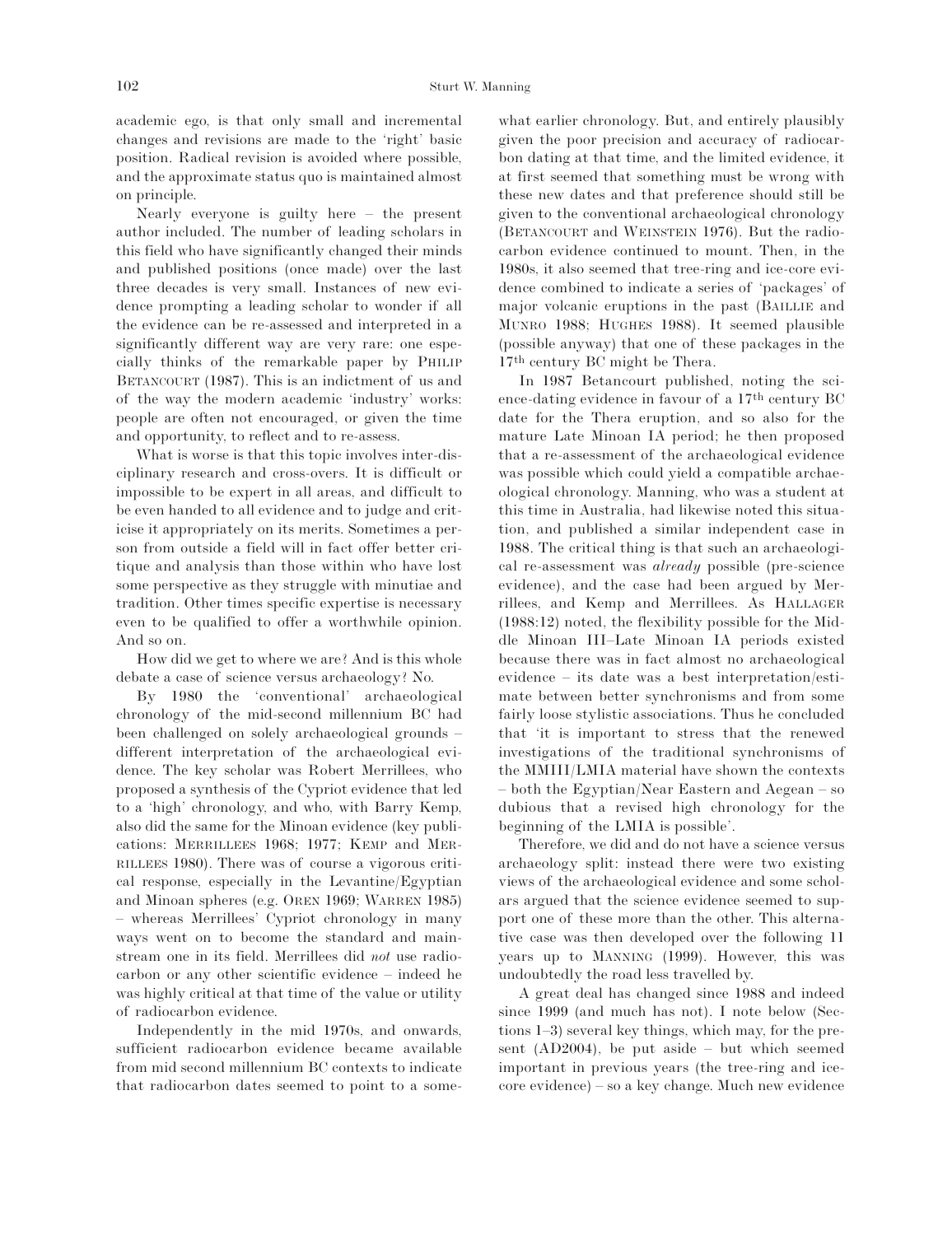academic ego, is that only small and incremental changes and revisions are made to the 'right' basic position. Radical revision is avoided where possible, and the approximate status quo is maintained almost on principle.

Nearly everyone is guilty here – the present author included. The number of leading scholars in this field who have significantly changed their minds and published positions (once made) over the last three decades is very small. Instances of new evidence prompting a leading scholar to wonder if all the evidence can be re-assessed and interpreted in a significantly different way are very rare: one especially thinks of the remarkable paper by Philip Betancourt (1987). This is an indictment of us and of the way the modern academic 'industry' works: people are often not encouraged, or given the time and opportunity, to reflect and to re-assess.

What is worse is that this topic involves inter-disciplinary research and cross-overs. It is difficult or impossible to be expert in all areas, and difficult to be even handed to all evidence and to judge and criticise it appropriately on its merits. Sometimes a person from outside a field will in fact offer better critique and analysis than those within who have lost some perspective as they struggle with minutiae and tradition. Other times specific expertise is necessary even to be qualified to offer a worthwhile opinion. And so on.

How did we get to where we are? And is this whole debate a case of science versus archaeology? No.

By 1980 the 'conventional' archaeological chronology of the mid-second millennium BC had been challenged on solely archaeological grounds – different interpretation of the archaeological evidence. The key scholar was Robert Merrillees, who proposed a synthesis of the Cypriot evidence that led to a 'high' chronology, and who, with Barry Kemp, also did the same for the Minoan evidence (key publications: Merrillees 1968; 1977; Kemp and Merrillees 1980). There was of course a vigorous critical response, especially in the Levantine/Egyptian and Minoan spheres (e.g. Oren 1969; Warren 1985) – whereas Merrillees' Cypriot chronology in many ways went on to become the standard and mainstream one in its field. Merrillees did *not* use radiocarbon or any other scientific evidence – indeed he was highly critical at that time of the value or utility of radiocarbon evidence.

Independently in the mid 1970s, and onwards, sufficient radiocarbon evidence became available from mid second millennium BC contexts to indicate that radiocarbon dates seemed to point to a somewhat earlier chronology. But, and entirely plausibly given the poor precision and accuracy of radiocarbon dating at that time, and the limited evidence, it at first seemed that something must be wrong with these new dates and that preference should still be given to the conventional archaeological chronology (Betancourt and Weinstein 1976). But the radiocarbon evidence continued to mount. Then, in the 1980s, it also seemed that tree-ring and ice-core evidence combined to indicate a series of 'packages' of major volcanic eruptions in the past (Baillie and Munro 1988; Hughes 1988). It seemed plausible (possible anyway) that one of these packages in the 17th century BC might be Thera.

In 1987 Betancourt published, noting the science-dating evidence in favour of a 17th century BC date for the Thera eruption, and so also for the mature Late Minoan IA period; he then proposed that a re-assessment of the archaeological evidence was possible which could yield a compatible archaeological chronology. Manning, who was a student at this time in Australia, had likewise noted this situation, and published a similar independent case in 1988. The critical thing is that such an archaeological re-assessment was *already* possible (pre-science evidence), and the case had been argued by Merrillees, and Kemp and Merrillees. As Hallager (1988:12) noted, the flexibility possible for the Middle Minoan III–Late Minoan IA periods existed because there was in fact almost no archaeological evidence – its date was a best interpretation/estimate between better synchronisms and from some fairly loose stylistic associations. Thus he concluded that 'it is important to stress that the renewed investigations of the traditional synchronisms of the MMIII/LMIA material have shown the contexts – both the Egyptian/Near Eastern and Aegean – so dubious that a revised high chronology for the beginning of the LMIA is possible'.

Therefore, we did and do not have a science versus archaeology split: instead there were two existing views of the archaeological evidence and some scholars argued that the science evidence seemed to support one of these more than the other. This alternative case was then developed over the following 11 years up to Manning (1999). However, this was undoubtedly the road less travelled by.

A great deal has changed since 1988 and indeed since 1999 (and much has not). I note below (Sections 1–3) several key things, which may, for the present (AD2004), be put aside – but which seemed important in previous years (the tree-ring and ice-core evidence) – so a key change. Much new evidence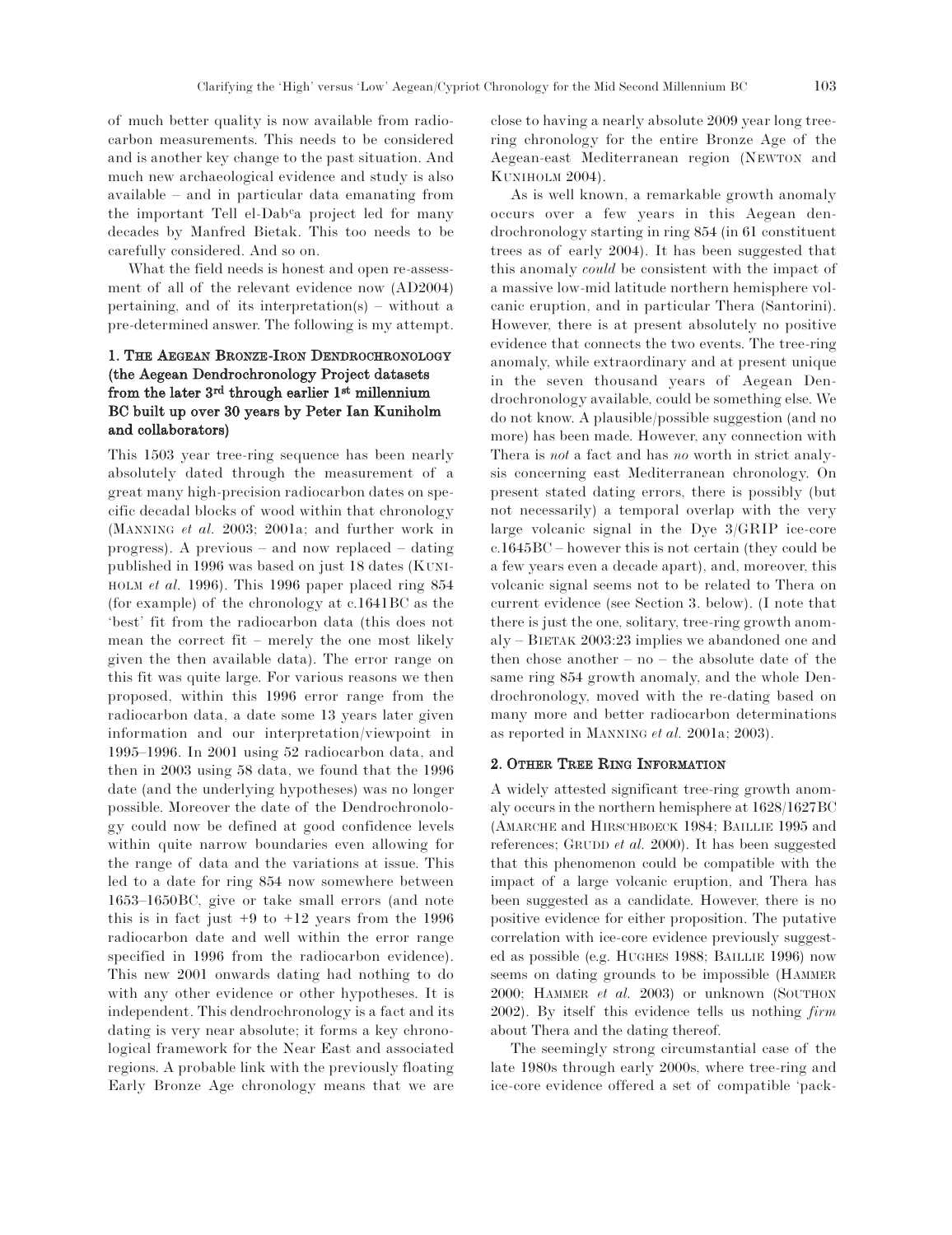of much better quality is now available from radiocarbon measurements. This needs to be considered and is another key change to the past situation. And much new archaeological evidence and study is also available – and in particular data emanating from the important Tell el-Dabᶜa project led for many decades by Manfred Bietak. This too needs to be carefully considered. And so on.

What the field needs is honest and open re-assessment of all of the relevant evidence now (AD2004) pertaining, and of its interpretation(s) – without a pre-determined answer. The following is my attempt.

## 1. The Aegean Bronze-Iron Dendrochronology (the Aegean Dendrochronology Project datasets from the later 3rd through earlier 1st millennium BC built up over 30 years by Peter Ian Kuniholm and collaborators)

This 1503 year tree-ring sequence has been nearly absolutely dated through the measurement of a great many high-precision radiocarbon dates on specific decadal blocks of wood within that chronology (Manning *et al.* 2003; 2001a; and further work in progress). A previous – and now replaced – dating published in 1996 was based on just 18 dates (Kuniholm *et al.* 1996). This 1996 paper placed ring 854 (for example) of the chronology at c.1641BC as the 'best' fit from the radiocarbon data (this does not mean the correct fit – merely the one most likely given the then available data). The error range on this fit was quite large. For various reasons we then proposed, within this 1996 error range from the radiocarbon data, a date some 13 years later given information and our interpretation/viewpoint in 1995–1996. In 2001 using 52 radiocarbon data, and then in 2003 using 58 data, we found that the 1996 date (and the underlying hypotheses) was no longer possible. Moreover the date of the Dendrochronology could now be defined at good confidence levels within quite narrow boundaries even allowing for the range of data and the variations at issue. This led to a date for ring 854 now somewhere between 1653–1650BC, give or take small errors (and note this is in fact just +9 to +12 years from the 1996 radiocarbon date and well within the error range specified in 1996 from the radiocarbon evidence). This new 2001 onwards dating had nothing to do with any other evidence or other hypotheses. It is independent. This dendrochronology is a fact and its dating is very near absolute; it forms a key chronological framework for the Near East and associated regions. A probable link with the previously floating Early Bronze Age chronology means that we are close to having a nearly absolute 2009 year long tree-ring chronology for the entire Bronze Age of the Aegean-east Mediterranean region (Newton and Kuniholm 2004).

As is well known, a remarkable growth anomaly occurs over a few years in this Aegean dendrochronology starting in ring 854 (in 61 constituent trees as of early 2004). It has been suggested that this anomaly *could* be consistent with the impact of a massive low-mid latitude northern hemisphere volcanic eruption, and in particular Thera (Santorini). However, there is at present absolutely no positive evidence that connects the two events. The tree-ring anomaly, while extraordinary and at present unique in the seven thousand years of Aegean Dendrochronology available, could be something else. We do not know. A plausible/possible suggestion (and no more) has been made. However, any connection with Thera is *not* a fact and has *no* worth in strict analysis concerning east Mediterranean chronology. On present stated dating errors, there is possibly (but not necessarily) a temporal overlap with the very large volcanic signal in the Dye 3/GRIP ice-core c.1645BC – however this is not certain (they could be a few years even a decade apart), and, moreover, this volcanic signal seems not to be related to Thera on current evidence (see Section 3. below). (I note that there is just the one, solitary, tree-ring growth anomaly – Bietak 2003:23 implies we abandoned one and then chose another – no – the absolute date of the same ring 854 growth anomaly, and the whole Dendrochronology, moved with the re-dating based on many more and better radiocarbon determinations as reported in Manning *et al.* 2001a; 2003).

## 2. Other Tree Ring Information

A widely attested significant tree-ring growth anomaly occurs in the northern hemisphere at 1628/1627BC (Amarche and Hirschboeck 1984; Baillie 1995 and references; Grudd *et al.* 2000). It has been suggested that this phenomenon could be compatible with the impact of a large volcanic eruption, and Thera has been suggested as a candidate. However, there is no positive evidence for either proposition. The putative correlation with ice-core evidence previously suggested as possible (e.g. Hughes 1988; Baillie 1996) now seems on dating grounds to be impossible (Hammer 2000; Hammer *et al.* 2003) or unknown (Southon 2002). By itself this evidence tells us nothing *firm* about Thera and the dating thereof.

The seemingly strong circumstantial case of the late 1980s through early 2000s, where tree-ring and ice-core evidence offered a set of compatible 'pack-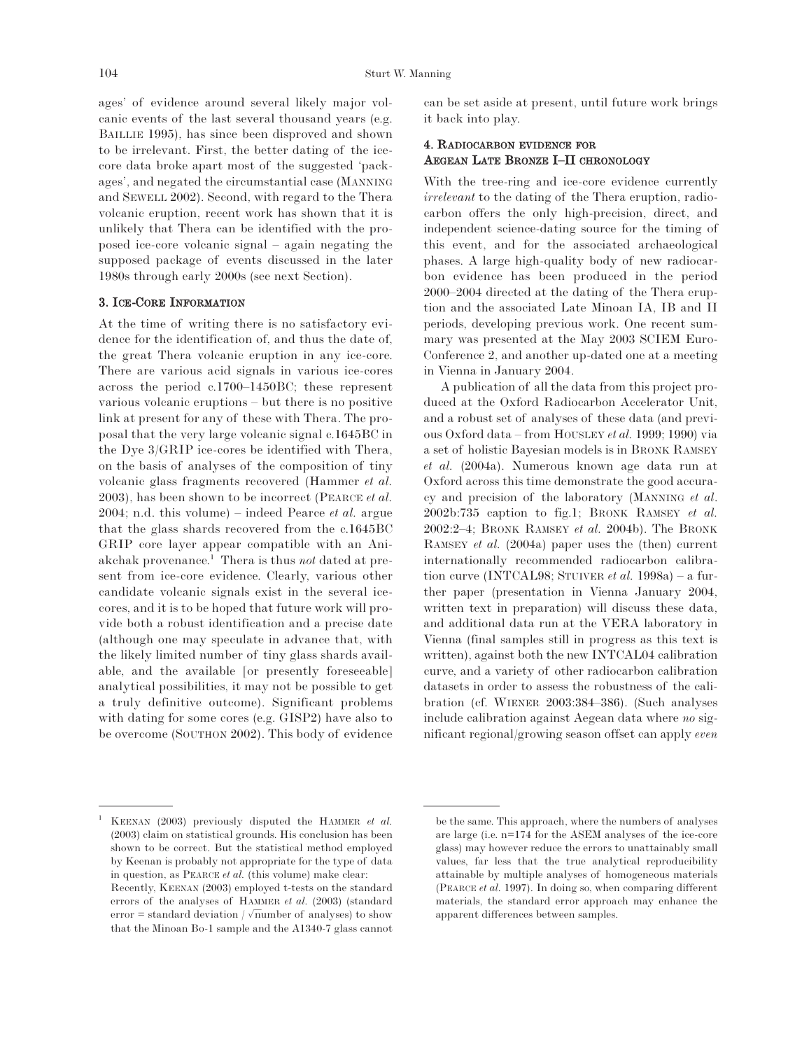ages' of evidence around several likely major volcanic events of the last several thousand years (e.g. BAILLIE 1995), has since been disproved and shown to be irrelevant. First, the better dating of the ice-core data broke apart most of the suggested 'packages', and negated the circumstantial case (MANNING and SEWELL 2002). Second, with regard to the Thera volcanic eruption, recent work has shown that it is unlikely that Thera can be identified with the proposed ice-core volcanic signal – again negating the supposed package of events discussed in the later 1980s through early 2000s (see next Section).

### 3. ICE-CORE INFORMATION

At the time of writing there is no satisfactory evidence for the identification of, and thus the date of, the great Thera volcanic eruption in any ice-core. There are various acid signals in various ice-cores across the period c.1700–1450BC; these represent various volcanic eruptions – but there is no positive link at present for any of these with Thera. The proposal that the very large volcanic signal c.1645BC in the Dye 3/GRIP ice-cores be identified with Thera, on the basis of analyses of the composition of tiny volcanic glass fragments recovered (Hammer *et al.* 2003), has been shown to be incorrect (PEARCE *et al.* 2004; n.d. this volume) – indeed Pearce *et al.* argue that the glass shards recovered from the c.1645BC GRIP core layer appear compatible with an Aniakchak provenance.[1] Thera is thus *not* dated at present from ice-core evidence. Clearly, various other candidate volcanic signals exist in the several ice-cores, and it is to be hoped that future work will provide both a robust identification and a precise date (although one may speculate in advance that, with the likely limited number of tiny glass shards available, and the available [or presently foreseeable] analytical possibilities, it may not be possible to get a truly definitive outcome). Significant problems with dating for some cores (e.g. GISP2) have also to be overcome (SOUTHON 2002). This body of evidence can be set aside at present, until future work brings it back into play.

### 4. RADIOCARBON EVIDENCE FOR AEGEAN LATE BRONZE I–II CHRONOLOGY

With the tree-ring and ice-core evidence currently *irrelevant* to the dating of the Thera eruption, radiocarbon offers the only high-precision, direct, and independent science-dating source for the timing of this event, and for the associated archaeological phases. A large high-quality body of new radiocarbon evidence has been produced in the period 2000–2004 directed at the dating of the Thera eruption and the associated Late Minoan IA, IB and II periods, developing previous work. One recent summary was presented at the May 2003 SCIEM Euro-Conference 2, and another up-dated one at a meeting in Vienna in January 2004.

A publication of all the data from this project produced at the Oxford Radiocarbon Accelerator Unit, and a robust set of analyses of these data (and previous Oxford data – from HOUSLEY *et al.* 1999; 1990) via a set of holistic Bayesian models is in BRONK RAMSEY *et al.* (2004a). Numerous known age data run at Oxford across this time demonstrate the good accuracy and precision of the laboratory (MANNING *et al.* 2002b:735 caption to fig.1; BRONK RAMSEY *et al.* 2002:2–4; BRONK RAMSEY *et al.* 2004b). The BRONK RAMSEY *et al.* (2004a) paper uses the (then) current internationally recommended radiocarbon calibration curve (INTCAL98; STUIVER *et al.* 1998a) – a further paper (presentation in Vienna January 2004, written text in preparation) will discuss these data, and additional data run at the VERA laboratory in Vienna (final samples still in progress as this text is written), against both the new INTCAL04 calibration curve, and a variety of other radiocarbon calibration datasets in order to assess the robustness of the calibration (cf. WIENER 2003:384–386). (Such analyses include calibration against Aegean data where *no* significant regional/growing season offset can apply *even*

---

[1] KEENAN (2003) previously disputed the HAMMER *et al.* (2003) claim on statistical grounds. His conclusion has been shown to be correct. But the statistical method employed by Keenan is probably not appropriate for the type of data in question, as PEARCE *et al.* (this volume) make clear:
Recently, KEENAN (2003) employed t-tests on the standard errors of the analyses of HAMMER *et al.* (2003) (standard error = standard deviation / $\sqrt{\text{n}}$umber of analyses) to show that the Minoan Bo-1 sample and the A1340-7 glass cannot be the same. This approach, where the numbers of analyses are large (i.e. n=174 for the ASEM analyses of the ice-core glass) may however reduce the errors to unattainably small values, far less that the true analytical reproducibility attainable by multiple analyses of homogeneous materials (PEARCE *et al.* 1997). In doing so, when comparing different materials, the standard error approach may enhance the apparent differences between samples.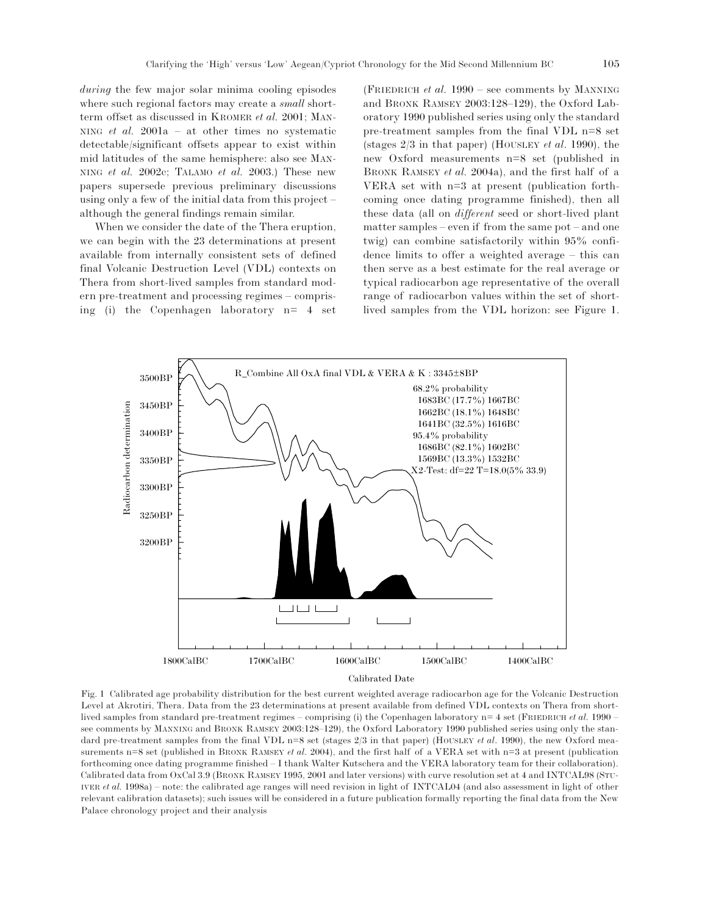*during* the few major solar minima cooling episodes where such regional factors may create a *small* short-term offset as discussed in KROMER *et al.* 2001; MANNING *et al.* 2001a – at other times no systematic detectable/significant offsets appear to exist within mid latitudes of the same hemisphere: also see MANNING *et al.* 2002c; TALAMO *et al.* 2003.) These new papers supersede previous preliminary discussions using only a few of the initial data from this project – although the general findings remain similar.

When we consider the date of the Thera eruption, we can begin with the 23 determinations at present available from internally consistent sets of defined final Volcanic Destruction Level (VDL) contexts on Thera from short-lived samples from standard modern pre-treatment and processing regimes – comprising (i) the Copenhagen laboratory n= 4 set (FRIEDRICH *et al.* 1990 – see comments by MANNING and BRONK RAMSEY 2003:128–129), the Oxford Laboratory 1990 published series using only the standard pre-treatment samples from the final VDL n=8 set (stages 2/3 in that paper) (HOUSLEY *et al.* 1990), the new Oxford measurements n=8 set (published in BRONK RAMSEY *et al.* 2004a), and the first half of a VERA set with n=3 at present (publication forthcoming once dating programme finished), then all these data (all on *different* seed or short-lived plant matter samples – even if from the same pot – and one twig) can combine satisfactorily within 95% confidence limits to offer a weighted average – this can then serve as a best estimate for the real average or typical radiocarbon age representative of the overall range of radiocarbon values within the set of short-lived samples from the VDL horizon: see Figure 1.

Fig. 1 Calibrated age probability distribution for the best current weighted average radiocarbon age for the Volcanic Destruction Level at Akrotiri, Thera. Data from the 23 determinations at present available from defined VDL contexts on Thera from short-lived samples from standard pre-treatment regimes – comprising (i) the Copenhagen laboratory n= 4 set (FRIEDRICH *et al.* 1990 – see comments by MANNING and BRONK RAMSEY 2003:128–129), the Oxford Laboratory 1990 published series using only the standard pre-treatment samples from the final VDL n=8 set (stages 2/3 in that paper) (HOUSLEY *et al.* 1990), the new Oxford measurements n=8 set (published in BRONK RAMSEY *et al.* 2004), and the first half of a VERA set with n=3 at present (publication forthcoming once dating programme finished – I thank Walter Kutschera and the VERA laboratory team for their collaboration). Calibrated data from OxCal 3.9 (BRONK RAMSEY 1995, 2001 and later versions) with curve resolution set at 4 and INTCAL98 (STUIVER *et al.* 1998a) – note: the calibrated age ranges will need revision in light of INTCAL04 (and also assessment in light of other relevant calibration datasets); such issues will be considered in a future publication formally reporting the final data from the New Palace chronology project and their analysis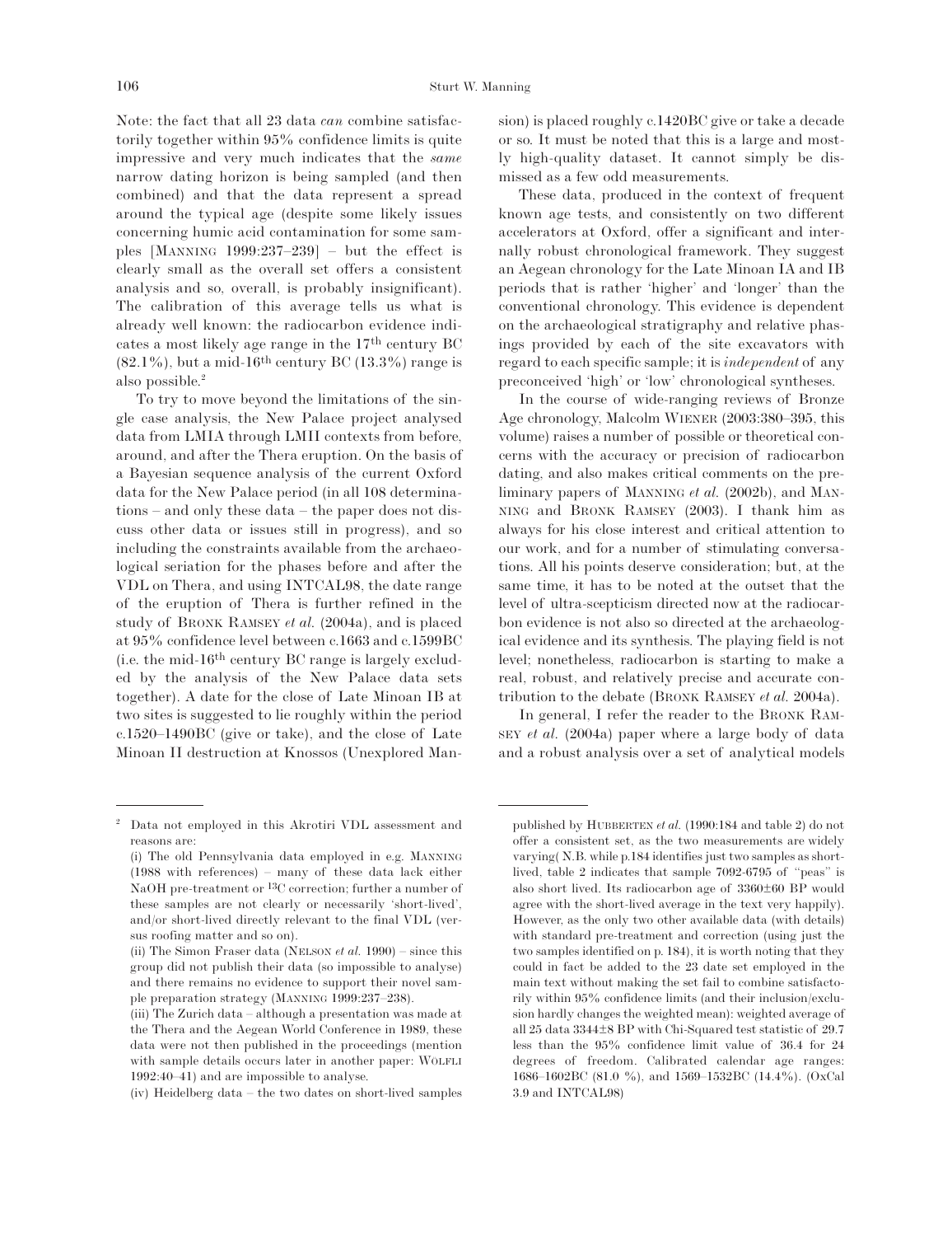Note: the fact that all 23 data *can* combine satisfactorily together within 95% confidence limits is quite impressive and very much indicates that the *same* narrow dating horizon is being sampled (and then combined) and that the data represent a spread around the typical age (despite some likely issues concerning humic acid contamination for some samples [MANNING 1999:237–239] – but the effect is clearly small as the overall set offers a consistent analysis and so, overall, is probably insignificant). The calibration of this average tells us what is already well known: the radiocarbon evidence indicates a most likely age range in the 17th century BC (82.1%), but a mid-16th century BC (13.3%) range is also possible.[2]

To try to move beyond the limitations of the single case analysis, the New Palace project analysed data from LMIA through LMII contexts from before, around, and after the Thera eruption. On the basis of a Bayesian sequence analysis of the current Oxford data for the New Palace period (in all 108 determinations – and only these data – the paper does not discuss other data or issues still in progress), and so including the constraints available from the archaeological seriation for the phases before and after the VDL on Thera, and using INTCAL98, the date range of the eruption of Thera is further refined in the study of BRONK RAMSEY *et al.* (2004a), and is placed at 95% confidence level between c.1663 and c.1599BC (i.e. the mid-16th century BC range is largely excluded by the analysis of the New Palace data sets together). A date for the close of Late Minoan IB at two sites is suggested to lie roughly within the period c.1520–1490BC (give or take), and the close of Late Minoan II destruction at Knossos (Unexplored Mansion) is placed roughly c.1420BC give or take a decade or so. It must be noted that this is a large and mostly high-quality dataset. It cannot simply be dismissed as a few odd measurements.

These data, produced in the context of frequent known age tests, and consistently on two different accelerators at Oxford, offer a significant and internally robust chronological framework. They suggest an Aegean chronology for the Late Minoan IA and IB periods that is rather 'higher' and 'longer' than the conventional chronology. This evidence is dependent on the archaeological stratigraphy and relative phasings provided by each of the site excavators with regard to each specific sample; it is *independent* of any preconceived 'high' or 'low' chronological syntheses.

In the course of wide-ranging reviews of Bronze Age chronology, Malcolm WIENER (2003:380–395, this volume) raises a number of possible or theoretical concerns with the accuracy or precision of radiocarbon dating, and also makes critical comments on the preliminary papers of MANNING *et al.* (2002b), and MANNING and BRONK RAMSEY (2003). I thank him as always for his close interest and critical attention to our work, and for a number of stimulating conversations. All his points deserve consideration; but, at the same time, it has to be noted at the outset that the level of ultra-scepticism directed now at the radiocarbon evidence is not also so directed at the archaeological evidence and its synthesis. The playing field is not level; nonetheless, radiocarbon is starting to make a real, robust, and relatively precise and accurate contribution to the debate (BRONK RAMSEY *et al.* 2004a).

In general, I refer the reader to the BRONK RAMSEY *et al.* (2004a) paper where a large body of data and a robust analysis over a set of analytical models

---

[2] Data not employed in this Akrotiri VDL assessment and reasons are:

(i) The old Pennsylvania data employed in e.g. MANNING (1988 with references) – many of these data lack either NaOH pre-treatment or $^{13}C$ correction; further a number of these samples are not clearly or necessarily 'short-lived', and/or short-lived directly relevant to the final VDL (versus roofing matter and so on).

(ii) The Simon Fraser data (NELSON *et al.* 1990) – since this group did not publish their data (so impossible to analyse) and there remains no evidence to support their novel sample preparation strategy (MANNING 1999:237–238).

(iii) The Zurich data – although a presentation was made at the Thera and the Aegean World Conference in 1989, these data were not then published in the proceedings (mention with sample details occurs later in another paper: WOLFLI 1992:40–41) and are impossible to analyse.

(iv) Heidelberg data – the two dates on short-lived samples published by HUBBERTEN *et al.* (1990:184 and table 2) do not offer a consistent set, as the two measurements are widely varying( N.B. while p.184 identifies just two samples as short-lived, table 2 indicates that sample 7092-6795 of "peas" is also short lived. Its radiocarbon age of 3360±60 BP would agree with the short-lived average in the text very happily). However, as the only two other available data (with details) with standard pre-treatment and correction (using just the two samples identified on p. 184), it is worth noting that they could in fact be added to the 23 date set employed in the main text without making the set fail to combine satisfactorily within 95% confidence limits (and their inclusion/exclusion hardly changes the weighted mean): weighted average of all 25 data 3344±8 BP with Chi-Squared test statistic of 29.7 less than the 95% confidence limit value of 36.4 for 24 degrees of freedom. Calibrated calendar age ranges: 1686–1602BC (81.0 %), and 1569–1532BC (14.4%). (OxCal 3.9 and INTCAL98)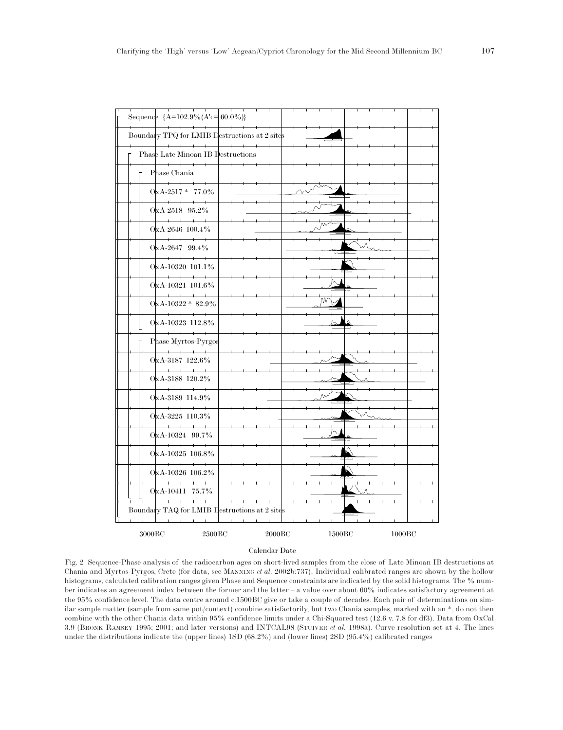Fig. 2 Sequence-Phase analysis of the radiocarbon ages on short-lived samples from the close of Late Minoan IB destructions at Chania and Myrtos-Pyrgos, Crete (for data, see MANNING *et al.* 2002b:737). Individual calibrated ranges are shown by the hollow histograms, calculated calibration ranges given Phase and Sequence constraints are indicated by the solid histograms. The % number indicates an agreement index between the former and the latter – a value over about 60% indicates satisfactory agreement at the 95% confidence level. The data centre around c.1500BC give or take a couple of decades. Each pair of determinations on similar sample matter (sample from same pot/context) combine satisfactorily, but two Chania samples, marked with an *, do not then combine with the other Chania data within 95% confidence limits under a Chi-Squared test (12.6 v. 7.8 for df3). Data from OxCal 3.9 (BRONK RAMSEY 1995; 2001; and later versions) and INTCAL98 (STUIVER *et al.* 1998a). Curve resolution set at 4. The lines under the distributions indicate the (upper lines) 1SD (68.2%) and (lower lines) 2SD (95.4%) calibrated ranges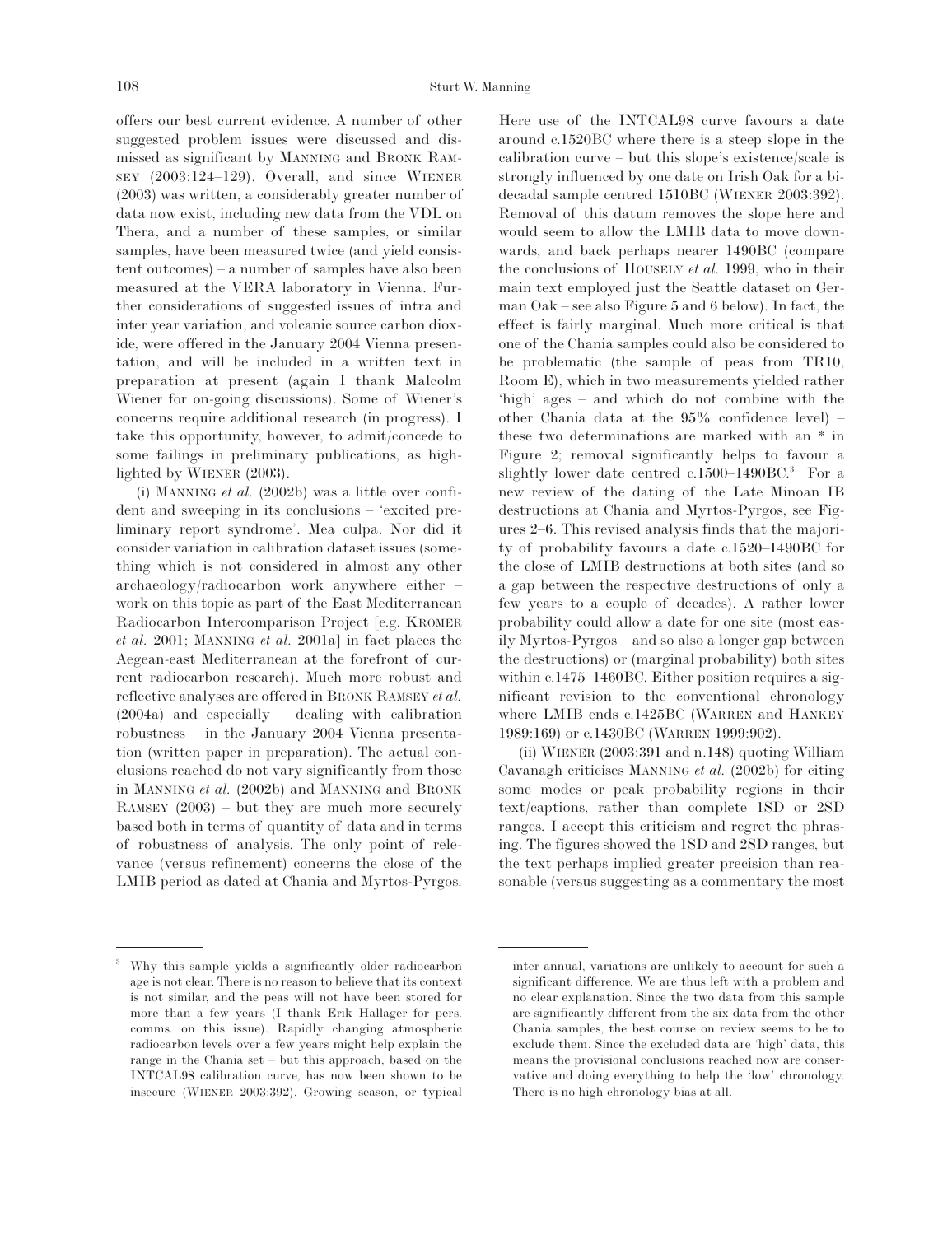offers our best current evidence. A number of other suggested problem issues were discussed and dismissed as significant by MANNING and BRONK RAMSEY (2003:124–129). Overall, and since WIENER (2003) was written, a considerably greater number of data now exist, including new data from the VDL on Thera, and a number of these samples, or similar samples, have been measured twice (and yield consistent outcomes) – a number of samples have also been measured at the VERA laboratory in Vienna. Further considerations of suggested issues of intra and inter year variation, and volcanic source carbon dioxide, were offered in the January 2004 Vienna presentation, and will be included in a written text in preparation at present (again I thank Malcolm Wiener for on-going discussions). Some of Wiener's concerns require additional research (in progress). I take this opportunity, however, to admit/concede to some failings in preliminary publications, as highlighted by WIENER (2003).

(i) MANNING *et al.* (2002b) was a little over confident and sweeping in its conclusions – 'excited preliminary report syndrome'. Mea culpa. Nor did it consider variation in calibration dataset issues (something which is not considered in almost any other archaeology/radiocarbon work anywhere either – work on this topic as part of the East Mediterranean Radiocarbon Intercomparison Project [e.g. KROMER *et al.* 2001; MANNING *et al.* 2001a] in fact places the Aegean-east Mediterranean at the forefront of current radiocarbon research). Much more robust and reflective analyses are offered in BRONK RAMSEY *et al.* (2004a) and especially – dealing with calibration robustness – in the January 2004 Vienna presentation (written paper in preparation). The actual conclusions reached do not vary significantly from those in MANNING *et al.* (2002b) and MANNING and BRONK RAMSEY (2003) – but they are much more securely based both in terms of quantity of data and in terms of robustness of analysis. The only point of relevance (versus refinement) concerns the close of the LMIB period as dated at Chania and Myrtos-Pyrgos. Here use of the INTCAL98 curve favours a date around c.1520BC where there is a steep slope in the calibration curve – but this slope's existence/scale is strongly influenced by one date on Irish Oak for a bidecadal sample centred 1510BC (WIENER 2003:392). Removal of this datum removes the slope here and would seem to allow the LMIB data to move downwards, and back perhaps nearer 1490BC (compare the conclusions of HOUSELY *et al.* 1999, who in their main text employed just the Seattle dataset on German Oak – see also Figure 5 and 6 below). In fact, the effect is fairly marginal. Much more critical is that one of the Chania samples could also be considered to be problematic (the sample of peas from TR10, Room E), which in two measurements yielded rather 'high' ages – and which do not combine with the other Chania data at the 95% confidence level) – these two determinations are marked with an * in Figure 2; removal significantly helps to favour a slightly lower date centred c.1500–1490BC.[3] For a new review of the dating of the Late Minoan IB destructions at Chania and Myrtos-Pyrgos, see Figures 2–6. This revised analysis finds that the majority of probability favours a date c.1520–1490BC for the close of LMIB destructions at both sites (and so a gap between the respective destructions of only a few years to a couple of decades). A rather lower probability could allow a date for one site (most easily Myrtos-Pyrgos – and so also a longer gap between the destructions) or (marginal probability) both sites within c.1475–1460BC. Either position requires a significant revision to the conventional chronology where LMIB ends c.1425BC (WARREN and HANKEY 1989:169) or c.1430BC (WARREN 1999:902).

(ii) WIENER (2003:391 and n.148) quoting William Cavanagh criticises MANNING *et al.* (2002b) for citing some modes or peak probability regions in their text/captions, rather than complete 1SD or 2SD ranges. I accept this criticism and regret the phrasing. The figures showed the 1SD and 2SD ranges, but the text perhaps implied greater precision than reasonable (versus suggesting as a commentary the most

[3] Why this sample yields a significantly older radiocarbon age is not clear. There is no reason to believe that its context is not similar, and the peas will not have been stored for more than a few years (I thank Erik Hallager for pers. comms. on this issue). Rapidly changing atmospheric radiocarbon levels over a few years might help explain the range in the Chania set – but this approach, based on the INTCAL98 calibration curve, has now been shown to be insecure (WIENER 2003:392). Growing season, or typical inter-annual, variations are unlikely to account for such a significant difference. We are thus left with a problem and no clear explanation. Since the two data from this sample are significantly different from the six data from the other Chania samples, the best course on review seems to be to exclude them. Since the excluded data are 'high' data, this means the provisional conclusions reached now are conservative and doing everything to help the 'low' chronology. There is no high chronology bias at all.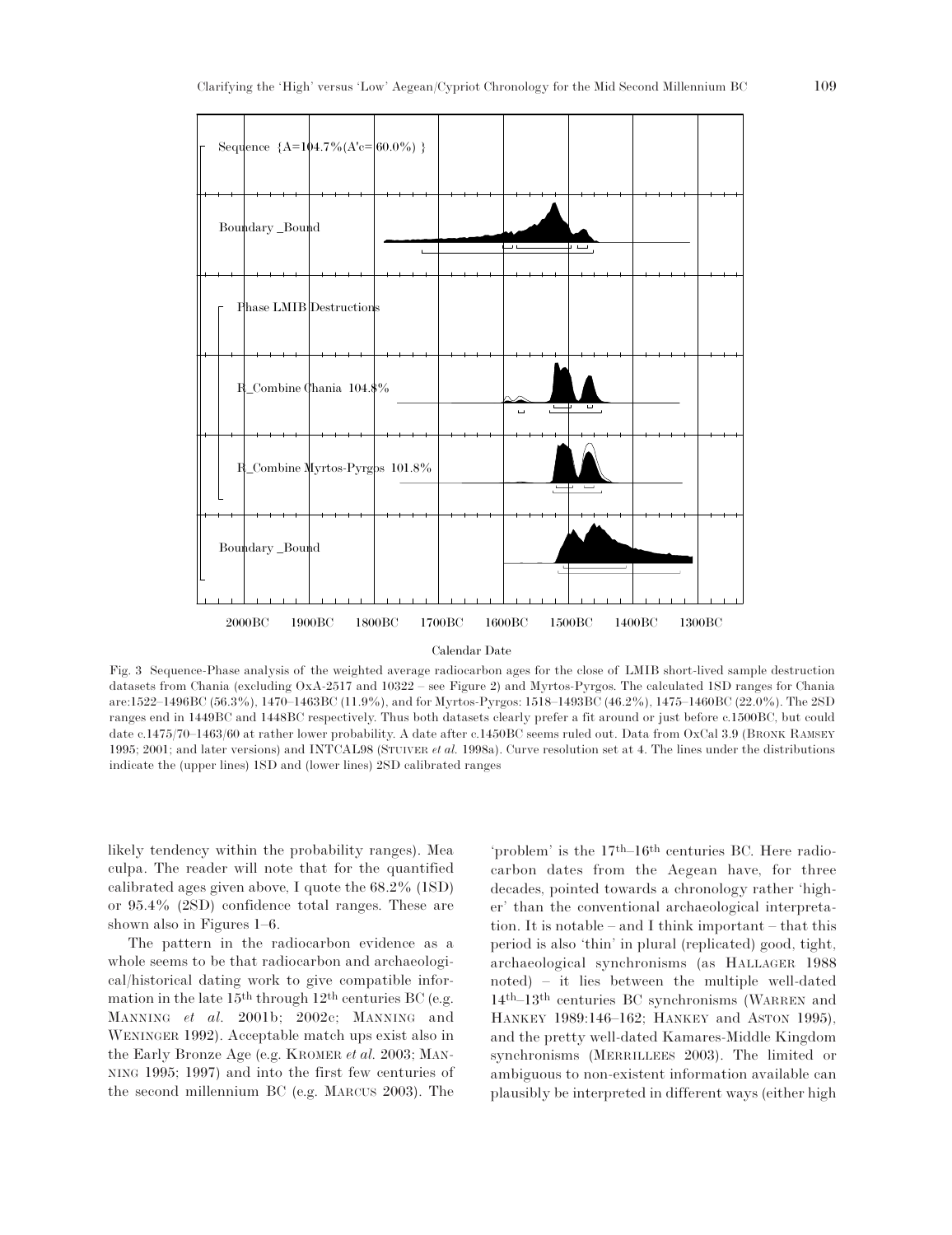Fig. 3 Sequence-Phase analysis of the weighted average radiocarbon ages for the close of LMIB short-lived sample destruction datasets from Chania (excluding OxA-2517 and 10322 – see Figure 2) and Myrtos-Pyrgos. The calculated 1SD ranges for Chania are:1522–1496BC (56.3%), 1470–1463BC (11.9%), and for Myrtos-Pyrgos: 1518–1493BC (46.2%), 1475–1460BC (22.0%). The 2SD ranges end in 1449BC and 1448BC respectively. Thus both datasets clearly prefer a fit around or just before c.1500BC, but could date c.1475/70–1463/60 at rather lower probability. A date after c.1450BC seems ruled out. Data from OxCal 3.9 (Bronk Ramsey 1995; 2001; and later versions) and INTCAL98 (Stuiver *et al.* 1998a). Curve resolution set at 4. The lines under the distributions indicate the (upper lines) 1SD and (lower lines) 2SD calibrated ranges

likely tendency within the probability ranges). Mea culpa. The reader will note that for the quantified calibrated ages given above, I quote the 68.2% (1SD) or 95.4% (2SD) confidence total ranges. These are shown also in Figures 1–6.

The pattern in the radiocarbon evidence as a whole seems to be that radiocarbon and archaeological/historical dating work to give compatible information in the late 15th through 12th centuries BC (e.g. Manning *et al.* 2001b; 2002c; Manning and Weninger 1992). Acceptable match ups exist also in the Early Bronze Age (e.g. Kromer *et al.* 2003; Manning 1995; 1997) and into the first few centuries of the second millennium BC (e.g. Marcus 2003). The 'problem' is the 17th–16th centuries BC. Here radiocarbon dates from the Aegean have, for three decades, pointed towards a chronology rather 'higher' than the conventional archaeological interpretation. It is notable – and I think important – that this period is also 'thin' in plural (replicated) good, tight, archaeological synchronisms (as Hallager 1988 noted) – it lies between the multiple well-dated 14th–13th centuries BC synchronisms (Warren and Hankey 1989:146–162; Hankey and Aston 1995), and the pretty well-dated Kamares-Middle Kingdom synchronisms (Merrillees 2003). The limited or ambiguous to non-existent information available can plausibly be interpreted in different ways (either high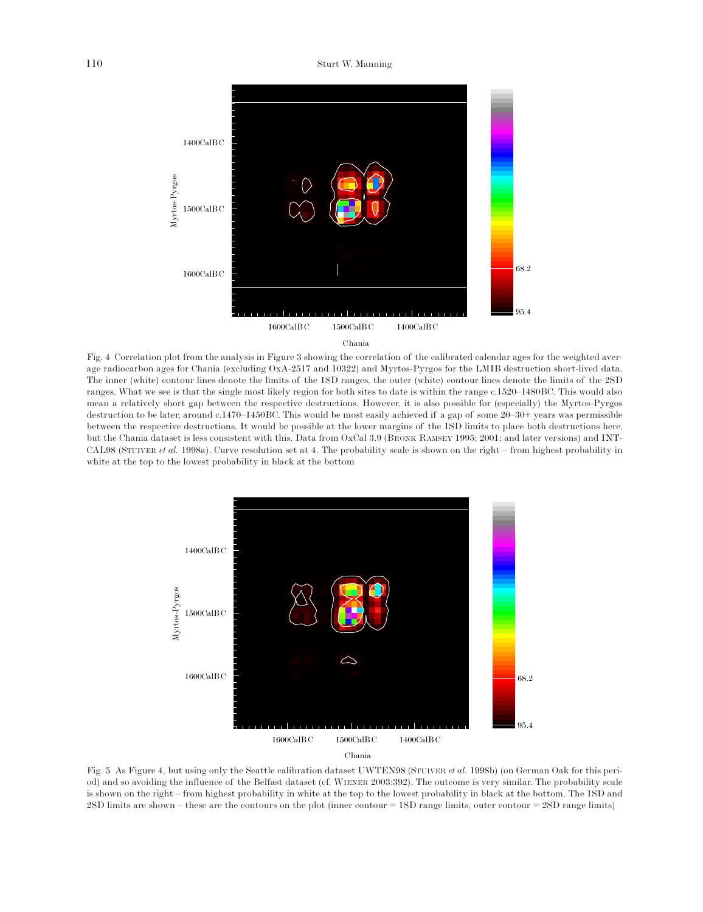Fig. 4 Correlation plot from the analysis in Figure 3 showing the correlation of the calibrated calendar ages for the weighted average radiocarbon ages for Chania (excluding OxA-2517 and 10322) and Myrtos-Pyrgos for the LMIB destruction short-lived data. The inner (white) contour lines denote the limits of the 1SD ranges, the outer (white) contour lines denote the limits of the 2SD ranges. What we see is that the single most likely region for both sites to date is within the range c.1520–1480BC. This would also mean a relatively short gap between the respective destructions. However, it is also possible for (especially) the Myrtos-Pyrgos destruction to be later, around c.1470–1450BC. This would be most easily achieved if a gap of some 20–30+ years was permissible between the respective destructions. It would be possible at the lower margins of the 1SD limits to place both destructions here, but the Chania dataset is less consistent with this. Data from OxCal 3.9 (Bronk Ramsey 1995; 2001; and later versions) and INTCAL98 (Stuiver *et al.* 1998a). Curve resolution set at 4. The probability scale is shown on the right – from highest probability in white at the top to the lowest probability in black at the bottom

Fig. 5 As Figure 4, but using only the Seattle calibration dataset UWTEN98 (Stuiver *et al.* 1998b) (on German Oak for this period) and so avoiding the influence of the Belfast dataset (cf. Wiener 2003:392). The outcome is very similar. The probability scale is shown on the right – from highest probability in white at the top to the lowest probability in black at the bottom. The 1SD and 2SD limits are shown – these are the contours on the plot (inner contour = 1SD range limits, outer contour = 2SD range limits)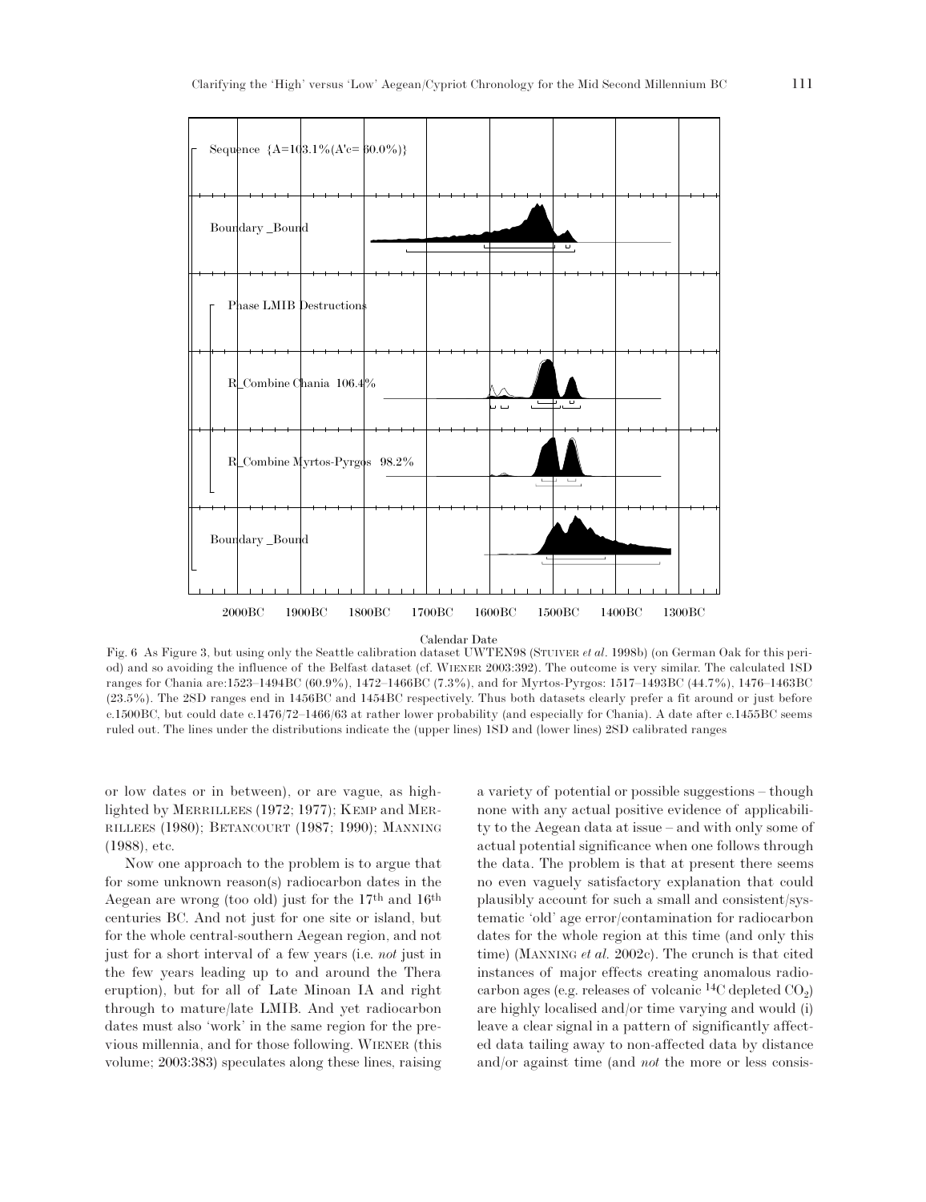Fig. 6 As Figure 3, but using only the Seattle calibration dataset UWTEN98 (STUIVER *et al.* 1998b) (on German Oak for this period) and so avoiding the influence of the Belfast dataset (cf. WIENER 2003:392). The outcome is very similar. The calculated 1SD ranges for Chania are:1523–1494BC (60.9%), 1472–1466BC (7.3%), and for Myrtos-Pyrgos: 1517–1493BC (44.7%), 1476–1463BC (23.5%). The 2SD ranges end in 1456BC and 1454BC respectively. Thus both datasets clearly prefer a fit around or just before c.1500BC, but could date c.1476/72–1466/63 at rather lower probability (and especially for Chania). A date after c.1455BC seems ruled out. The lines under the distributions indicate the (upper lines) 1SD and (lower lines) 2SD calibrated ranges

or low dates or in between), or are vague, as highlighted by MERRILLEES (1972; 1977); KEMP and MERRILLEES (1980); BETANCOURT (1987; 1990); MANNING (1988), etc.

Now one approach to the problem is to argue that for some unknown reason(s) radiocarbon dates in the Aegean are wrong (too old) just for the 17th and 16th centuries BC. And not just for one site or island, but for the whole central-southern Aegean region, and not just for a short interval of a few years (i.e. *not* just in the few years leading up to and around the Thera eruption), but for all of Late Minoan IA and right through to mature/late LMIB. And yet radiocarbon dates must also 'work' in the same region for the previous millennia, and for those following. WIENER (this volume; 2003:383) speculates along these lines, raising a variety of potential or possible suggestions – though none with any actual positive evidence of applicability to the Aegean data at issue – and with only some of actual potential significance when one follows through the data. The problem is that at present there seems no even vaguely satisfactory explanation that could plausibly account for such a small and consistent/systematic 'old' age error/contamination for radiocarbon dates for the whole region at this time (and only this time) (MANNING *et al.* 2002c). The crunch is that cited instances of major effects creating anomalous radiocarbon ages (e.g. releases of volcanic $^{14}C$ depleted $CO_2$) are highly localised and/or time varying and would (i) leave a clear signal in a pattern of significantly affected data tailing away to non-affected data by distance and/or against time (and *not* the more or less consis-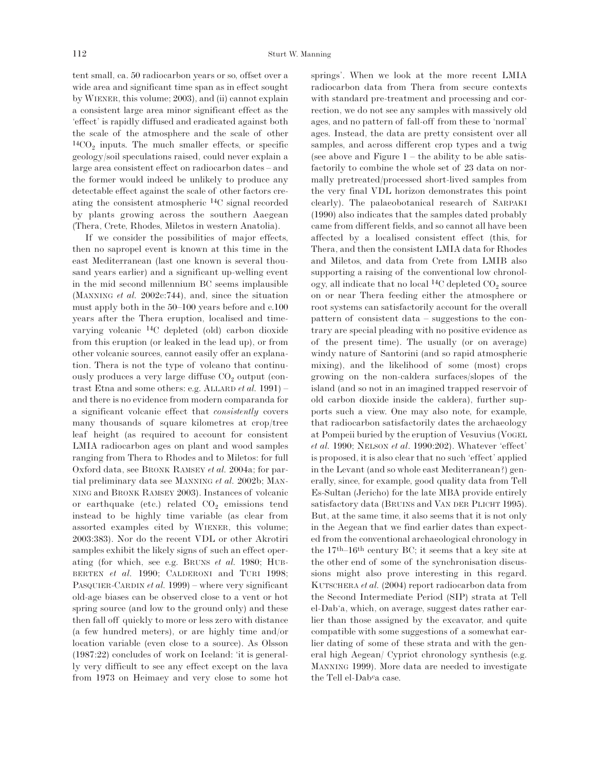tent small, ca. 50 radiocarbon years or so, offset over a wide area and significant time span as in effect sought by WIENER, this volume; 2003), and (ii) cannot explain a consistent large area minor significant effect as the 'effect' is rapidly diffused and eradicated against both the scale of the atmosphere and the scale of other $^{14}CO_2$ inputs. The much smaller effects, or specific geology/soil speculations raised, could never explain a large area consistent effect on radiocarbon dates – and the former would indeed be unlikely to produce any detectable effect against the scale of other factors creating the consistent atmospheric $^{14}C$ signal recorded by plants growing across the southern Aaegean (Thera, Crete, Rhodes, Miletos in western Anatolia).

If we consider the possibilities of major effects, then no sapropel event is known at this time in the east Mediterranean (last one known is several thousand years earlier) and a significant up-welling event in the mid second millennium BC seems implausible (MANNING *et al.* 2002c:744), and, since the situation must apply both in the 50–100 years before and c.100 years after the Thera eruption, localised and time-varying volcanic $^{14}C$ depleted (old) carbon dioxide from this eruption (or leaked in the lead up), or from other volcanic sources, cannot easily offer an explanation. Thera is not the type of volcano that continuously produces a very large diffuse $CO_2$ output (contrast Etna and some others: e.g. ALLARD *et al.* 1991) – and there is no evidence from modern comparanda for a significant volcanic effect that *consistently* covers many thousands of square kilometres at crop/tree leaf height (as required to account for consistent LMIA radiocarbon ages on plant and wood samples ranging from Thera to Rhodes and to Miletos: for full Oxford data, see BRONK RAMSEY *et al.* 2004a; for partial preliminary data see MANNING *et al.* 2002b; MANNING and BRONK RAMSEY 2003). Instances of volcanic or earthquake (etc.) related $CO_2$ emissions tend instead to be highly time variable (as clear from assorted examples cited by WIENER, this volume; 2003:383). Nor do the recent VDL or other Akrotiri samples exhibit the likely signs of such an effect operating (for which, see e.g. BRUNS *et al.* 1980; HUBBERTEN *et al.* 1990; CALDERONI and TURI 1998; PASQUIER-CARDIN *et al.* 1999) – where very significant old-age biases can be observed close to a vent or hot spring source (and low to the ground only) and these then fall off quickly to more or less zero with distance (a few hundred meters), or are highly time and/or location variable (even close to a source). As Olsson (1987:22) concludes of work on Iceland: 'it is generally very difficult to see any effect except on the lava from 1973 on Heimaey and very close to some hot springs'. When we look at the more recent LMIA radiocarbon data from Thera from secure contexts with standard pre-treatment and processing and correction, we do not see any samples with massively old ages, and no pattern of fall-off from these to 'normal' ages. Instead, the data are pretty consistent over all samples, and across different crop types and a twig (see above and Figure 1 – the ability to be able satisfactorily to combine the whole set of 23 data on normally pretreated/processed short-lived samples from the very final VDL horizon demonstrates this point clearly). The palaeobotanical research of SARPAKI (1990) also indicates that the samples dated probably came from different fields, and so cannot all have been affected by a localised consistent effect (this, for Thera, and then the consistent LMIA data for Rhodes and Miletos, and data from Crete from LMIB also supporting a raising of the conventional low chronology, all indicate that no local $^{14}C$ depleted $CO_2$ source on or near Thera feeding either the atmosphere or root systems can satisfactorily account for the overall pattern of consistent data – suggestions to the contrary are special pleading with no positive evidence as of the present time). The usually (or on average) windy nature of Santorini (and so rapid atmospheric mixing), and the likelihood of some (most) crops growing on the non-caldera surfaces/slopes of the island (and so not in an imagined trapped reservoir of old carbon dioxide inside the caldera), further supports such a view. One may also note, for example, that radiocarbon satisfactorily dates the archaeology at Pompeii buried by the eruption of Vesuvius (VOGEL *et al.* 1990; NELSON *et al.* 1990:202). Whatever 'effect' is proposed, it is also clear that no such 'effect' applied in the Levant (and so whole east Mediterranean?) generally, since, for example, good quality data from Tell Es-Sultan (Jericho) for the late MBA provide entirely satisfactory data (BRUINS and VAN DER PLICHT 1995). But, at the same time, it also seems that it is not only in the Aegean that we find earlier dates than expected from the conventional archaeological chronology in the 17th–16th century BC; it seems that a key site at the other end of some of the synchronisation discussions might also prove interesting in this regard. KUTSCHERA *et al.* (2004) report radiocarbon data from the Second Intermediate Period (SIP) strata at Tell el-Dab'a, which, on average, suggest dates rather earlier than those assigned by the excavator, and quite compatible with some suggestions of a somewhat earlier dating of some of these strata and with the general high Aegean/ Cypriot chronology synthesis (e.g. MANNING 1999). More data are needed to investigate the Tell el-Dabᶜa case.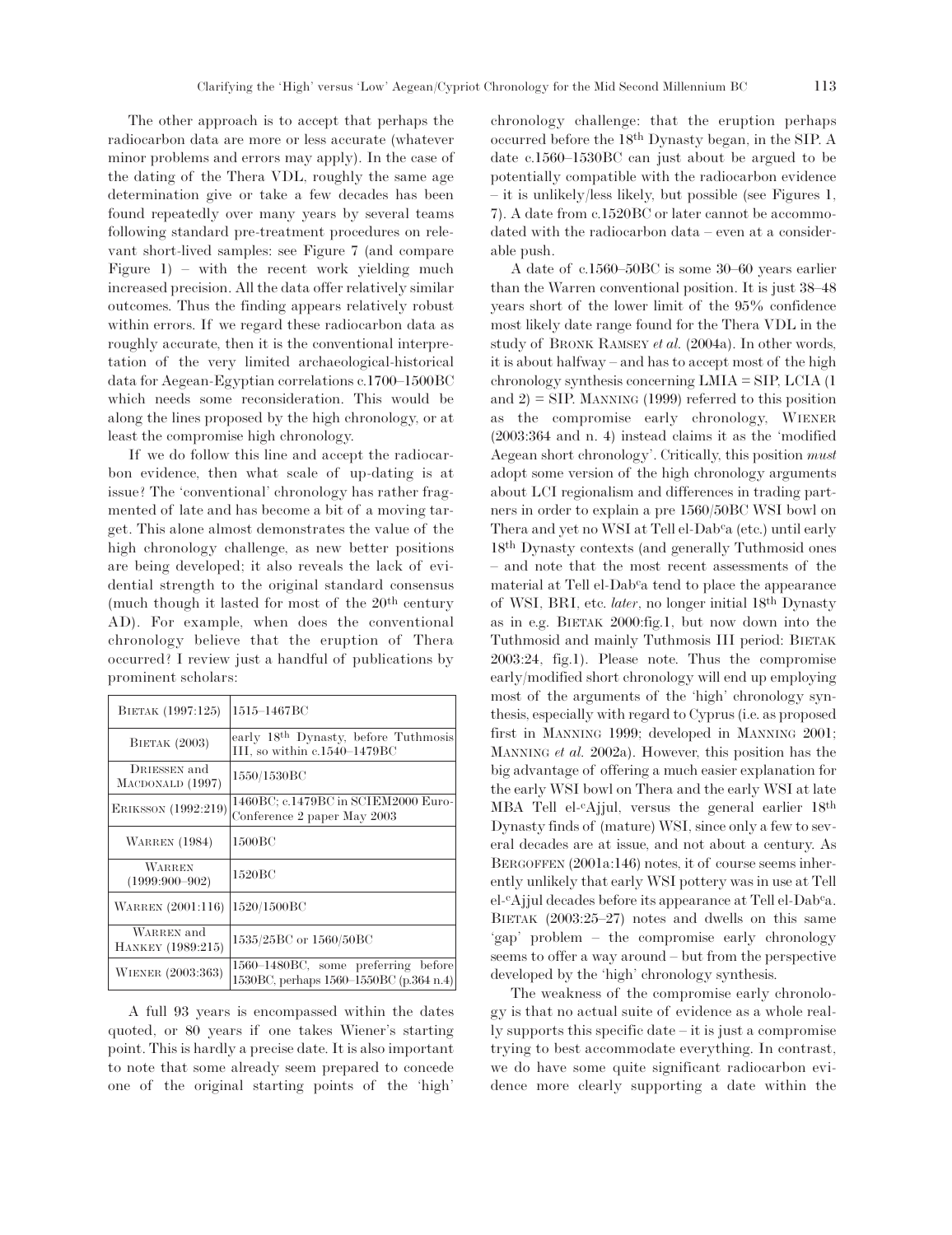The other approach is to accept that perhaps the radiocarbon data are more or less accurate (whatever minor problems and errors may apply). In the case of the dating of the Thera VDL, roughly the same age determination give or take a few decades has been found repeatedly over many years by several teams following standard pre-treatment procedures on relevant short-lived samples: see Figure 7 (and compare Figure 1) – with the recent work yielding much increased precision. All the data offer relatively similar outcomes. Thus the finding appears relatively robust within errors. If we regard these radiocarbon data as roughly accurate, then it is the conventional interpretation of the very limited archaeological-historical data for Aegean-Egyptian correlations c.1700–1500BC which needs some reconsideration. This would be along the lines proposed by the high chronology, or at least the compromise high chronology.

If we do follow this line and accept the radiocarbon evidence, then what scale of up-dating is at issue? The 'conventional' chronology has rather fragmented of late and has become a bit of a moving target. This alone almost demonstrates the value of the high chronology challenge, as new better positions are being developed; it also reveals the lack of evidential strength to the original standard consensus (much though it lasted for most of the 20th century AD). For example, when does the conventional chronology believe that the eruption of Thera occurred? I review just a handful of publications by prominent scholars:

| | |
|---|---|
| Bietak (1997:125) | 1515–1467BC |
| Bietak (2003) | early 18th Dynasty, before Tuthmosis III, so within c.1540–1479BC |
| Driessen and Macdonald (1997) | 1550/1530BC |
| Eriksson (1992:219) | 1460BC; c.1479BC in SCIEM2000 Euro-Conference 2 paper May 2003 |
| Warren (1984) | 1500BC |
| Warren (1999:900–902) | 1520BC |
| Warren (2001:116) | 1520/1500BC |
| Warren and Hankey (1989:215) | 1535/25BC or 1560/50BC |
| Wiener (2003:363) | 1560–1480BC, some preferring before 1530BC, perhaps 1560–1550BC (p.364 n.4) |

A full 93 years is encompassed within the dates quoted, or 80 years if one takes Wiener's starting point. This is hardly a precise date. It is also important to note that some already seem prepared to concede one of the original starting points of the 'high' chronology challenge: that the eruption perhaps occurred before the 18th Dynasty began, in the SIP. A date c.1560–1530BC can just about be argued to be potentially compatible with the radiocarbon evidence – it is unlikely/less likely, but possible (see Figures 1, 7). A date from c.1520BC or later cannot be accommodated with the radiocarbon data – even at a considerable push.

A date of c.1560–50BC is some 30–60 years earlier than the Warren conventional position. It is just 38–48 years short of the lower limit of the 95% confidence most likely date range found for the Thera VDL in the study of Bronk Ramsey *et al.* (2004a). In other words, it is about halfway – and has to accept most of the high chronology synthesis concerning LMIA = SIP, LCIA (1 and 2) = SIP. Manning (1999) referred to this position as the compromise early chronology, Wiener (2003:364 and n. 4) instead claims it as the 'modified Aegean short chronology'. Critically, this position *must* adopt some version of the high chronology arguments about LCI regionalism and differences in trading partners in order to explain a pre 1560/50BC WSI bowl on Thera and yet no WSI at Tell el-Dabᶜa (etc.) until early 18th Dynasty contexts (and generally Tuthmosid ones – and note that the most recent assessments of the material at Tell el-Dabᶜa tend to place the appearance of WSI, BRI, etc. *later*, no longer initial 18th Dynasty as in e.g. Bietak 2000:fig.1, but now down into the Tuthmosid and mainly Tuthmosis III period: Bietak 2003:24, fig.1). Please note. Thus the compromise early/modified short chronology will end up employing most of the arguments of the 'high' chronology synthesis, especially with regard to Cyprus (i.e. as proposed first in Manning 1999; developed in Manning 2001; Manning *et al.* 2002a). However, this position has the big advantage of offering a much easier explanation for the early WSI bowl on Thera and the early WSI at late MBA Tell el-ᶜAjjul, versus the general earlier 18th Dynasty finds of (mature) WSI, since only a few to several decades are at issue, and not about a century. As Bergoffen (2001a:146) notes, it of course seems inherently unlikely that early WSI pottery was in use at Tell el-ᶜAjjul decades before its appearance at Tell el-Dabᶜa. Bietak (2003:25–27) notes and dwells on this same 'gap' problem – the compromise early chronology seems to offer a way around – but from the perspective developed by the 'high' chronology synthesis.

The weakness of the compromise early chronology is that no actual suite of evidence as a whole really supports this specific date – it is just a compromise trying to best accommodate everything. In contrast, we do have some quite significant radiocarbon evidence more clearly supporting a date within the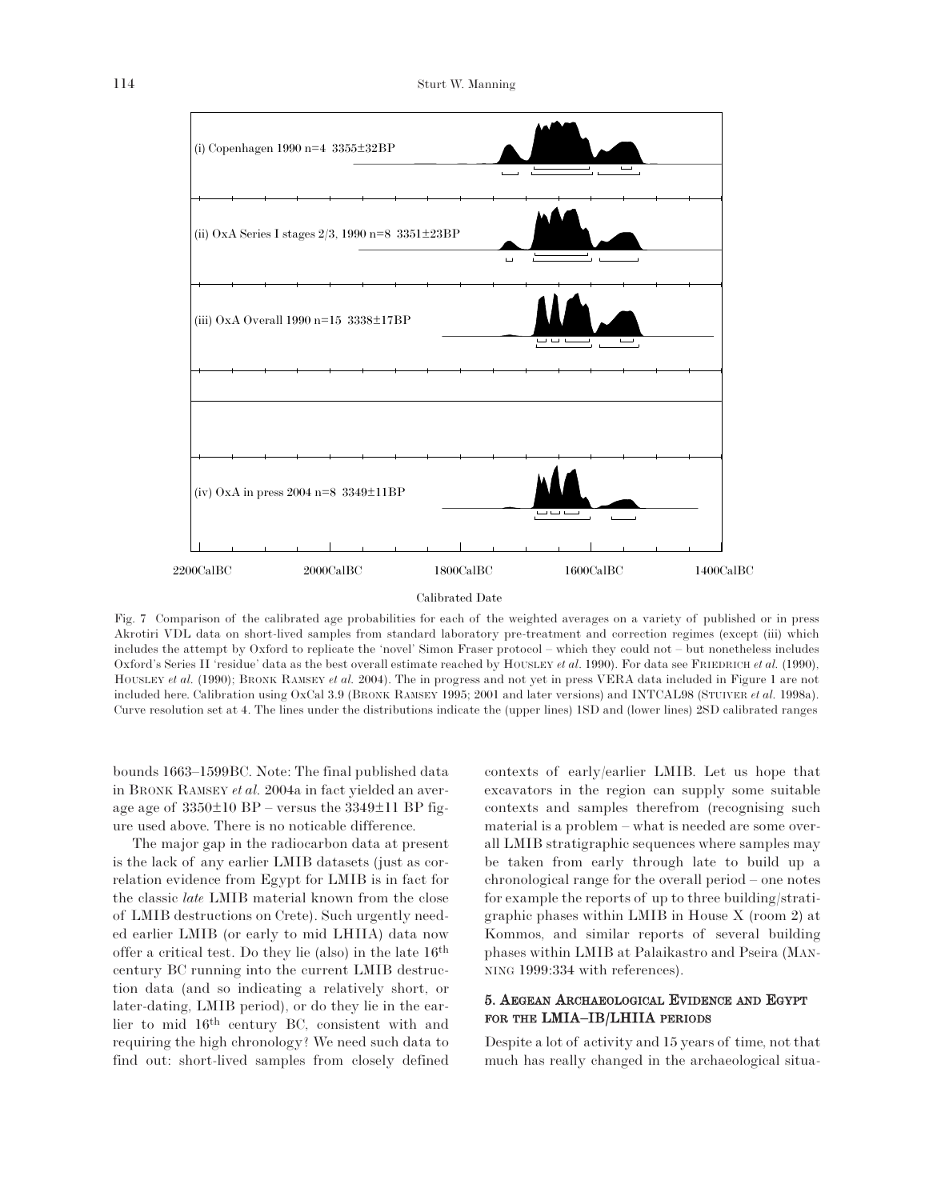(i) Copenhagen 1990 n=4 3355±32BP

(ii) OxA Series I stages 2/3, 1990 n=8 3351±23BP

(iii) OxA Overall 1990 n=15 3338±17BP

(iv) OxA in press 2004 n=8 3349±11BP

2200CalBC 2000CalBC 1800CalBC 1600CalBC 1400CalBC

Calibrated Date

Fig. 7 Comparison of the calibrated age probabilities for each of the weighted averages on a variety of published or in press Akrotiri VDL data on short-lived samples from standard laboratory pre-treatment and correction regimes (except (iii) which includes the attempt by Oxford to replicate the 'novel' Simon Fraser protocol – which they could not – but nonetheless includes Oxford's Series II 'residue' data as the best overall estimate reached by HOUSLEY *et al.* 1990). For data see FRIEDRICH *et al.* (1990), HOUSLEY *et al.* (1990); BRONK RAMSEY *et al.* 2004). The in progress and not yet in press VERA data included in Figure 1 are not included here. Calibration using OxCal 3.9 (BRONK RAMSEY 1995; 2001 and later versions) and INTCAL98 (STUIVER *et al.* 1998a). Curve resolution set at 4. The lines under the distributions indicate the (upper lines) 1SD and (lower lines) 2SD calibrated ranges

bounds 1663–1599BC. Note: The final published data in BRONK RAMSEY *et al.* 2004a in fact yielded an average age of 3350±10 BP – versus the 3349±11 BP figure used above. There is no noticable difference.

The major gap in the radiocarbon data at present is the lack of any earlier LMIB datasets (just as correlation evidence from Egypt for LMIB is in fact for the classic *late* LMIB material known from the close of LMIB destructions on Crete). Such urgently needed earlier LMIB (or early to mid LHIIA) data now offer a critical test. Do they lie (also) in the late 16th century BC running into the current LMIB destruction data (and so indicating a relatively short, or later-dating, LMIB period), or do they lie in the earlier to mid 16th century BC, consistent with and requiring the high chronology? We need such data to find out: short-lived samples from closely defined contexts of early/earlier LMIB. Let us hope that excavators in the region can supply some suitable contexts and samples therefrom (recognising such material is a problem – what is needed are some overall LMIB stratigraphic sequences where samples may be taken from early through late to build up a chronological range for the overall period – one notes for example the reports of up to three building/stratigraphic phases within LMIB in House X (room 2) at Kommos, and similar reports of several building phases within LMIB at Palaikastro and Pseira (MANNING 1999:334 with references).

## 5. AEGEAN ARCHAEOLOGICAL EVIDENCE AND EGYPT FOR THE LMIA–IB/LHIIA PERIODS

Despite a lot of activity and 15 years of time, not that much has really changed in the archaeological situa-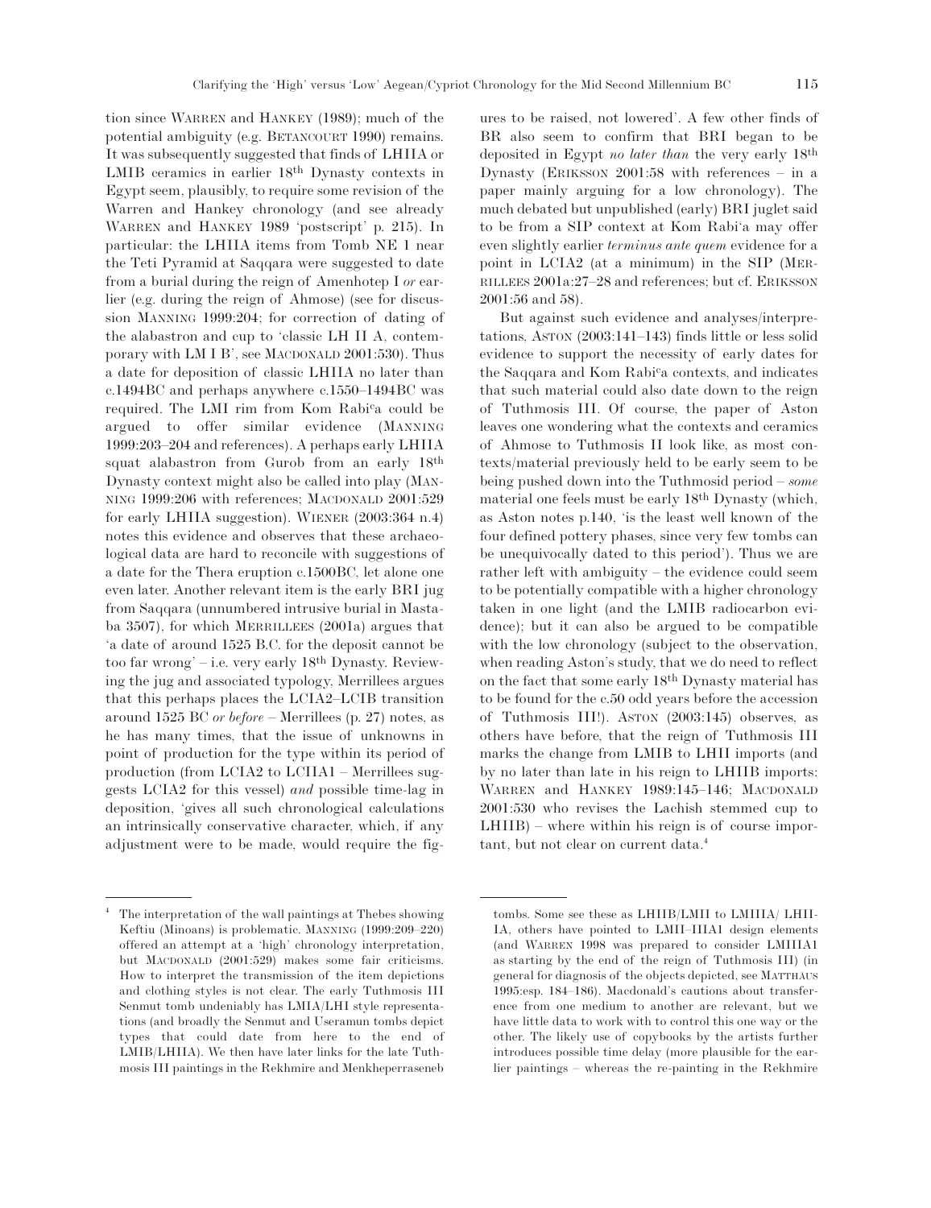tion since WARREN and HANKEY (1989); much of the potential ambiguity (e.g. BETANCOURT 1990) remains. It was subsequently suggested that finds of LHIIA or LMIB ceramics in earlier 18th Dynasty contexts in Egypt seem, plausibly, to require some revision of the Warren and Hankey chronology (and see already WARREN and HANKEY 1989 'postscript' p. 215). In particular: the LHIIA items from Tomb NE 1 near the Teti Pyramid at Saqqara were suggested to date from a burial during the reign of Amenhotep I *or* earlier (e.g. during the reign of Ahmose) (see for discussion MANNING 1999:204; for correction of dating of the alabastron and cup to 'classic LH II A, contemporary with LM I B', see MACDONALD 2001:530). Thus a date for deposition of classic LHIIA no later than c.1494BC and perhaps anywhere c.1550–1494BC was required. The LMI rim from Kom Rabiᶜa could be argued to offer similar evidence (MANNING 1999:203–204 and references). A perhaps early LHIIA squat alabastron from Gurob from an early 18th Dynasty context might also be called into play (MANNING 1999:206 with references; MACDONALD 2001:529 for early LHIIA suggestion). WIENER (2003:364 n.4) notes this evidence and observes that these archaeological data are hard to reconcile with suggestions of a date for the Thera eruption c.1500BC, let alone one even later. Another relevant item is the early BRI jug from Saqqara (unnumbered intrusive burial in Mastaba 3507), for which MERRILLEES (2001a) argues that 'a date of around 1525 B.C. for the deposit cannot be too far wrong' – i.e. very early 18th Dynasty. Reviewing the jug and associated typology, Merrillees argues that this perhaps places the LCIA2–LCIB transition around 1525 BC *or before* – Merrillees (p. 27) notes, as he has many times, that the issue of unknowns in point of production for the type within its period of production (from LCIA2 to LCIIA1 – Merrillees suggests LCIA2 for this vessel) *and* possible time-lag in deposition, 'gives all such chronological calculations an intrinsically conservative character, which, if any adjustment were to be made, would require the figures to be raised, not lowered'. A few other finds of BR also seem to confirm that BRI began to be deposited in Egypt *no later than* the very early 18th Dynasty (ERIKSSON 2001:58 with references – in a paper mainly arguing for a low chronology). The much debated but unpublished (early) BRI juglet said to be from a SIP context at Kom Rabi'a may offer even slightly earlier *terminus ante quem* evidence for a point in LCIA2 (at a minimum) in the SIP (MERRILLEES 2001a:27–28 and references; but cf. ERIKSSON 2001:56 and 58).

But against such evidence and analyses/interpretations, ASTON (2003:141–143) finds little or less solid evidence to support the necessity of early dates for the Saqqara and Kom Rabiᶜa contexts, and indicates that such material could also date down to the reign of Tuthmosis III. Of course, the paper of Aston leaves one wondering what the contexts and ceramics of Ahmose to Tuthmosis II look like, as most contexts/material previously held to be early seem to be being pushed down into the Tuthmosid period – *some* material one feels must be early 18th Dynasty (which, as Aston notes p.140, 'is the least well known of the four defined pottery phases, since very few tombs can be unequivocally dated to this period'). Thus we are rather left with ambiguity – the evidence could seem to be potentially compatible with a higher chronology taken in one light (and the LMIB radiocarbon evidence); but it can also be argued to be compatible with the low chronology (subject to the observation, when reading Aston's study, that we do need to reflect on the fact that some early 18th Dynasty material has to be found for the c.50 odd years before the accession of Tuthmosis III!). ASTON (2003:145) observes, as others have before, that the reign of Tuthmosis III marks the change from LMIB to LHII imports (and by no later than late in his reign to LHIIB imports: WARREN and HANKEY 1989:145–146; MACDONALD 2001:530 who revises the Lachish stemmed cup to LHIIB) – where within his reign is of course important, but not clear on current data.[4]

[4] The interpretation of the wall paintings at Thebes showing Keftiu (Minoans) is problematic. MANNING (1999:209–220) offered an attempt at a 'high' chronology interpretation, but MACDONALD (2001:529) makes some fair criticisms. How to interpret the transmission of the item depictions and clothing styles is not clear. The early Tuthmosis III Senmut tomb undeniably has LMIA/LHI style representations (and broadly the Senmut and Useramun tombs depict types that could date from here to the end of LMIB/LHIIA). We then have later links for the late Tuthmosis III paintings in the Rekhmire and Menkheperraseneb tombs. Some see these as LHIIB/LMII to LMIIIA1/LHIIIA, others have pointed to LMII–IIIA1 design elements (and WARREN 1998 was prepared to consider LMIIIA1 as starting by the end of the reign of Tuthmosis III) (in general for diagnosis of the objects depicted, see MATTHÄUS 1995:esp. 184–186). Macdonald's cautions about transference from one medium to another are relevant, but we have little data to work with to control this one way or the other. The likely use of copybooks by the artists further introduces possible time delay (more plausible for the earlier paintings – whereas the re-painting in the Rekhmire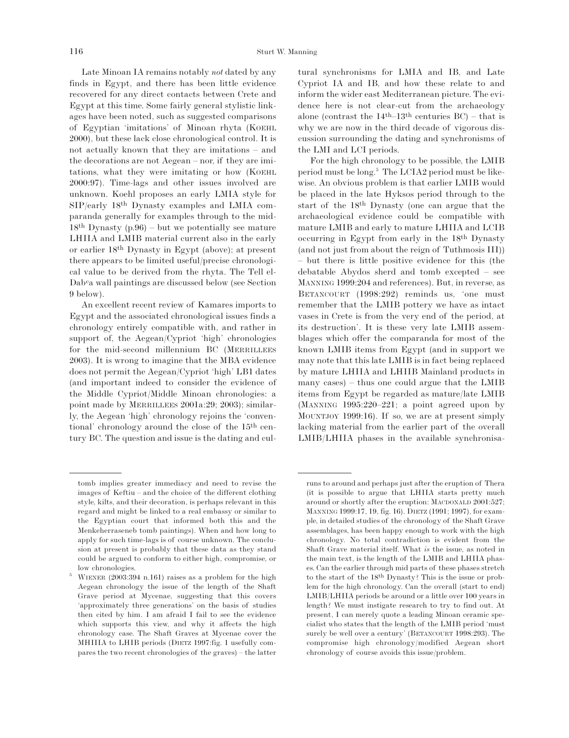Late Minoan IA remains notably *not* dated by any finds in Egypt, and there has been little evidence recovered for any direct contacts between Crete and Egypt at this time. Some fairly general stylistic linkages have been noted, such as suggested comparisons of Egyptian 'imitations' of Minoan rhyta (KOEHL 2000), but these lack close chronological control. It is not actually known that they are imitations – and the decorations are not Aegean – nor, if they are imitations, what they were imitating or how (KOEHL 2000:97). Time-lags and other issues involved are unknown. Koehl proposes an early LMIA style for SIP/early 18th Dynasty examples and LMIA comparanda generally for examples through to the mid-18th Dynasty (p.96) – but we potentially see mature LHIIA and LMIB material current also in the early or earlier 18th Dynasty in Egypt (above); at present there appears to be limited useful/precise chronological value to be derived from the rhyta. The Tell el-Dabᶜa wall paintings are discussed below (see Section 9 below).

An excellent recent review of Kamares imports to Egypt and the associated chronological issues finds a chronology entirely compatible with, and rather in support of, the Aegean/Cypriot 'high' chronologies for the mid-second millennium BC (MERRILLEES 2003). It is wrong to imagine that the MBA evidence does not permit the Aegean/Cypriot 'high' LB1 dates (and important indeed to consider the evidence of the Middle Cypriot/Middle Minoan chronologies: a point made by MERRILLEES 2001a:29; 2003); similarly, the Aegean 'high' chronology rejoins the 'conventional' chronology around the close of the 15th century BC. The question and issue is the dating and cultural synchronisms for LMIA and IB, and Late Cypriot IA and IB, and how these relate to and inform the wider east Mediterranean picture. The evidence here is not clear-cut from the archaeology alone (contrast the 14th–13th centuries BC) – that is why we are now in the third decade of vigorous discussion surrounding the dating and synchronisms of the LMI and LCI periods.

For the high chronology to be possible, the LMIB period must be long.[5] The LCIA2 period must be likewise. An obvious problem is that earlier LMIB would be placed in the late Hyksos period through to the start of the 18th Dynasty (one can argue that the archaeological evidence could be compatible with mature LMIB and early to mature LHIIA and LCIB occurring in Egypt from early in the 18th Dynasty (and not just from about the reign of Tuthmosis III)) – but there is little positive evidence for this (the debatable Abydos sherd and tomb excepted – see MANNING 1999:204 and references). But, in reverse, as BETANCOURT (1998:292) reminds us, 'one must remember that the LMIB pottery we have as intact vases in Crete is from the very end of the period, at its destruction'. It is these very late LMIB assemblages which offer the comparanda for most of the known LMIB items from Egypt (and in support we may note that this late LMIB is in fact being replaced by mature LHIIA and LHIIB Mainland products in many cases) – thus one could argue that the LMIB items from Egypt be regarded as mature/late LMIB (MANNING 1995:220–221; a point agreed upon by MOUNTJOY 1999:16). If so, we are at present simply lacking material from the earlier part of the overall LMIB/LHIIA phases in the available synchronisa-

---

tomb implies greater immediacy and need to revise the images of Keftiu – and the choice of the different clothing style, kilts, and their decoration, is perhaps relevant in this regard and might be linked to a real embassy or similar to the Egyptian court that informed both this and the Menkeherraseneb tomb paintings). When and how long to apply for such time-lags is of course unknown. The conclusion at present is probably that these data as they stand could be argued to conform to either high, compromise, or low chronologies.

[5] WIENER (2003:394 n.161) raises as a problem for the high Aegean chronology the issue of the length of the Shaft Grave period at Mycenae, suggesting that this covers 'approximately three generations' on the basis of studies then cited by him. I am afraid I fail to see the evidence which supports this view, and why it affects the high chronology case. The Shaft Graves at Mycenae cover the MHIIIA to LHIB periods (DIETZ 1997:fig. 1 usefully compares the two recent chronologies of the graves) – the latter runs to around and perhaps just after the eruption of Thera (it is possible to argue that LHIIA starts pretty much around or shortly after the eruption: MACDONALD 2001:527; MANNING 1999:17, 19, fig. 16). DIETZ (1991; 1997), for example, in detailed studies of the chronology of the Shaft Grave assemblages, has been happy enough to work with the high chronology. No total contradiction is evident from the Shaft Grave material itself. What *is* the issue, as noted in the main text, is the length of the LMIB and LHIIA phases. Can the earlier through mid parts of these phases stretch to the start of the 18th Dynasty? This is the issue or problem for the high chronology. Can the overall (start to end) LMIB/LHIIA periods be around or a little over 100 years in length? We must instigate research to try to find out. At present, I can merely quote a leading Minoan ceramic specialist who states that the length of the LMIB period 'must surely be well over a century' (BETANCOURT 1998:293). The compromise high chronology/modified Aegean short chronology of course avoids this issue/problem.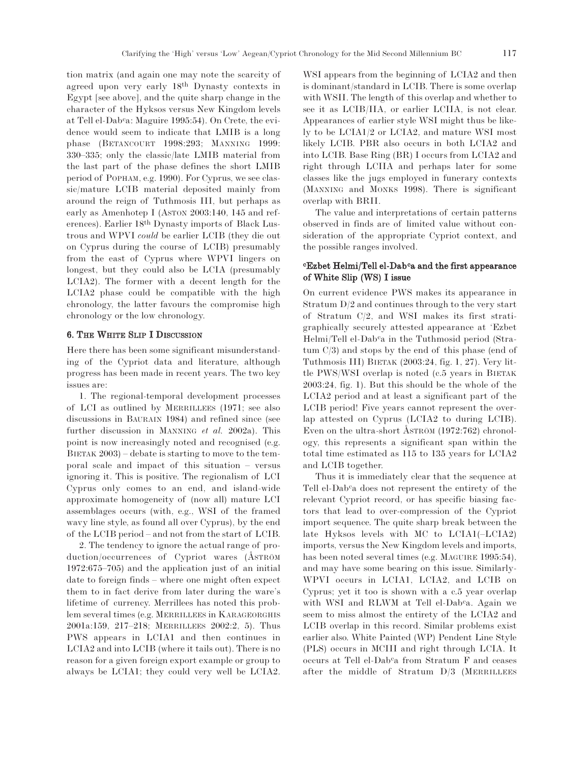tion matrix (and again one may note the scarcity of agreed upon very early 18th Dynasty contexts in Egypt [see above], and the quite sharp change in the character of the Hyksos versus New Kingdom levels at Tell el-Dabᶜa: Maguire 1995:54). On Crete, the evidence would seem to indicate that LMIB is a long phase (Betancourt 1998:293; Manning 1999: 330–335; only the classic/late LMIB material from the last part of the phase defines the short LMIB period of Popham, e.g. 1990). For Cyprus, we see classic/mature LCIB material deposited mainly from around the reign of Tuthmosis III, but perhaps as early as Amenhotep I (Aston 2003:140, 145 and references). Earlier 18th Dynasty imports of Black Lustrous and WPVI *could* be earlier LCIB (they die out on Cyprus during the course of LCIB) presumably from the east of Cyprus where WPVI lingers on longest, but they could also be LCIA (presumably LCIA2). The former with a decent length for the LCIA2 phase could be compatible with the high chronology, the latter favours the compromise high chronology or the low chronology.

## 6. The White Slip I Discussion

Here there has been some significant misunderstanding of the Cypriot data and literature, although progress has been made in recent years. The two key issues are:

1. The regional-temporal development processes of LCI as outlined by Merrillees (1971; see also discussions in Baurain 1984) and refined since (see further discussion in Manning *et al.* 2002a). This point is now increasingly noted and recognised (e.g. Bietak 2003) – debate is starting to move to the temporal scale and impact of this situation – versus ignoring it. This is positive. The regionalism of LCI Cyprus only comes to an end, and island-wide approximate homogeneity of (now all) mature LCI assemblages occurs (with, e.g., WSI of the framed wavy line style, as found all over Cyprus), by the end of the LCIB period – and not from the start of LCIB.

2. The tendency to ignore the actual range of production/occurrences of Cypriot wares (Åström 1972:675–705) and the application just of an initial date to foreign finds – where one might often expect them to in fact derive from later during the ware's lifetime of currency. Merrillees has noted this problem several times (e.g. Merrillees in Karageorghis 2001a:159, 217–218; Merrillees 2002:2, 5). Thus PWS appears in LCIA1 and then continues in LCIA2 and into LCIB (where it tails out). There is no reason for a given foreign export example or group to always be LCIA1; they could very well be LCIA2. WSI appears from the beginning of LCIA2 and then is dominant/standard in LCIB. There is some overlap with WSII. The length of this overlap and whether to see it as LCIB/IIA, or earlier LCIIA, is not clear. Appearances of earlier style WSI might thus be likely to be LCIA1/2 or LCIA2, and mature WSI most likely LCIB. PBR also occurs in both LCIA2 and into LCIB. Base Ring (BR) I occurs from LCIA2 and right through LCIIA and perhaps later for some classes like the jugs employed in funerary contexts (Manning and Monks 1998). There is significant overlap with BRII.

The value and interpretations of certain patterns observed in finds are of limited value without consideration of the appropriate Cypriot context, and the possible ranges involved.

### ᶜEzbet Helmi/Tell el-Dabᶜa and the first appearance of White Slip (WS) I issue

On current evidence PWS makes its appearance in Stratum D/2 and continues through to the very start of Stratum C/2, and WSI makes its first stratigraphically securely attested appearance at ᶜEzbet Helmi/Tell el-Dabᶜa in the Tuthmosid period (Stratum C/3) and stops by the end of this phase (end of Tuthmosis III) Bietak (2003:24, fig. 1, 27). Very little PWS/WSI overlap is noted (c.5 years in Bietak 2003:24, fig. 1). But this should be the whole of the LCIA2 period and at least a significant part of the LCIB period! Five years cannot represent the overlap attested on Cyprus (LCIA2 to during LCIB). Even on the ultra-short Åström (1972:762) chronology, this represents a significant span within the total time estimated as 115 to 135 years for LCIA2 and LCIB together.

Thus it is immediately clear that the sequence at Tell el-Dabᶜa does not represent the entirety of the relevant Cypriot record, or has specific biasing factors that lead to over-compression of the Cypriot import sequence. The quite sharp break between the late Hyksos levels with MC to LCIA1(–LCIA2) imports, versus the New Kingdom levels and imports, has been noted several times (e.g. Maguire 1995:54), and may have some bearing on this issue. Similarly-WPVI occurs in LCIA1, LCIA2, and LCIB on Cyprus; yet it too is shown with a c.5 year overlap with WSI and RLWM at Tell el-Dabᶜa. Again we seem to miss almost the entirety of the LCIA2 and LCIB overlap in this record. Similar problems exist earlier also. White Painted (WP) Pendent Line Style (PLS) occurs in MCIII and right through LCIA. It occurs at Tell el-Dabᶜa from Stratum F and ceases after the middle of Stratum D/3 (Merrillees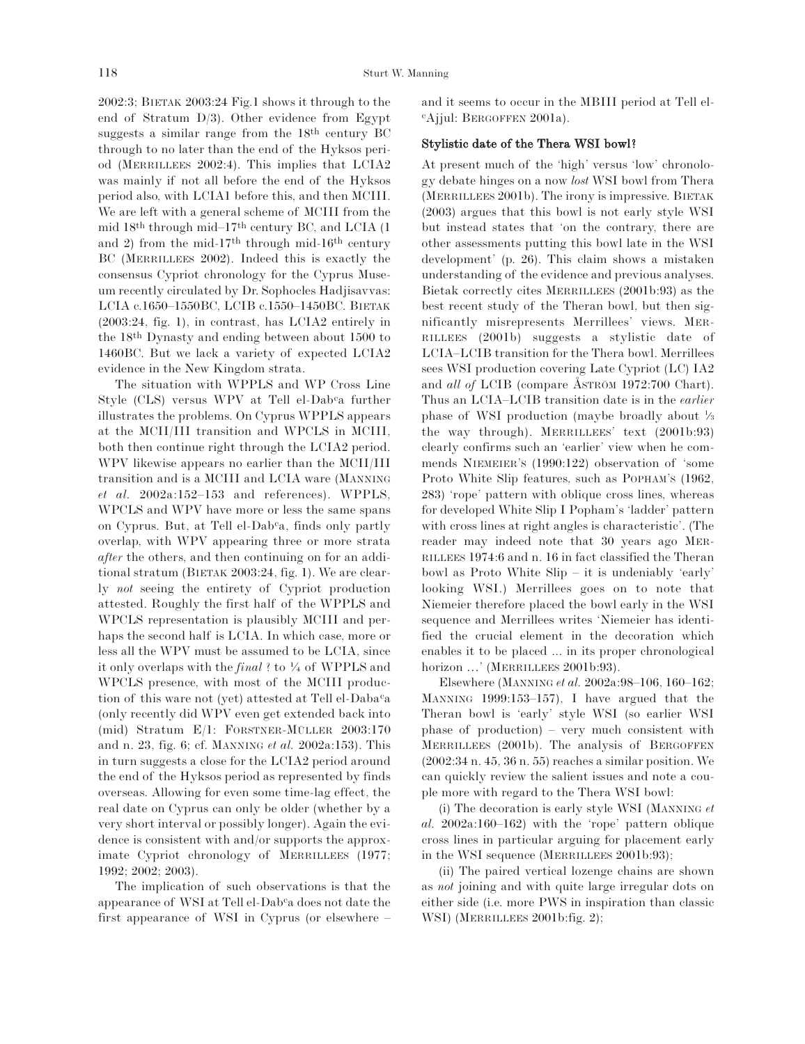2002:3; BIETAK 2003:24 Fig.1 shows it through to the end of Stratum D/3). Other evidence from Egypt suggests a similar range from the 18th century BC through to no later than the end of the Hyksos period (MERRILLEES 2002:4). This implies that LCIA2 was mainly if not all before the end of the Hyksos period also, with LCIA1 before this, and then MCIII. We are left with a general scheme of MCIII from the mid 18th through mid–17th century BC, and LCIA (1 and 2) from the mid-17th through mid-16th century BC (MERRILLEES 2002). Indeed this is exactly the consensus Cypriot chronology for the Cyprus Museum recently circulated by Dr. Sophocles Hadjisavvas: LCIA c.1650–1550BC, LCIB c.1550–1450BC. BIETAK (2003:24, fig. 1), in contrast, has LCIA2 entirely in the 18th Dynasty and ending between about 1500 to 1460BC. But we lack a variety of expected LCIA2 evidence in the New Kingdom strata.

The situation with WPPLS and WP Cross Line Style (CLS) versus WPV at Tell el-Dabʿa further illustrates the problems. On Cyprus WPPLS appears at the MCII/III transition and WPCLS in MCIII, both then continue right through the LCIA2 period. WPV likewise appears no earlier than the MCII/III transition and is a MCIII and LCIA ware (MANNING *et al.* 2002a:152–153 and references). WPPLS, WPCLS and WPV have more or less the same spans on Cyprus. But, at Tell el-Dabʿa, finds only partly overlap, with WPV appearing three or more strata *after* the others, and then continuing on for an additional stratum (BIETAK 2003:24, fig. 1). We are clearly *not* seeing the entirety of Cypriot production attested. Roughly the first half of the WPPLS and WPCLS representation is plausibly MCIII and perhaps the second half is LCIA. In which case, more or less all the WPV must be assumed to be LCIA, since it only overlaps with the *final* ? to ¼ of WPPLS and WPCLS presence, with most of the MCIII production of this ware not (yet) attested at Tell el-Dabaʿa (only recently did WPV even get extended back into (mid) Stratum E/1: FORSTNER-MÜLLER 2003:170 and n. 23, fig. 6; cf. MANNING *et al.* 2002a:153). This in turn suggests a close for the LCIA2 period around the end of the Hyksos period as represented by finds overseas. Allowing for even some time-lag effect, the real date on Cyprus can only be older (whether by a very short interval or possibly longer). Again the evidence is consistent with and/or supports the approximate Cypriot chronology of MERRILLEES (1977; 1992; 2002; 2003).

The implication of such observations is that the appearance of WSI at Tell el-Dabʿa does not date the first appearance of WSI in Cyprus (or elsewhere – and it seems to occur in the MBIII period at Tell el-ʿAjjul: BERGOFFEN 2001a).

### Stylistic date of the Thera WSI bowl?

At present much of the 'high' versus 'low' chronology debate hinges on a now *lost* WSI bowl from Thera (MERRILLEES 2001b). The irony is impressive. BIETAK (2003) argues that this bowl is not early style WSI but instead states that 'on the contrary, there are other assessments putting this bowl late in the WSI development' (p. 26). This claim shows a mistaken understanding of the evidence and previous analyses. Bietak correctly cites MERRILLEES (2001b:93) as the best recent study of the Theran bowl, but then significantly misrepresents Merrillees' views. MERRILLEES (2001b) suggests a stylistic date of LCIA–LCIB transition for the Thera bowl. Merrillees sees WSI production covering Late Cypriot (LC) IA2 and *all of* LCIB (compare ÅSTRÖM 1972:700 Chart). Thus an LCIA–LCIB transition date is in the *earlier* phase of WSI production (maybe broadly about ⅓ the way through). MERRILLEES' text (2001b:93) clearly confirms such an 'earlier' view when he commends NIEMEIER'S (1990:122) observation of 'some Proto White Slip features, such as POPHAM'S (1962, 283) 'rope' pattern with oblique cross lines, whereas for developed White Slip I Popham's 'ladder' pattern with cross lines at right angles is characteristic'. (The reader may indeed note that 30 years ago MERRILLEES 1974:6 and n. 16 in fact classified the Theran bowl as Proto White Slip – it is undeniably 'early' looking WSI.) Merrillees goes on to note that Niemeier therefore placed the bowl early in the WSI sequence and Merrillees writes 'Niemeier has identified the crucial element in the decoration which enables it to be placed ... in its proper chronological horizon …' (MERRILLEES 2001b:93).

Elsewhere (MANNING *et al.* 2002a:98–106, 160–162; MANNING 1999:153–157), I have argued that the Theran bowl is 'early' style WSI (so earlier WSI phase of production) – very much consistent with MERRILLEES (2001b). The analysis of BERGOFFEN (2002:34 n. 45, 36 n. 55) reaches a similar position. We can quickly review the salient issues and note a couple more with regard to the Thera WSI bowl:

(i) The decoration is early style WSI (MANNING *et al.* 2002a:160–162) with the 'rope' pattern oblique cross lines in particular arguing for placement early in the WSI sequence (MERRILLEES 2001b:93);

(ii) The paired vertical lozenge chains are shown as *not* joining and with quite large irregular dots on either side (i.e. more PWS in inspiration than classic WSI) (MERRILLEES 2001b:fig. 2);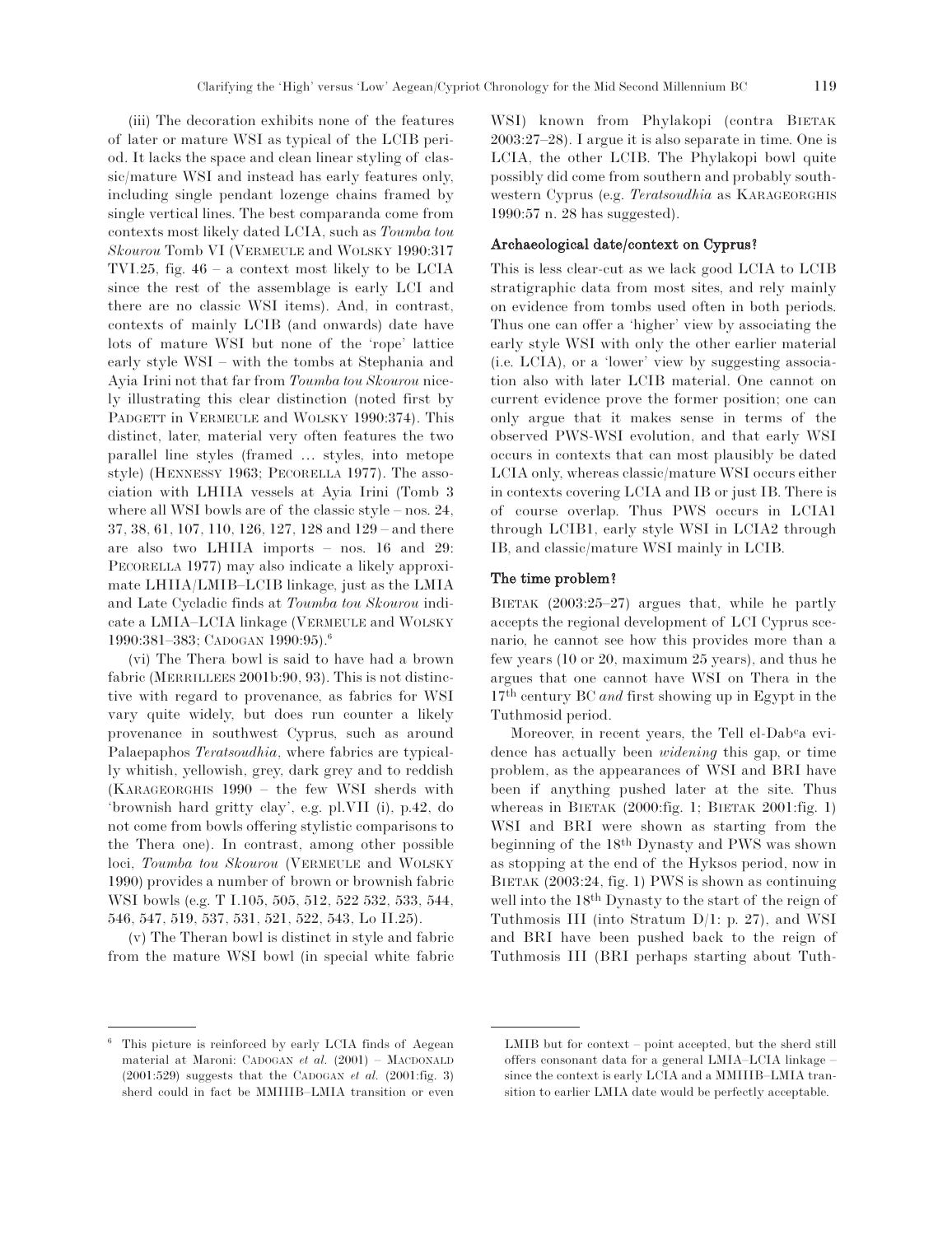(iii) The decoration exhibits none of the features of later or mature WSI as typical of the LCIB period. It lacks the space and clean linear styling of classic/mature WSI and instead has early features only, including single pendant lozenge chains framed by single vertical lines. The best comparanda come from contexts most likely dated LCIA, such as *Toumba tou Skourou* Tomb VI (Vermeule and Wolsky 1990:317 TVI.25, fig. 46 – a context most likely to be LCIA since the rest of the assemblage is early LCI and there are no classic WSI items). And, in contrast, contexts of mainly LCIB (and onwards) date have lots of mature WSI but none of the 'rope' lattice early style WSI – with the tombs at Stephania and Ayia Irini not that far from *Toumba tou Skourou* nicely illustrating this clear distinction (noted first by Padgett in Vermeule and Wolsky 1990:374). This distinct, later, material very often features the two parallel line styles (framed … styles, into metope style) (Hennessy 1963; Pecorella 1977). The association with LHIIA vessels at Ayia Irini (Tomb 3 where all WSI bowls are of the classic style – nos. 24, 37, 38, 61, 107, 110, 126, 127, 128 and 129 – and there are also two LHIIA imports – nos. 16 and 29: Pecorella 1977) may also indicate a likely approximate LHIIA/LMIB–LCIB linkage, just as the LMIA and Late Cycladic finds at *Toumba tou Skourou* indicate a LMIA–LCIA linkage (Vermeule and Wolsky 1990:381–383; Cadogan 1990:95).[6]

(vi) The Thera bowl is said to have had a brown fabric (Merrillees 2001b:90, 93). This is not distinctive with regard to provenance, as fabrics for WSI vary quite widely, but does run counter a likely provenance in southwest Cyprus, such as around Palaepaphos *Teratsoudhia*, where fabrics are typically whitish, yellowish, grey, dark grey and to reddish (Karageorghis 1990 – the few WSI sherds with 'brownish hard gritty clay', e.g. pl.VII (i), p.42, do not come from bowls offering stylistic comparisons to the Thera one). In contrast, among other possible loci, *Toumba tou Skourou* (Vermeule and Wolsky 1990) provides a number of brown or brownish fabric WSI bowls (e.g. T I.105, 505, 512, 522 532, 533, 544, 546, 547, 519, 537, 531, 521, 522, 543, Lo II.25).

(v) The Theran bowl is distinct in style and fabric from the mature WSI bowl (in special white fabric WSI) known from Phylakopi (contra Bietak 2003:27–28). I argue it is also separate in time. One is LCIA, the other LCIB. The Phylakopi bowl quite possibly did come from southern and probably southwestern Cyprus (e.g. *Teratsoudhia* as Karageorghis 1990:57 n. 28 has suggested).

#### Archaeological date/context on Cyprus?

This is less clear-cut as we lack good LCIA to LCIB stratigraphic data from most sites, and rely mainly on evidence from tombs used often in both periods. Thus one can offer a 'higher' view by associating the early style WSI with only the other earlier material (i.e. LCIA), or a 'lower' view by suggesting association also with later LCIB material. One cannot on current evidence prove the former position; one can only argue that it makes sense in terms of the observed PWS-WSI evolution, and that early WSI occurs in contexts that can most plausibly be dated LCIA only, whereas classic/mature WSI occurs either in contexts covering LCIA and IB or just IB. There is of course overlap. Thus PWS occurs in LCIA1 through LCIB1, early style WSI in LCIA2 through IB, and classic/mature WSI mainly in LCIB.

#### The time problem?

Bietak (2003:25–27) argues that, while he partly accepts the regional development of LCI Cyprus scenario, he cannot see how this provides more than a few years (10 or 20, maximum 25 years), and thus he argues that one cannot have WSI on Thera in the 17th century BC *and* first showing up in Egypt in the Tuthmosid period.

Moreover, in recent years, the Tell el-Dabca evidence has actually been *widening* this gap, or time problem, as the appearances of WSI and BRI have been if anything pushed later at the site. Thus whereas in Bietak (2000:fig. 1; Bietak 2001:fig. 1) WSI and BRI were shown as starting from the beginning of the 18th Dynasty and PWS was shown as stopping at the end of the Hyksos period, now in Bietak (2003:24, fig. 1) PWS is shown as continuing well into the 18th Dynasty to the start of the reign of Tuthmosis III (into Stratum D/1: p. 27), and WSI and BRI have been pushed back to the reign of Tuthmosis III (BRI perhaps starting about Tuth-

---

[6] This picture is reinforced by early LCIA finds of Aegean material at Maroni: Cadogan *et al.* (2001) – MacDonald (2001:529) suggests that the Cadogan *et al.* (2001:fig. 3) sherd could in fact be MMIIIB–LMIA transition or even LMIB but for context – point accepted, but the sherd still offers consonant data for a general LMIA–LCIA linkage – since the context is early LCIA and a MMIIIB–LMIA transition to earlier LMIA date would be perfectly acceptable.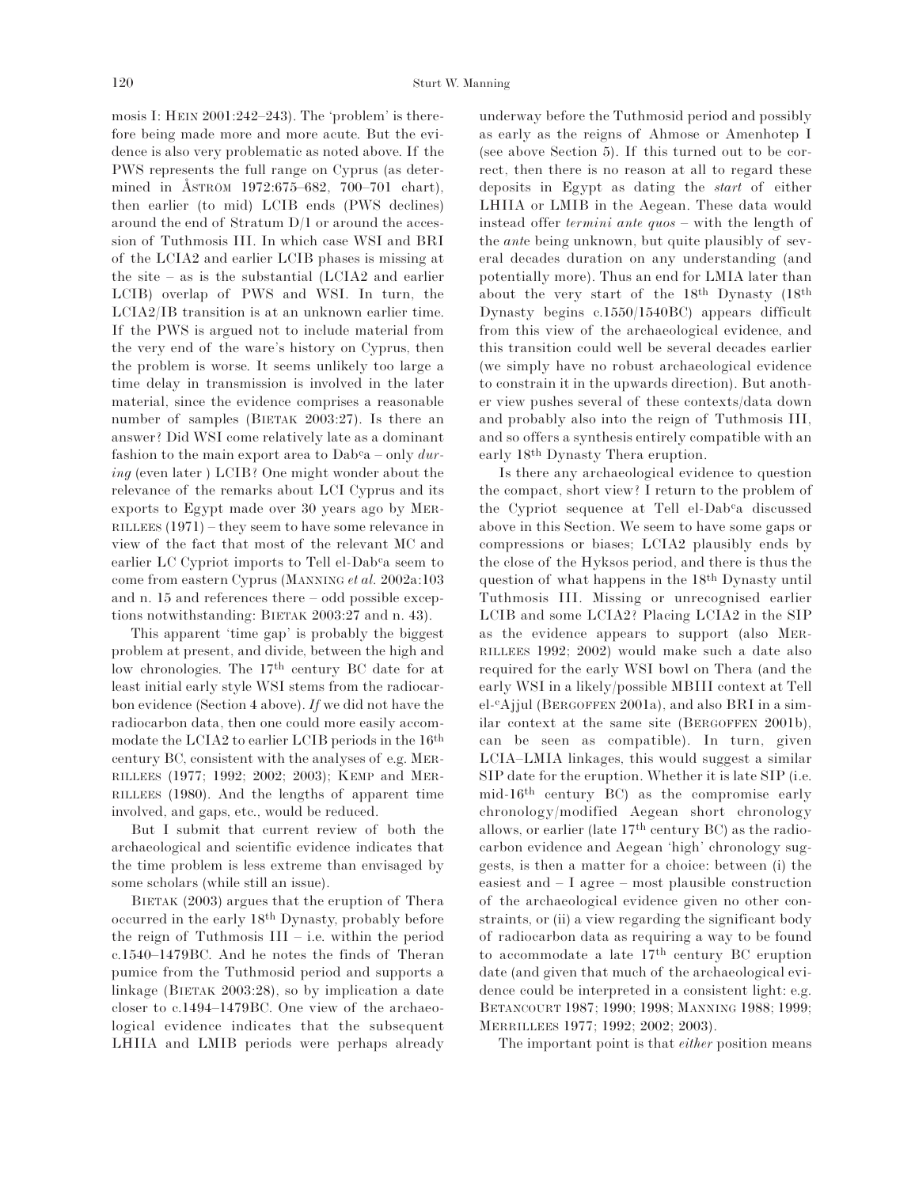mosis I: HEIN 2001:242–243). The 'problem' is therefore being made more and more acute. But the evidence is also very problematic as noted above. If the PWS represents the full range on Cyprus (as determined in ÅSTRÖM 1972:675–682, 700–701 chart), then earlier (to mid) LCIB ends (PWS declines) around the end of Stratum D/1 or around the accession of Tuthmosis III. In which case WSI and BRI of the LCIA2 and earlier LCIB phases is missing at the site – as is the substantial (LCIA2 and earlier LCIB) overlap of PWS and WSI. In turn, the LCIA2/IB transition is at an unknown earlier time. If the PWS is argued not to include material from the very end of the ware's history on Cyprus, then the problem is worse. It seems unlikely too large a time delay in transmission is involved in the later material, since the evidence comprises a reasonable number of samples (BIETAK 2003:27). Is there an answer? Did WSI come relatively late as a dominant fashion to the main export area to Dab<sup>c</sup>a – only *during* (even later ) LCIB? One might wonder about the relevance of the remarks about LCI Cyprus and its exports to Egypt made over 30 years ago by MERRILLEES (1971) – they seem to have some relevance in view of the fact that most of the relevant MC and earlier LC Cypriot imports to Tell el-Dab<sup>c</sup>a seem to come from eastern Cyprus (MANNING *et al.* 2002a:103 and n. 15 and references there – odd possible exceptions notwithstanding: BIETAK 2003:27 and n. 43).

This apparent 'time gap' is probably the biggest problem at present, and divide, between the high and low chronologies. The 17th century BC date for at least initial early style WSI stems from the radiocarbon evidence (Section 4 above). *If* we did not have the radiocarbon data, then one could more easily accommodate the LCIA2 to earlier LCIB periods in the 16th century BC, consistent with the analyses of e.g. MERRILLEES (1977; 1992; 2002; 2003); KEMP and MERRILLEES (1980). And the lengths of apparent time involved, and gaps, etc., would be reduced.

But I submit that current review of both the archaeological and scientific evidence indicates that the time problem is less extreme than envisaged by some scholars (while still an issue).

BIETAK (2003) argues that the eruption of Thera occurred in the early 18th Dynasty, probably before the reign of Tuthmosis III – i.e. within the period c.1540–1479BC. And he notes the finds of Theran pumice from the Tuthmosid period and supports a linkage (BIETAK 2003:28), so by implication a date closer to c.1494–1479BC. One view of the archaeological evidence indicates that the subsequent LHIIA and LMIB periods were perhaps already underway before the Tuthmosid period and possibly as early as the reigns of Ahmose or Amenhotep I (see above Section 5). If this turned out to be correct, then there is no reason at all to regard these deposits in Egypt as dating the *start* of either LHIIA or LMIB in the Aegean. These data would instead offer *termini ante quos* – with the length of the *ante* being unknown, but quite plausibly of several decades duration on any understanding (and potentially more). Thus an end for LMIA later than about the very start of the 18th Dynasty (18th Dynasty begins c.1550/1540BC) appears difficult from this view of the archaeological evidence, and this transition could well be several decades earlier (we simply have no robust archaeological evidence to constrain it in the upwards direction). But another view pushes several of these contexts/data down and probably also into the reign of Tuthmosis III, and so offers a synthesis entirely compatible with an early 18th Dynasty Thera eruption.

Is there any archaeological evidence to question the compact, short view? I return to the problem of the Cypriot sequence at Tell el-Dab<sup>c</sup>a discussed above in this Section. We seem to have some gaps or compressions or biases; LCIA2 plausibly ends by the close of the Hyksos period, and there is thus the question of what happens in the 18th Dynasty until Tuthmosis III. Missing or unrecognised earlier LCIB and some LCIA2? Placing LCIA2 in the SIP as the evidence appears to support (also MERRILLEES 1992; 2002) would make such a date also required for the early WSI bowl on Thera (and the early WSI in a likely/possible MBIII context at Tell el-<sup>c</sup>Ajjul (BERGOFFEN 2001a), and also BRI in a similar context at the same site (BERGOFFEN 2001b), can be seen as compatible). In turn, given LCIA–LMIA linkages, this would suggest a similar SIP date for the eruption. Whether it is late SIP (i.e. mid-16th century BC) as the compromise early chronology/modified Aegean short chronology allows, or earlier (late 17th century BC) as the radiocarbon evidence and Aegean 'high' chronology suggests, is then a matter for a choice: between (i) the easiest and – I agree – most plausible construction of the archaeological evidence given no other constraints, or (ii) a view regarding the significant body of radiocarbon data as requiring a way to be found to accommodate a late 17th century BC eruption date (and given that much of the archaeological evidence could be interpreted in a consistent light: e.g. BETANCOURT 1987; 1990; 1998; MANNING 1988; 1999; MERRILLEES 1977; 1992; 2002; 2003).

The important point is that *either* position means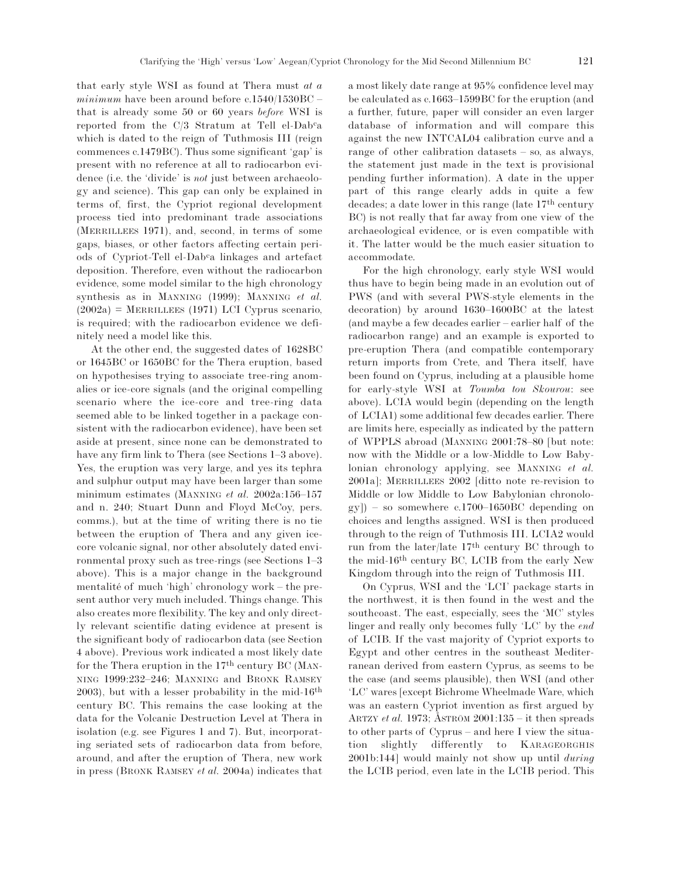that early style WSI as found at Thera must *at a minimum* have been around before c.1540/1530BC – that is already some 50 or 60 years *before* WSI is reported from the C/3 Stratum at Tell el-Dabᶜa which is dated to the reign of Tuthmosis III (reign commences c.1479BC). Thus some significant 'gap' is present with no reference at all to radiocarbon evidence (i.e. the 'divide' is *not* just between archaeology and science). This gap can only be explained in terms of, first, the Cypriot regional development process tied into predominant trade associations (MERRILLEES 1971), and, second, in terms of some gaps, biases, or other factors affecting certain periods of Cypriot-Tell el-Dabᶜa linkages and artefact deposition. Therefore, even without the radiocarbon evidence, some model similar to the high chronology synthesis as in MANNING (1999); MANNING *et al.* (2002a) = MERRILLEES (1971) LCI Cyprus scenario, is required; with the radiocarbon evidence we definitely need a model like this.

At the other end, the suggested dates of 1628BC or 1645BC or 1650BC for the Thera eruption, based on hypothesises trying to associate tree-ring anomalies or ice-core signals (and the original compelling scenario where the ice-core and tree-ring data seemed able to be linked together in a package consistent with the radiocarbon evidence), have been set aside at present, since none can be demonstrated to have any firm link to Thera (see Sections 1–3 above). Yes, the eruption was very large, and yes its tephra and sulphur output may have been larger than some minimum estimates (MANNING *et al.* 2002a:156–157 and n. 240; Stuart Dunn and Floyd McCoy, pers. comms.), but at the time of writing there is no tie between the eruption of Thera and any given ice-core volcanic signal, nor other absolutely dated environmental proxy such as tree-rings (see Sections 1–3 above). This is a major change in the background mentalité of much 'high' chronology work – the present author very much included. Things change. This also creates more flexibility. The key and only directly relevant scientific dating evidence at present is the significant body of radiocarbon data (see Section 4 above). Previous work indicated a most likely date for the Thera eruption in the 17th century BC (MANNING 1999:232–246; MANNING and BRONK RAMSEY 2003), but with a lesser probability in the mid-16th century BC. This remains the case looking at the data for the Volcanic Destruction Level at Thera in isolation (e.g. see Figures 1 and 7). But, incorporating seriated sets of radiocarbon data from before, around, and after the eruption of Thera, new work in press (BRONK RAMSEY *et al.* 2004a) indicates that a most likely date range at 95% confidence level may be calculated as c.1663–1599BC for the eruption (and a further, future, paper will consider an even larger database of information and will compare this against the new INTCAL04 calibration curve and a range of other calibration datasets – so, as always, the statement just made in the text is provisional pending further information). A date in the upper part of this range clearly adds in quite a few decades; a date lower in this range (late 17th century BC) is not really that far away from one view of the archaeological evidence, or is even compatible with it. The latter would be the much easier situation to accommodate.

For the high chronology, early style WSI would thus have to begin being made in an evolution out of PWS (and with several PWS-style elements in the decoration) by around 1630–1600BC at the latest (and maybe a few decades earlier – earlier half of the radiocarbon range) and an example is exported to pre-eruption Thera (and compatible contemporary return imports from Crete, and Thera itself, have been found on Cyprus, including at a plausible home for early-style WSI at *Toumba tou Skourou*: see above). LCIA would begin (depending on the length of LCIA1) some additional few decades earlier. There are limits here, especially as indicated by the pattern of WPPLS abroad (MANNING 2001:78–80 [but note: now with the Middle or a low-Middle to Low Babylonian chronology applying, see MANNING *et al.* 2001a]; MERRILLEES 2002 [ditto note re-revision to Middle or low Middle to Low Babylonian chronology]) – so somewhere c.1700–1650BC depending on choices and lengths assigned. WSI is then produced through to the reign of Tuthmosis III. LCIA2 would run from the later/late 17th century BC through to the mid-16th century BC, LCIB from the early New Kingdom through into the reign of Tuthmosis III.

On Cyprus, WSI and the 'LCI' package starts in the northwest, it is then found in the west and the southcoast. The east, especially, sees the 'MC' styles linger and really only becomes fully 'LC' by the *end* of LCIB. If the vast majority of Cypriot exports to Egypt and other centres in the southeast Mediterranean derived from eastern Cyprus, as seems to be the case (and seems plausible), then WSI (and other 'LC' wares [except Bichrome Wheelmade Ware, which was an eastern Cypriot invention as first argued by ARTZY *et al.* 1973; ÅSTRÖM 2001:135 – it then spreads to other parts of Cyprus – and here I view the situation slightly differently to KARAGEORGHIS 2001b:144] would mainly not show up until *during* the LCIB period, even late in the LCIB period. This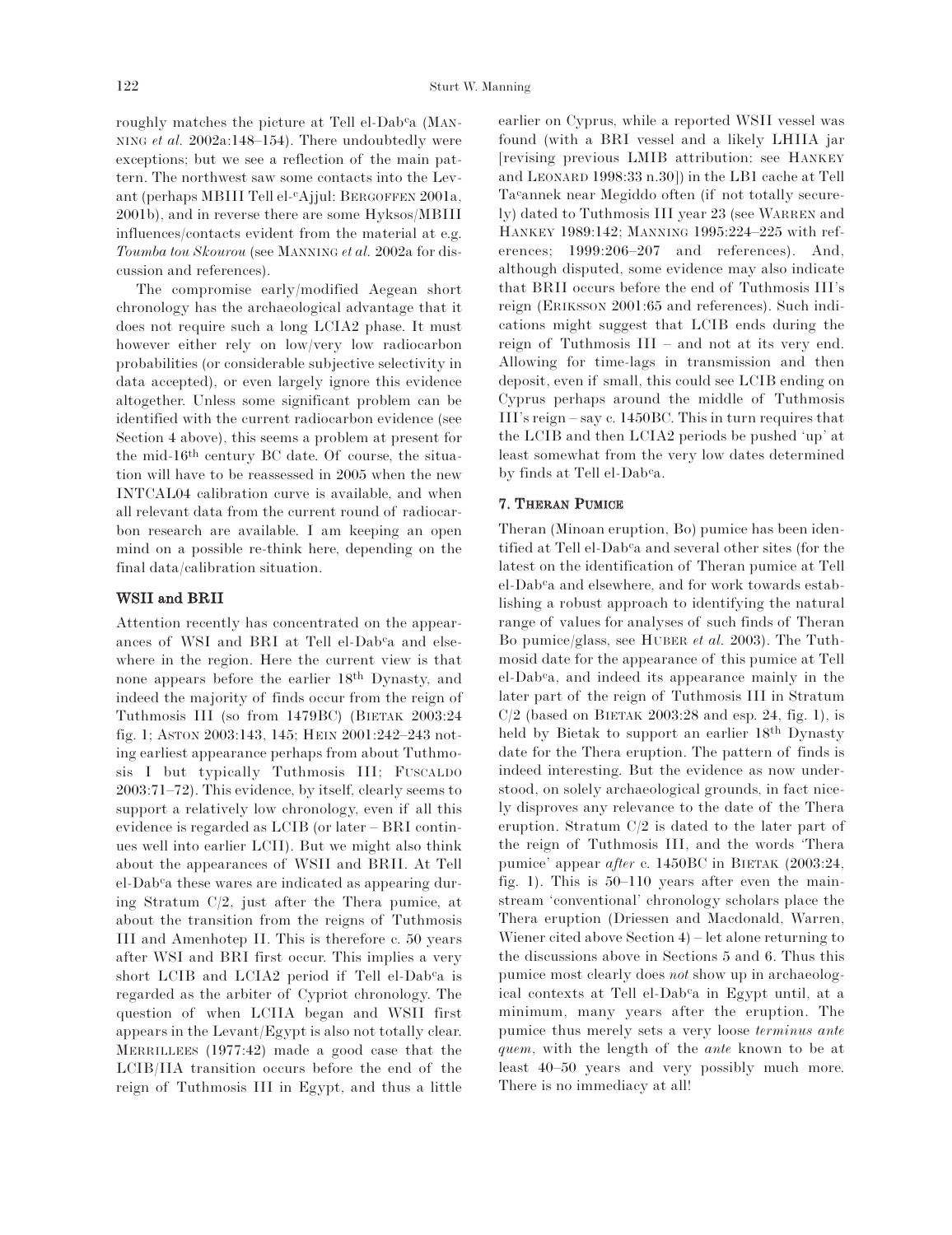roughly matches the picture at Tell el-Dabᶜa (MANNING *et al.* 2002a:148–154). There undoubtedly were exceptions; but we see a reflection of the main pattern. The northwest saw some contacts into the Levant (perhaps MBIII Tell el-ᶜAjjul: BERGOFFEN 2001a, 2001b), and in reverse there are some Hyksos/MBIII influences/contacts evident from the material at e.g. *Toumba tou Skourou* (see MANNING *et al.* 2002a for discussion and references).

The compromise early/modified Aegean short chronology has the archaeological advantage that it does not require such a long LCIA2 phase. It must however either rely on low/very low radiocarbon probabilities (or considerable subjective selectivity in data accepted), or even largely ignore this evidence altogether. Unless some significant problem can be identified with the current radiocarbon evidence (see Section 4 above), this seems a problem at present for the mid-16th century BC date. Of course, the situation will have to be reassessed in 2005 when the new INTCAL04 calibration curve is available, and when all relevant data from the current round of radiocarbon research are available. I am keeping an open mind on a possible re-think here, depending on the final data/calibration situation.

### WSII and BRII

Attention recently has concentrated on the appearances of WSI and BRI at Tell el-Dabᶜa and elsewhere in the region. Here the current view is that none appears before the earlier 18th Dynasty, and indeed the majority of finds occur from the reign of Tuthmosis III (so from 1479BC) (BIETAK 2003:24 fig. 1; ASTON 2003:143, 145; HEIN 2001:242–243 noting earliest appearance perhaps from about Tuthmosis I but typically Tuthmosis III; FUSCALDO 2003:71–72). This evidence, by itself, clearly seems to support a relatively low chronology, even if all this evidence is regarded as LCIB (or later – BRI continues well into earlier LCII). But we might also think about the appearances of WSII and BRII. At Tell el-Dabᶜa these wares are indicated as appearing during Stratum C/2, just after the Thera pumice, at about the transition from the reigns of Tuthmosis III and Amenhotep II. This is therefore c. 50 years after WSI and BRI first occur. This implies a very short LCIB and LCIA2 period if Tell el-Dabᶜa is regarded as the arbiter of Cypriot chronology. The question of when LCIIA began and WSII first appears in the Levant/Egypt is also not totally clear. MERRILLEES (1977:42) made a good case that the LCIB/IIA transition occurs before the end of the reign of Tuthmosis III in Egypt, and thus a little earlier on Cyprus, while a reported WSII vessel was found (with a BRI vessel and a likely LHIIA jar [revising previous LMIB attribution: see HANKEY and LEONARD 1998:33 n.30]) in the LBI cache at Tell Taᶜannek near Megiddo often (if not totally securely) dated to Tuthmosis III year 23 (see WARREN and HANKEY 1989:142; MANNING 1995:224–225 with references; 1999:206–207 and references). And, although disputed, some evidence may also indicate that BRII occurs before the end of Tuthmosis III's reign (ERIKSSON 2001:65 and references). Such indications might suggest that LCIB ends during the reign of Tuthmosis III – and not at its very end. Allowing for time-lags in transmission and then deposit, even if small, this could see LCIB ending on Cyprus perhaps around the middle of Tuthmosis III's reign – say c. 1450BC. This in turn requires that the LCIB and then LCIA2 periods be pushed 'up' at least somewhat from the very low dates determined by finds at Tell el-Dabᶜa.

## 7. THERAN PUMICE

Theran (Minoan eruption, Bo) pumice has been identified at Tell el-Dabᶜa and several other sites (for the latest on the identification of Theran pumice at Tell el-Dabᶜa and elsewhere, and for work towards establishing a robust approach to identifying the natural range of values for analyses of such finds of Theran Bo pumice/glass, see HUBER *et al.* 2003). The Tuthmosid date for the appearance of this pumice at Tell el-Dabᶜa, and indeed its appearance mainly in the later part of the reign of Tuthmosis III in Stratum C/2 (based on BIETAK 2003:28 and esp. 24, fig. 1), is held by Bietak to support an earlier 18th Dynasty date for the Thera eruption. The pattern of finds is indeed interesting. But the evidence as now understood, on solely archaeological grounds, in fact nicely disproves any relevance to the date of the Thera eruption. Stratum C/2 is dated to the later part of the reign of Tuthmosis III, and the words 'Thera pumice' appear *after* c. 1450BC in BIETAK (2003:24, fig. 1). This is 50–110 years after even the mainstream 'conventional' chronology scholars place the Thera eruption (Driessen and Macdonald, Warren, Wiener cited above Section 4) – let alone returning to the discussions above in Sections 5 and 6. Thus this pumice most clearly does *not* show up in archaeological contexts at Tell el-Dabᶜa in Egypt until, at a minimum, many years after the eruption. The pumice thus merely sets a very loose *terminus ante quem*, with the length of the *ante* known to be at least 40–50 years and very possibly much more. There is no immediacy at all!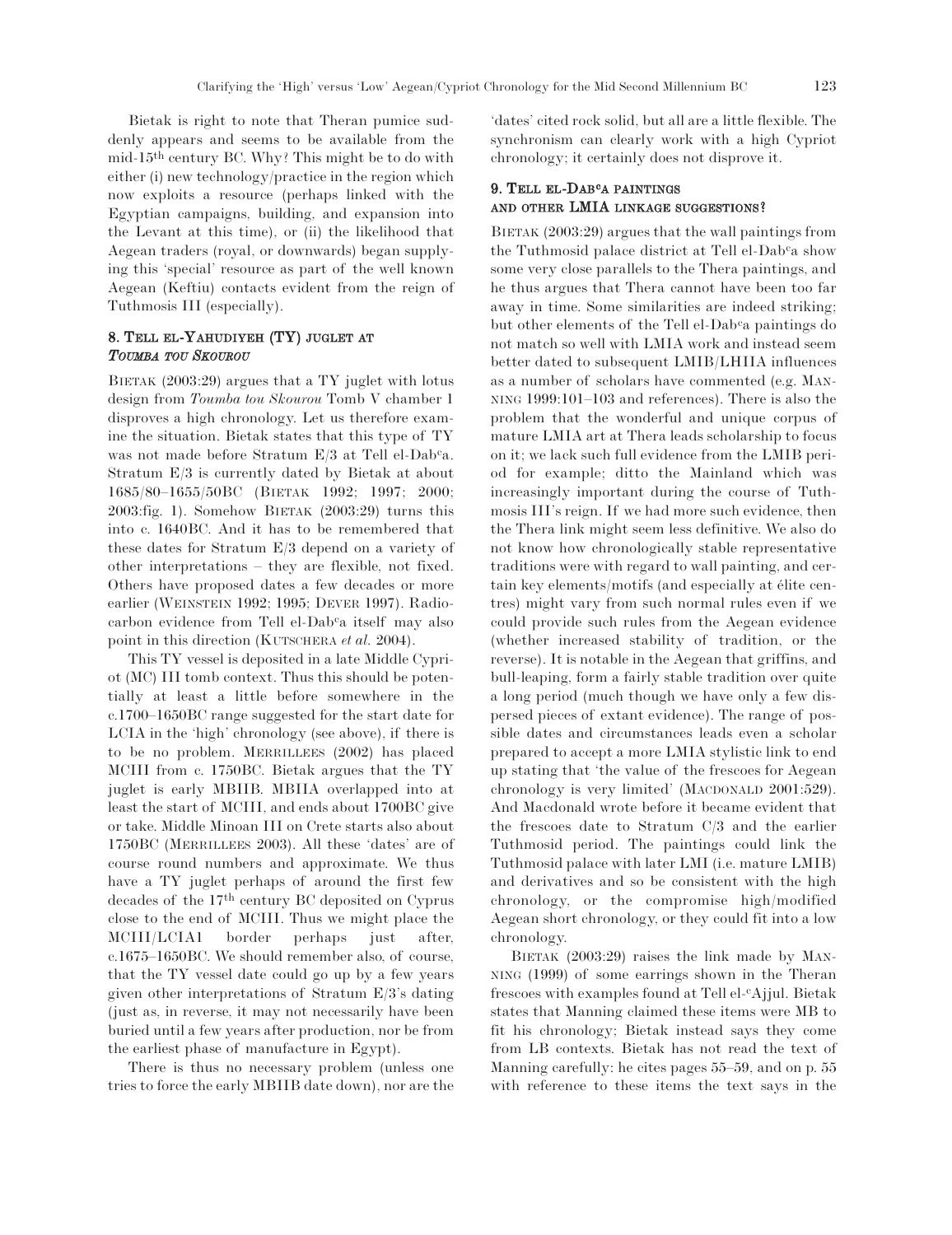Bietak is right to note that Theran pumice suddenly appears and seems to be available from the mid-15th century BC. Why? This might be to do with either (i) new technology/practice in the region which now exploits a resource (perhaps linked with the Egyptian campaigns, building, and expansion into the Levant at this time), or (ii) the likelihood that Aegean traders (royal, or downwards) began supplying this 'special' resource as part of the well known Aegean (Keftiu) contacts evident from the reign of Tuthmosis III (especially).

## 8. Tell el-Yahudiyeh (TY) juglet at *Toumba tou Skourou*

Bietak (2003:29) argues that a TY juglet with lotus design from *Toumba tou Skourou* Tomb V chamber 1 disproves a high chronology. Let us therefore examine the situation. Bietak states that this type of TY was not made before Stratum E/3 at Tell el-Dabᶜa. Stratum E/3 is currently dated by Bietak at about 1685/80–1655/50BC (Bietak 1992; 1997; 2000; 2003:fig. 1). Somehow Bietak (2003:29) turns this into c. 1640BC. And it has to be remembered that these dates for Stratum E/3 depend on a variety of other interpretations – they are flexible, not fixed. Others have proposed dates a few decades or more earlier (Weinstein 1992; 1995; Dever 1997). Radiocarbon evidence from Tell el-Dabᶜa itself may also point in this direction (Kutschera *et al.* 2004).

This TY vessel is deposited in a late Middle Cypriot (MC) III tomb context. Thus this should be potentially at least a little before somewhere in the c.1700–1650BC range suggested for the start date for LCIA in the 'high' chronology (see above), if there is to be no problem. Merrillees (2002) has placed MCIII from c. 1750BC. Bietak argues that the TY juglet is early MBIIB. MBIIA overlapped into at least the start of MCIII, and ends about 1700BC give or take. Middle Minoan III on Crete starts also about 1750BC (Merrillees 2003). All these 'dates' are of course round numbers and approximate. We thus have a TY juglet perhaps of around the first few decades of the 17th century BC deposited on Cyprus close to the end of MCIII. Thus we might place the MCIII/LCIA1 border perhaps just after, c.1675–1650BC. We should remember also, of course, that the TY vessel date could go up by a few years given other interpretations of Stratum E/3's dating (just as, in reverse, it may not necessarily have been buried until a few years after production, nor be from the earliest phase of manufacture in Egypt).

There is thus no necessary problem (unless one tries to force the early MBIIB date down), nor are the 'dates' cited rock solid, but all are a little flexible. The synchronism can clearly work with a high Cypriot chronology; it certainly does not disprove it.

## 9. Tell el-Dabᶜa paintings and other LMIA linkage suggestions?

Bietak (2003:29) argues that the wall paintings from the Tuthmosid palace district at Tell el-Dabᶜa show some very close parallels to the Thera paintings, and he thus argues that Thera cannot have been too far away in time. Some similarities are indeed striking; but other elements of the Tell el-Dabᶜa paintings do not match so well with LMIA work and instead seem better dated to subsequent LMIB/LHIIA influences as a number of scholars have commented (e.g. Manning 1999:101–103 and references). There is also the problem that the wonderful and unique corpus of mature LMIA art at Thera leads scholarship to focus on it; we lack such full evidence from the LMIB period for example; ditto the Mainland which was increasingly important during the course of Tuthmosis III's reign. If we had more such evidence, then the Thera link might seem less definitive. We also do not know how chronologically stable representative traditions were with regard to wall painting, and certain key elements/motifs (and especially at élite centres) might vary from such normal rules even if we could provide such rules from the Aegean evidence (whether increased stability of tradition, or the reverse). It is notable in the Aegean that griffins, and bull-leaping, form a fairly stable tradition over quite a long period (much though we have only a few dispersed pieces of extant evidence). The range of possible dates and circumstances leads even a scholar prepared to accept a more LMIA stylistic link to end up stating that 'the value of the frescoes for Aegean chronology is very limited' (Macdonald 2001:529). And Macdonald wrote before it became evident that the frescoes date to Stratum C/3 and the earlier Tuthmosid period. The paintings could link the Tuthmosid palace with later LMI (i.e. mature LMIB) and derivatives and so be consistent with the high chronology, or the compromise high/modified Aegean short chronology, or they could fit into a low chronology.

Bietak (2003:29) raises the link made by Manning (1999) of some earrings shown in the Theran frescoes with examples found at Tell el-ᶜAjjul. Bietak states that Manning claimed these items were MB to fit his chronology; Bietak instead says they come from LB contexts. Bietak has not read the text of Manning carefully: he cites pages 55–59, and on p. 55 with reference to these items the text says in the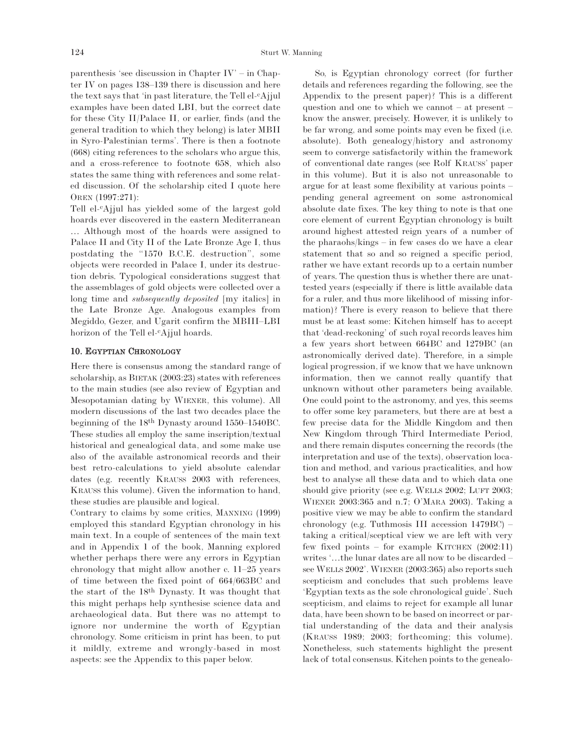parenthesis 'see discussion in Chapter IV' – in Chapter IV on pages 138–139 there is discussion and here the text says that 'in past literature, the Tell el-ᶜAjjul examples have been dated LBI, but the correct date for these City II/Palace II, or earlier, finds (and the general tradition to which they belong) is later MBII in Syro-Palestinian terms'. There is then a footnote (668) citing references to the scholars who argue this, and a cross-reference to footnote 658, which also states the same thing with references and some related discussion. Of the scholarship cited I quote here OREN (1997:271):

Tell el-ᶜAjjul has yielded some of the largest gold hoards ever discovered in the eastern Mediterranean … Although most of the hoards were assigned to Palace II and City II of the Late Bronze Age I, thus postdating the "1570 B.C.E. destruction", some objects were recorded in Palace I, under its destruction debris. Typological considerations suggest that the assemblages of gold objects were collected over a long time and *subsequently deposited* [my italics] in the Late Bronze Age. Analogous examples from Megiddo, Gezer, and Ugarit confirm the MBIII–LBI horizon of the Tell el-ᶜAjjul hoards.

## 10. Egyptian Chronology

Here there is consensus among the standard range of scholarship, as BIETAK (2003:23) states with references to the main studies (see also review of Egyptian and Mesopotamian dating by WIENER, this volume). All modern discussions of the last two decades place the beginning of the 18th Dynasty around 1550–1540BC. These studies all employ the same inscription/textual historical and genealogical data, and some make use also of the available astronomical records and their best retro-calculations to yield absolute calendar dates (e.g. recently KRAUSS 2003 with references, KRAUSS this volume). Given the information to hand, these studies are plausible and logical.

Contrary to claims by some critics, MANNING (1999) employed this standard Egyptian chronology in his main text. In a couple of sentences of the main text and in Appendix 1 of the book, Manning explored whether perhaps there were any errors in Egyptian chronology that might allow another c. 11–25 years of time between the fixed point of 664/663BC and the start of the 18th Dynasty. It was thought that this might perhaps help synthesise science data and archaeological data. But there was no attempt to ignore nor undermine the worth of Egyptian chronology. Some criticism in print has been, to put it mildly, extreme and wrongly-based in most aspects: see the Appendix to this paper below.

So, is Egyptian chronology correct (for further details and references regarding the following, see the Appendix to the present paper)? This is a different question and one to which we cannot – at present – know the answer, precisely. However, it is unlikely to be far wrong, and some points may even be fixed (i.e. absolute). Both genealogy/history and astronomy seem to converge satisfactorily within the framework of conventional date ranges (see Rolf KRAUSS' paper in this volume). But it is also not unreasonable to argue for at least some flexibility at various points – pending general agreement on some astronomical absolute date fixes. The key thing to note is that one core element of current Egyptian chronology is built around highest attested reign years of a number of the pharaohs/kings – in few cases do we have a clear statement that so and so reigned a specific period, rather we have extant records up to a certain number of years. The question thus is whether there are unattested years (especially if there is little available data for a ruler, and thus more likelihood of missing information)? There is every reason to believe that there must be at least some: Kitchen himself has to accept that 'dead-reckoning' of such royal records leaves him a few years short between 664BC and 1279BC (an astronomically derived date). Therefore, in a simple logical progression, if we know that we have unknown information, then we cannot really quantify that unknown without other parameters being available. One could point to the astronomy, and yes, this seems to offer some key parameters, but there are at best a few precise data for the Middle Kingdom and then New Kingdom through Third Intermediate Period, and there remain disputes concerning the records (the interpretation and use of the texts), observation location and method, and various practicalities, and how best to analyse all these data and to which data one should give priority (see e.g. WELLS 2002; LUFT 2003; WIENER 2003:365 and n.7; O'MARA 2003). Taking a positive view we may be able to confirm the standard chronology (e.g. Tuthmosis III accession 1479BC) – taking a critical/sceptical view we are left with very few fixed points – for example KITCHEN (2002:11) writes '…the lunar dates are all now to be discarded – see WELLS 2002'. WIENER (2003:365) also reports such scepticism and concludes that such problems leave 'Egyptian texts as the sole chronological guide'. Such scepticism, and claims to reject for example all lunar data, have been shown to be based on incorrect or partial understanding of the data and their analysis (KRAUSS 1989; 2003; forthcoming; this volume). Nonetheless, such statements highlight the present lack of total consensus. Kitchen points to the genealo-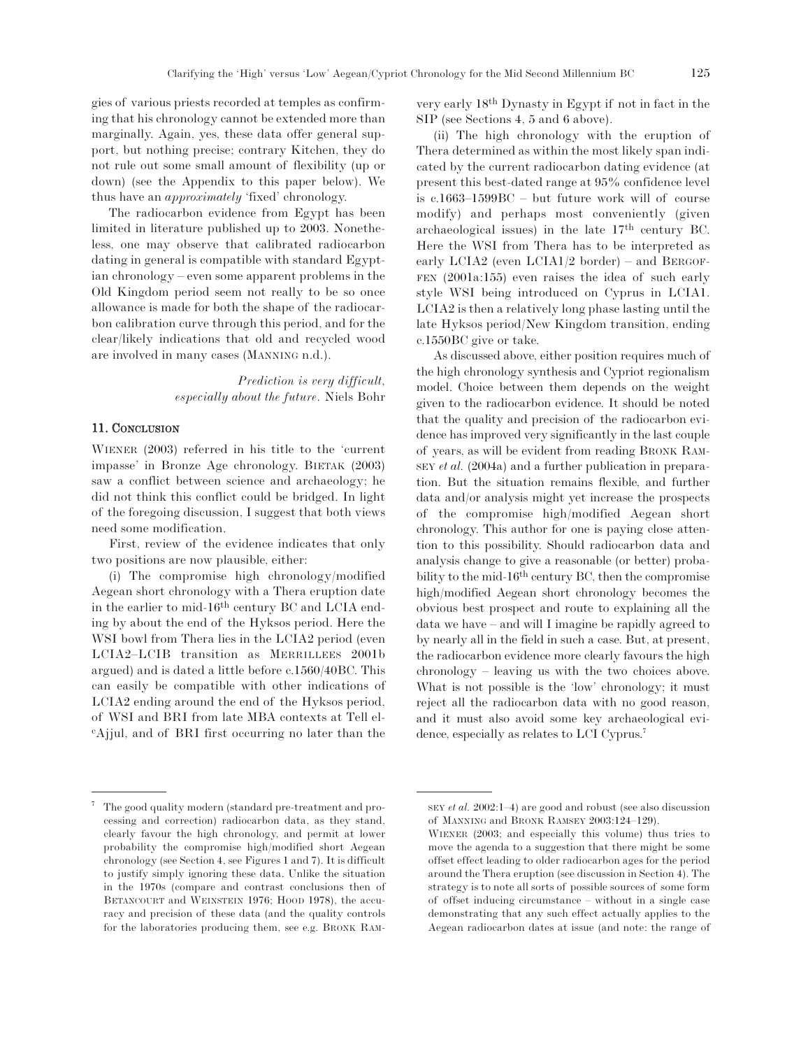gies of various priests recorded at temples as confirming that his chronology cannot be extended more than marginally. Again, yes, these data offer general support, but nothing precise; contrary Kitchen, they do not rule out some small amount of flexibility (up or down) (see the Appendix to this paper below). We thus have an *approximately* 'fixed' chronology.

The radiocarbon evidence from Egypt has been limited in literature published up to 2003. Nonetheless, one may observe that calibrated radiocarbon dating in general is compatible with standard Egyptian chronology – even some apparent problems in the Old Kingdom period seem not really to be so once allowance is made for both the shape of the radiocarbon calibration curve through this period, and for the clear/likely indications that old and recycled wood are involved in many cases (MANNING n.d.).

> *Prediction is very difficult, especially about the future.* Niels Bohr

## 11. Conclusion

WIENER (2003) referred in his title to the 'current impasse' in Bronze Age chronology. BIETAK (2003) saw a conflict between science and archaeology; he did not think this conflict could be bridged. In light of the foregoing discussion, I suggest that both views need some modification.

First, review of the evidence indicates that only two positions are now plausible, either:

(i) The compromise high chronology/modified Aegean short chronology with a Thera eruption date in the earlier to mid-16[th] century BC and LCIA ending by about the end of the Hyksos period. Here the WSI bowl from Thera lies in the LCIA2 period (even LCIA2–LCIB transition as MERRILLEES 2001b argued) and is dated a little before c.1560/40BC. This can easily be compatible with other indications of LCIA2 ending around the end of the Hyksos period, of WSI and BRI from late MBA contexts at Tell el-ʿAjjul, and of BRI first occurring no later than the very early 18[th] Dynasty in Egypt if not in fact in the SIP (see Sections 4, 5 and 6 above).

(ii) The high chronology with the eruption of Thera determined as within the most likely span indicated by the current radiocarbon dating evidence (at present this best-dated range at 95% confidence level is c.1663–1599BC – but future work will of course modify) and perhaps most conveniently (given archaeological issues) in the late 17[th] century BC. Here the WSI from Thera has to be interpreted as early LCIA2 (even LCIA1/2 border) – and BERGOFFEN (2001a:155) even raises the idea of such early style WSI being introduced on Cyprus in LCIA1. LCIA2 is then a relatively long phase lasting until the late Hyksos period/New Kingdom transition, ending c.1550BC give or take.

As discussed above, either position requires much of the high chronology synthesis and Cypriot regionalism model. Choice between them depends on the weight given to the radiocarbon evidence. It should be noted that the quality and precision of the radiocarbon evidence has improved very significantly in the last couple of years, as will be evident from reading BRONK RAMSEY *et al.* (2004a) and a further publication in preparation. But the situation remains flexible, and further data and/or analysis might yet increase the prospects of the compromise high/modified Aegean short chronology. This author for one is paying close attention to this possibility. Should radiocarbon data and analysis change to give a reasonable (or better) probability to the mid-16[th] century BC, then the compromise high/modified Aegean short chronology becomes the obvious best prospect and route to explaining all the data we have – and will I imagine be rapidly agreed to by nearly all in the field in such a case. But, at present, the radiocarbon evidence more clearly favours the high chronology – leaving us with the two choices above. What is not possible is the 'low' chronology; it must reject all the radiocarbon data with no good reason, and it must also avoid some key archaeological evidence, especially as relates to LCI Cyprus.[7]

---

[7] The good quality modern (standard pre-treatment and processing and correction) radiocarbon data, as they stand, clearly favour the high chronology, and permit at lower probability the compromise high/modified short Aegean chronology (see Section 4, see Figures 1 and 7). It is difficult to justify simply ignoring these data. Unlike the situation in the 1970s (compare and contrast conclusions then of BETANCOURT and WEINSTEIN 1976; HOOD 1978), the accuracy and precision of these data (and the quality controls for the laboratories producing them, see e.g. BRONK RAMSEY *et al.* 2002:1–4) are good and robust (see also discussion of MANNING and BRONK RAMSEY 2003:124–129).

WIENER (2003; and especially this volume) thus tries to move the agenda to a suggestion that there might be some offset effect leading to older radiocarbon ages for the period around the Thera eruption (see discussion in Section 4). The strategy is to note all sorts of possible sources of some form of offset inducing circumstance – without in a single case demonstrating that any such effect actually applies to the Aegean radiocarbon dates at issue (and note: the range of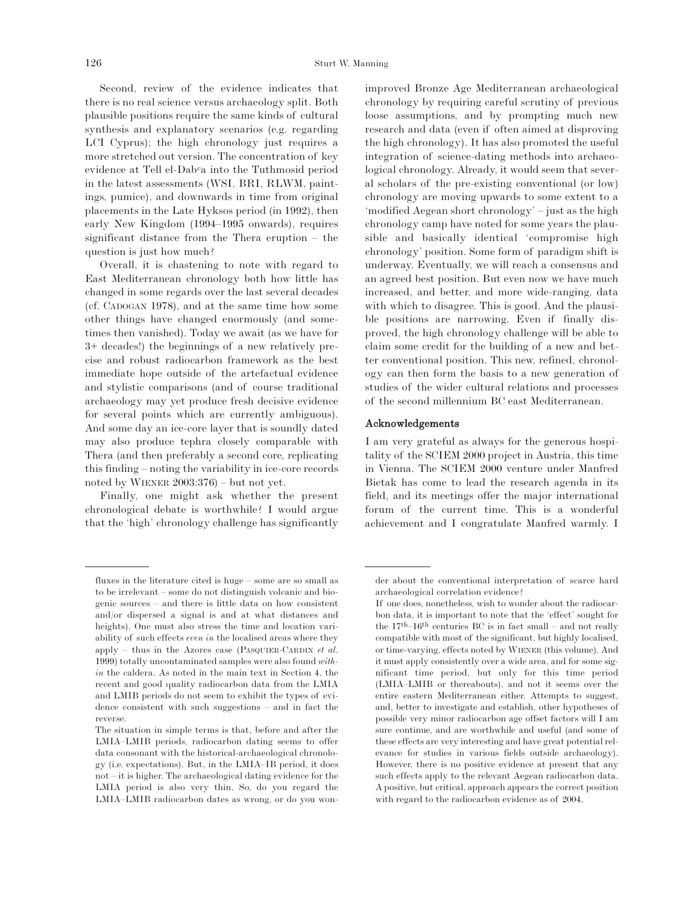Second, review of the evidence indicates that there is no real science versus archaeology split. Both plausible positions require the same kinds of cultural synthesis and explanatory scenarios (e.g. regarding LCI Cyprus); the high chronology just requires a more stretched out version. The concentration of key evidence at Tell el-Dab$^{c}$a into the Tuthmosid period in the latest assessments (WSI, BRI, RLWM, paintings, pumice), and downwards in time from original placements in the Late Hyksos period (in 1992), then early New Kingdom (1994–1995 onwards), requires significant distance from the Thera eruption – the question is just how much?

Overall, it is chastening to note with regard to East Mediterranean chronology both how little has changed in some regards over the last several decades (cf. CADOGAN 1978), and at the same time how some other things have changed enormously (and sometimes then vanished). Today we await (as we have for 3+ decades!) the beginnings of a new relatively precise and robust radiocarbon framework as the best immediate hope outside of the artefactual evidence and stylistic comparisons (and of course traditional archaeology may yet produce fresh decisive evidence for several points which are currently ambiguous). And some day an ice-core layer that is soundly dated may also produce tephra closely comparable with Thera (and then preferably a second core, replicating this finding – noting the variability in ice-core records noted by WIENER 2003:376) – but not yet.

Finally, one might ask whether the present chronological debate is worthwhile? I would argue that the 'high' chronology challenge has significantly improved Bronze Age Mediterranean archaeological chronology by requiring careful scrutiny of previous loose assumptions, and by prompting much new research and data (even if often aimed at disproving the high chronology). It has also promoted the useful integration of science-dating methods into archaeological chronology. Already, it would seem that several scholars of the pre-existing conventional (or low) chronology are moving upwards to some extent to a 'modified Aegean short chronology' – just as the high chronology camp have noted for some years the plausible and basically identical 'compromise high chronology' position. Some form of paradigm shift is underway. Eventually, we will reach a consensus and an agreed best position. But even now we have much increased, and better, and more wide-ranging, data with which to disagree. This is good. And the plausible positions are narrowing. Even if finally disproved, the high chronology challenge will be able to claim some credit for the building of a new and better conventional position. This new, refined, chronology can then form the basis to a new generation of studies of the wider cultural relations and processes of the second millennium BC east Mediterranean.

## Acknowledgements

I am very grateful as always for the generous hospitality of the SCIEM 2000 project in Austria, this time in Vienna. The SCIEM 2000 venture under Manfred Bietak has come to lead the research agenda in its field, and its meetings offer the major international forum of the current time. This is a wonderful achievement and I congratulate Manfred warmly. I

---

fluxes in the literature cited is huge – some are so small as to be irrelevant – some do not distinguish volcanic and biogenic sources – and there is little data on how consistent and/or dispersed a signal is and at what distances and heights). One must also stress the time and location variability of such effects *even in* the localised areas where they apply – thus in the Azores case (PASQUIER-CARDIN *et al.* 1999) totally uncontaminated samples were also found *within* the caldera. As noted in the main text in Section 4, the recent and good quality radiocarbon data from the LMIA and LMIB periods do not seem to exhibit the types of evidence consistent with such suggestions – and in fact the reverse.

The situation in simple terms is that, before and after the LMIA–LMIB periods, radiocarbon dating seems to offer data consonant with the historical-archaeological chronology (i.e. expectations). But, in the LMIA–IB period, it does not – it is higher. The archaeological dating evidence for the LMIA period is also very thin. So, do you regard the LMIA–LMIB radiocarbon dates as wrong, or do you wonder about the conventional interpretation of scarce hard archaeological correlation evidence?

If one does, nonetheless, wish to wonder about the radiocarbon data, it is important to note that the 'effect' sought for the 17$^{th}$–16$^{th}$ centuries BC is in fact small – and not really compatible with most of the significant, but highly localised, or time-varying, effects noted by WIENER (this volume). And it must apply consistently over a wide area, and for some significant time period, but only for this time period (LMIA–LMIB or thereabouts), and not it seems over the entire eastern Mediterranean either. Attempts to suggest, and, better to investigate and establish, other hypotheses of possible very minor radiocarbon age offset factors will I am sure continue, and are worthwhile and useful (and some of these effects are very interesting and have great potential relevance for studies in various fields outside archaeology). However, there is no positive evidence at present that any such effects apply to the relevant Aegean radiocarbon data. A positive, but critical, approach appears the correct position with regard to the radiocarbon evidence as of 2004.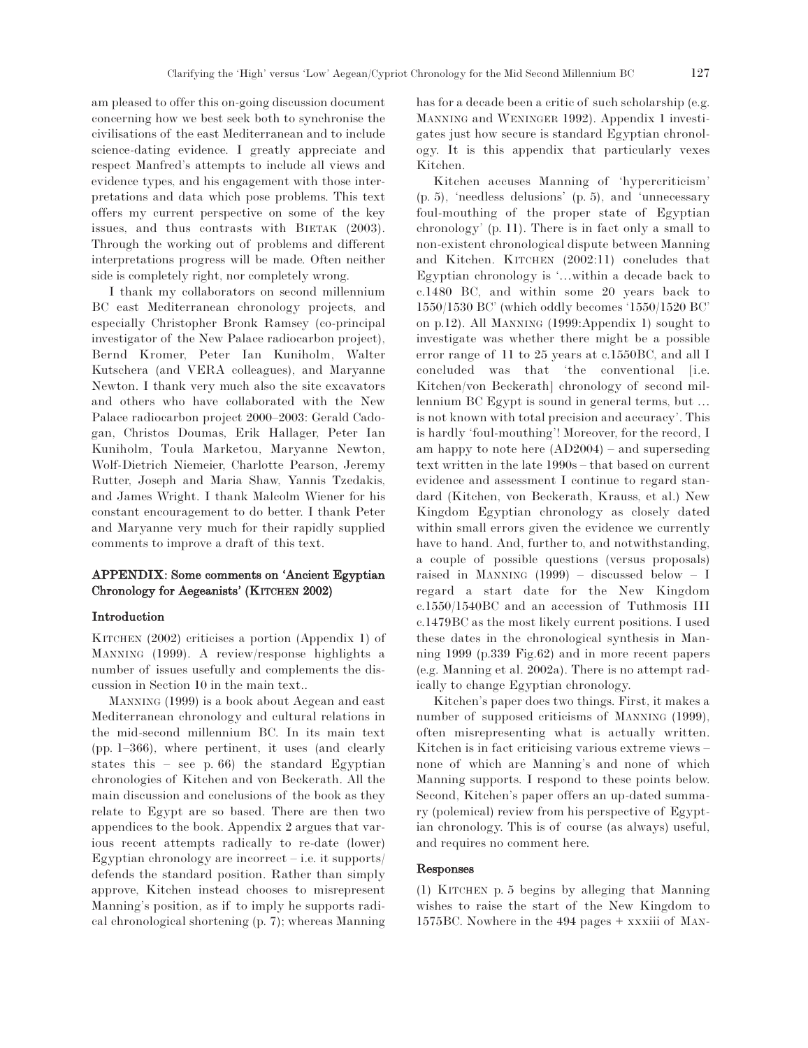am pleased to offer this on-going discussion document concerning how we best seek both to synchronise the civilisations of the east Mediterranean and to include science-dating evidence. I greatly appreciate and respect Manfred's attempts to include all views and evidence types, and his engagement with those interpretations and data which pose problems. This text offers my current perspective on some of the key issues, and thus contrasts with BIETAK (2003). Through the working out of problems and different interpretations progress will be made. Often neither side is completely right, nor completely wrong.

I thank my collaborators on second millennium BC east Mediterranean chronology projects, and especially Christopher Bronk Ramsey (co-principal investigator of the New Palace radiocarbon project), Bernd Kromer, Peter Ian Kuniholm, Walter Kutschera (and VERA colleagues), and Maryanne Newton. I thank very much also the site excavators and others who have collaborated with the New Palace radiocarbon project 2000–2003: Gerald Cadogan, Christos Doumas, Erik Hallager, Peter Ian Kuniholm, Toula Marketou, Maryanne Newton, Wolf-Dietrich Niemeier, Charlotte Pearson, Jeremy Rutter, Joseph and Maria Shaw, Yannis Tzedakis, and James Wright. I thank Malcolm Wiener for his constant encouragement to do better. I thank Peter and Maryanne very much for their rapidly supplied comments to improve a draft of this text.

## APPENDIX: Some comments on 'Ancient Egyptian Chronology for Aegeanists' (KITCHEN 2002)

### Introduction

KITCHEN (2002) criticises a portion (Appendix 1) of MANNING (1999). A review/response highlights a number of issues usefully and complements the discussion in Section 10 in the main text..

MANNING (1999) is a book about Aegean and east Mediterranean chronology and cultural relations in the mid-second millennium BC. In its main text (pp. 1–366), where pertinent, it uses (and clearly states this – see p. 66) the standard Egyptian chronologies of Kitchen and von Beckerath. All the main discussion and conclusions of the book as they relate to Egypt are so based. There are then two appendices to the book. Appendix 2 argues that various recent attempts radically to re-date (lower) Egyptian chronology are incorrect – i.e. it supports/defends the standard position. Rather than simply approve, Kitchen instead chooses to misrepresent Manning's position, as if to imply he supports radical chronological shortening (p. 7); whereas Manning has for a decade been a critic of such scholarship (e.g. MANNING and WENINGER 1992). Appendix 1 investigates just how secure is standard Egyptian chronology. It is this appendix that particularly vexes Kitchen.

Kitchen accuses Manning of 'hypercriticism' (p. 5), 'needless delusions' (p. 5), and 'unnecessary foul-mouthing of the proper state of Egyptian chronology' (p. 11). There is in fact only a small to non-existent chronological dispute between Manning and Kitchen. KITCHEN (2002:11) concludes that Egyptian chronology is '…within a decade back to c.1480 BC, and within some 20 years back to 1550/1530 BC' (which oddly becomes '1550/1520 BC' on p.12). All MANNING (1999:Appendix 1) sought to investigate was whether there might be a possible error range of 11 to 25 years at c.1550BC, and all I concluded was that 'the conventional [i.e. Kitchen/von Beckerath] chronology of second millennium BC Egypt is sound in general terms, but … is not known with total precision and accuracy'. This is hardly 'foul-mouthing'! Moreover, for the record, I am happy to note here (AD2004) – and superseding text written in the late 1990s – that based on current evidence and assessment I continue to regard standard (Kitchen, von Beckerath, Krauss, et al.) New Kingdom Egyptian chronology as closely dated within small errors given the evidence we currently have to hand. And, further to, and notwithstanding, a couple of possible questions (versus proposals) raised in MANNING (1999) – discussed below – I regard a start date for the New Kingdom c.1550/1540BC and an accession of Tuthmosis III c.1479BC as the most likely current positions. I used these dates in the chronological synthesis in Manning 1999 (p.339 Fig.62) and in more recent papers (e.g. Manning et al. 2002a). There is no attempt radically to change Egyptian chronology.

Kitchen's paper does two things. First, it makes a number of supposed criticisms of MANNING (1999), often misrepresenting what is actually written. Kitchen is in fact criticising various extreme views – none of which are Manning's and none of which Manning supports. I respond to these points below. Second, Kitchen's paper offers an up-dated summary (polemical) review from his perspective of Egyptian chronology. This is of course (as always) useful, and requires no comment here.

### Responses

(1) KITCHEN p. 5 begins by alleging that Manning wishes to raise the start of the New Kingdom to 1575BC. Nowhere in the 494 pages + xxxiii of MAN-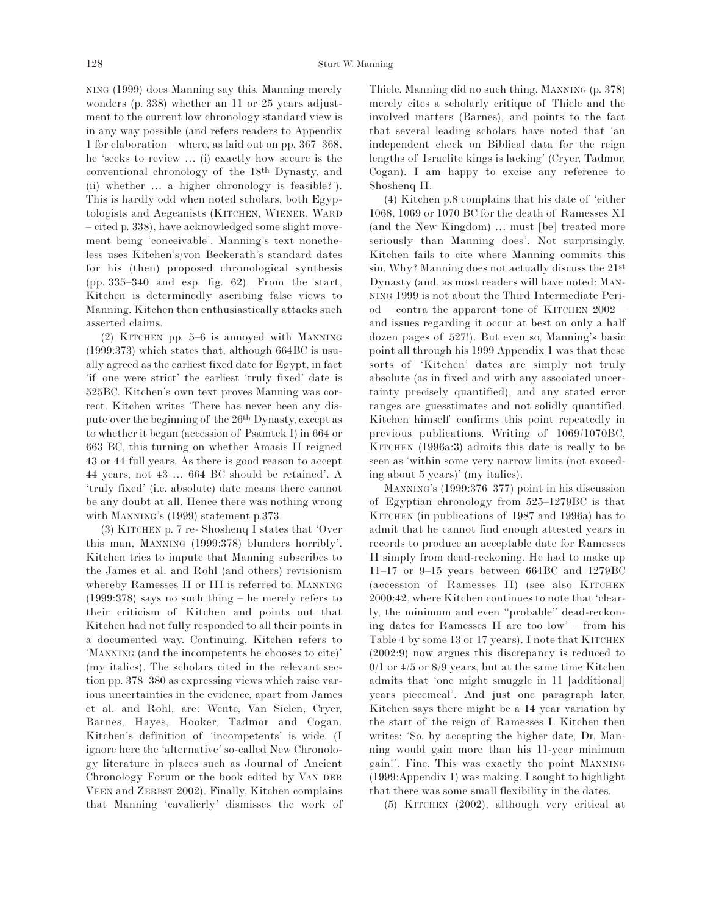NING (1999) does Manning say this. Manning merely wonders (p. 338) whether an 11 or 25 years adjustment to the current low chronology standard view is in any way possible (and refers readers to Appendix 1 for elaboration – where, as laid out on pp. 367–368, he 'seeks to review … (i) exactly how secure is the conventional chronology of the 18th Dynasty, and (ii) whether … a higher chronology is feasible?'). This is hardly odd when noted scholars, both Egyptologists and Aegeanists (KITCHEN, WIENER, WARD – cited p. 338), have acknowledged some slight movement being 'conceivable'. Manning's text nonetheless uses Kitchen's/von Beckerath's standard dates for his (then) proposed chronological synthesis (pp. 335–340 and esp. fig. 62). From the start, Kitchen is determinedly ascribing false views to Manning. Kitchen then enthusiastically attacks such asserted claims.

(2) KITCHEN pp. 5–6 is annoyed with MANNING (1999:373) which states that, although 664BC is usually agreed as the earliest fixed date for Egypt, in fact 'if one were strict' the earliest 'truly fixed' date is 525BC. Kitchen's own text proves Manning was correct. Kitchen writes 'There has never been any dispute over the beginning of the 26th Dynasty, except as to whether it began (accession of Psamtek I) in 664 or 663 BC, this turning on whether Amasis II reigned 43 or 44 full years. As there is good reason to accept 44 years, not 43 … 664 BC should be retained'. A 'truly fixed' (i.e. absolute) date means there cannot be any doubt at all. Hence there was nothing wrong with MANNING's (1999) statement p.373.

(3) KITCHEN p. 7 re- Shoshenq I states that 'Over this man, MANNING (1999:378) blunders horribly'. Kitchen tries to impute that Manning subscribes to the James et al. and Rohl (and others) revisionism whereby Ramesses II or III is referred to. MANNING (1999:378) says no such thing – he merely refers to their criticism of Kitchen and points out that Kitchen had not fully responded to all their points in a documented way. Continuing, Kitchen refers to 'MANNING (and the *incompetents* he chooses to cite)' (my italics). The scholars cited in the relevant section pp. 378–380 as expressing views which raise various uncertainties in the evidence, apart from James et al. and Rohl, are: Wente, Van Siclen, Cryer, Barnes, Hayes, Hooker, Tadmor and Cogan. Kitchen's definition of 'incompetents' is wide. (I ignore here the 'alternative' so-called New Chronology literature in places such as Journal of Ancient Chronology Forum or the book edited by VAN DER VEEN and ZERBST 2002). Finally, Kitchen complains that Manning 'cavalierly' dismisses the work of Thiele. Manning did no such thing. MANNING (p. 378) merely cites a scholarly critique of Thiele and the involved matters (Barnes), and points to the fact that several leading scholars have noted that 'an independent check on Biblical data for the reign lengths of Israelite kings is lacking' (Cryer, Tadmor, Cogan). I am happy to excise any reference to Shoshenq II.

(4) Kitchen p.8 complains that his date of 'either 1068, 1069 or 1070 BC for the death of Ramesses XI (and the New Kingdom) … must [be] treated more seriously than Manning does'. Not surprisingly, Kitchen fails to cite where Manning commits this sin. Why? Manning does not actually discuss the 21st Dynasty (and, as most readers will have noted: MANNING 1999 is not about the Third Intermediate Period – contra the apparent tone of KITCHEN 2002 – and issues regarding it occur at best on only a half dozen pages of 527!). But even so, Manning's basic point all through his 1999 Appendix 1 was that these sorts of 'Kitchen' dates are simply not truly absolute (as in fixed and with any associated uncertainty precisely quantified), and any stated error ranges are guesstimates and not solidly quantified. Kitchen himself confirms this point repeatedly in previous publications. Writing of 1069/1070BC, KITCHEN (1996a:3) admits this date is really to be seen as 'within some very narrow limits (*not exceeding about 5 years*)' (my italics).

MANNING's (1999:376–377) point in his discussion of Egyptian chronology from 525–1279BC is that KITCHEN (in publications of 1987 and 1996a) has to admit that he cannot find enough attested years in records to produce an acceptable date for Ramesses II simply from dead-reckoning. He had to make up 11–17 or 9–15 years between 664BC and 1279BC (accession of Ramesses II) (see also KITCHEN 2000:42, where Kitchen continues to note that 'clearly, the minimum and even "probable" dead-reckoning dates for Ramesses II are too low' – from his Table 4 by some 13 or 17 years). I note that KITCHEN (2002:9) now argues this discrepancy is reduced to 0/1 or 4/5 or 8/9 years, but at the same time Kitchen admits that 'one might smuggle in 11 [additional] years piecemeal'. And just one paragraph later, Kitchen says there might be a 14 year variation by the start of the reign of Ramesses I. Kitchen then writes: 'So, by accepting the higher date, Dr. Manning would gain more than his 11-year minimum gain!'. Fine. This was exactly the point MANNING (1999:Appendix 1) was making. I sought to highlight that there was some small flexibility in the dates.

(5) KITCHEN (2002), although very critical at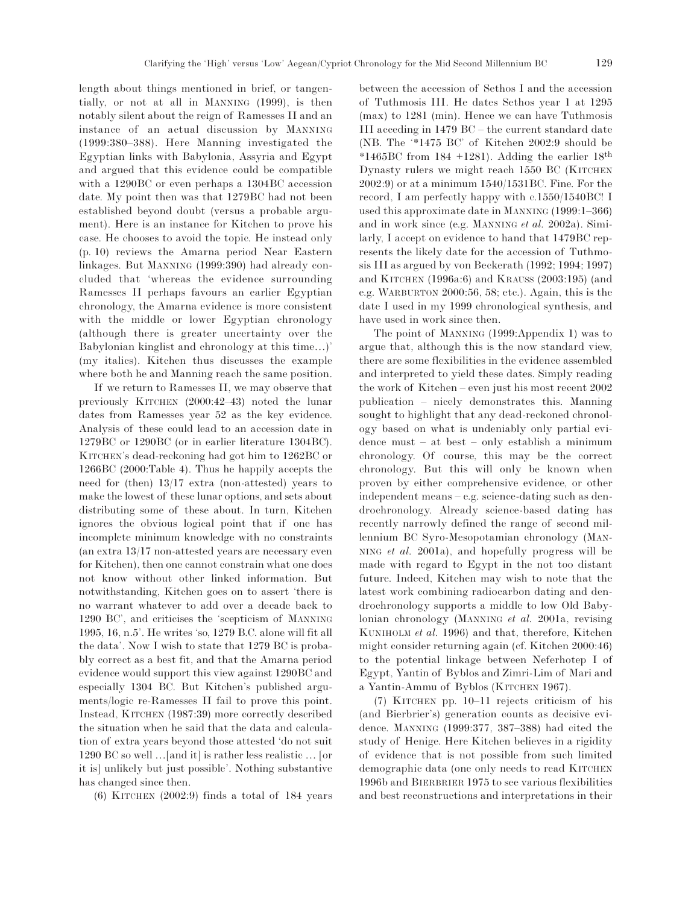length about things mentioned in brief, or tangentially, or not at all in MANNING (1999), is then notably silent about the reign of Ramesses II and an instance of an actual discussion by MANNING (1999:380–388). Here Manning investigated the Egyptian links with Babylonia, Assyria and Egypt and argued that this evidence could be compatible with a 1290BC or even perhaps a 1304BC accession date. My point then was that 1279BC had not been established beyond doubt (versus a probable argument). Here is an instance for Kitchen to prove his case. He chooses to avoid the topic. He instead only (p. 10) reviews the Amarna period Near Eastern linkages. But MANNING (1999:390) had already concluded that 'whereas the evidence surrounding Ramesses II perhaps favours an earlier Egyptian chronology, *the Amarna evidence is more consistent with the middle or lower Egyptian chronology* (although there is greater uncertainty over the Babylonian kinglist and chronology at this time…)' (my italics). Kitchen thus discusses the example where both he and Manning reach the same position.

If we return to Ramesses II, we may observe that previously KITCHEN (2000:42–43) noted the lunar dates from Ramesses year 52 as the key evidence. Analysis of these could lead to an accession date in 1279BC or 1290BC (or in earlier literature 1304BC). KITCHEN's dead-reckoning had got him to 1262BC or 1266BC (2000:Table 4). Thus he happily accepts the need for (then) 13/17 extra (non-attested) years to make the lowest of these lunar options, and sets about distributing some of these about. In turn, Kitchen ignores the obvious logical point that if one has incomplete minimum knowledge with no constraints (an extra 13/17 non-attested years are necessary even for Kitchen), then one cannot constrain what one does not know without other linked information. But notwithstanding, Kitchen goes on to assert 'there is no warrant whatever to add over a decade back to 1290 BC', and criticises the 'scepticism of MANNING 1995, 16, n.5'. He writes 'so, 1279 B.C. alone will fit all the data'. Now I wish to state that 1279 BC is probably correct as a best fit, and that the Amarna period evidence would support this view against 1290BC and especially 1304 BC. But Kitchen's published arguments/logic re-Ramesses II fail to prove this point. Instead, KITCHEN (1987:39) more correctly described the situation when he said that the data and calculation of extra years beyond those attested 'do not suit 1290 BC so well …[and it] is rather less realistic … [or it is] unlikely but just possible'. Nothing substantive has changed since then.

(6) KITCHEN (2002:9) finds a total of 184 years between the accession of Sethos I and the accession of Tuthmosis III. He dates Sethos year 1 at 1295 (max) to 1281 (min). Hence we can have Tuthmosis III acceding in 1479 BC – the current standard date (NB. The '*1475 BC' of Kitchen 2002:9 should be *1465BC from 184 +1281). Adding the earlier 18th Dynasty rulers we might reach 1550 BC (KITCHEN 2002:9) or at a minimum 1540/1531BC. Fine. For the record, I am perfectly happy with c.1550/1540BC! I used this approximate date in MANNING (1999:1–366) and in work since (e.g. MANNING *et al.* 2002a). Similarly, I accept on evidence to hand that 1479BC represents the likely date for the accession of Tuthmosis III as argued by von Beckerath (1992; 1994; 1997) and KITCHEN (1996a:6) and KRAUSS (2003:195) (and e.g. WARBURTON 2000:56, 58; etc.). Again, this is the date I used in my 1999 chronological synthesis, and have used in work since then.

The point of MANNING (1999:Appendix 1) was to argue that, although this is the now standard view, there are some flexibilities in the evidence assembled and interpreted to yield these dates. Simply reading the work of Kitchen – even just his most recent 2002 publication – nicely demonstrates this. Manning sought to highlight that any dead-reckoned chronology based on what is undeniably only partial evidence must – at best – only establish a minimum chronology. Of course, this may be the correct chronology. But this will only be known when proven by either comprehensive evidence, or other independent means – e.g. science-dating such as dendrochronology. Already science-based dating has recently narrowly defined the range of second millennium BC Syro-Mesopotamian chronology (MANNING *et al.* 2001a), and hopefully progress will be made with regard to Egypt in the not too distant future. Indeed, Kitchen may wish to note that the latest work combining radiocarbon dating and dendrochronology supports a middle to low Old Babylonian chronology (MANNING *et al.* 2001a, revising KUNIHOLM *et al.* 1996) and that, therefore, Kitchen might consider returning again (cf. Kitchen 2000:46) to the potential linkage between Neferhotep I of Egypt, Yantin of Byblos and Zimri-Lim of Mari and a Yantin-Ammu of Byblos (KITCHEN 1967).

(7) KITCHEN pp. 10–11 rejects criticism of his (and Bierbrier's) generation counts as decisive evidence. MANNING (1999:377, 387–388) had cited the study of Henige. Here Kitchen believes in a rigidity of evidence that is not possible from such limited demographic data (one only needs to read KITCHEN 1996b and BIERBRIER 1975 to see various flexibilities and best reconstructions and interpretations in their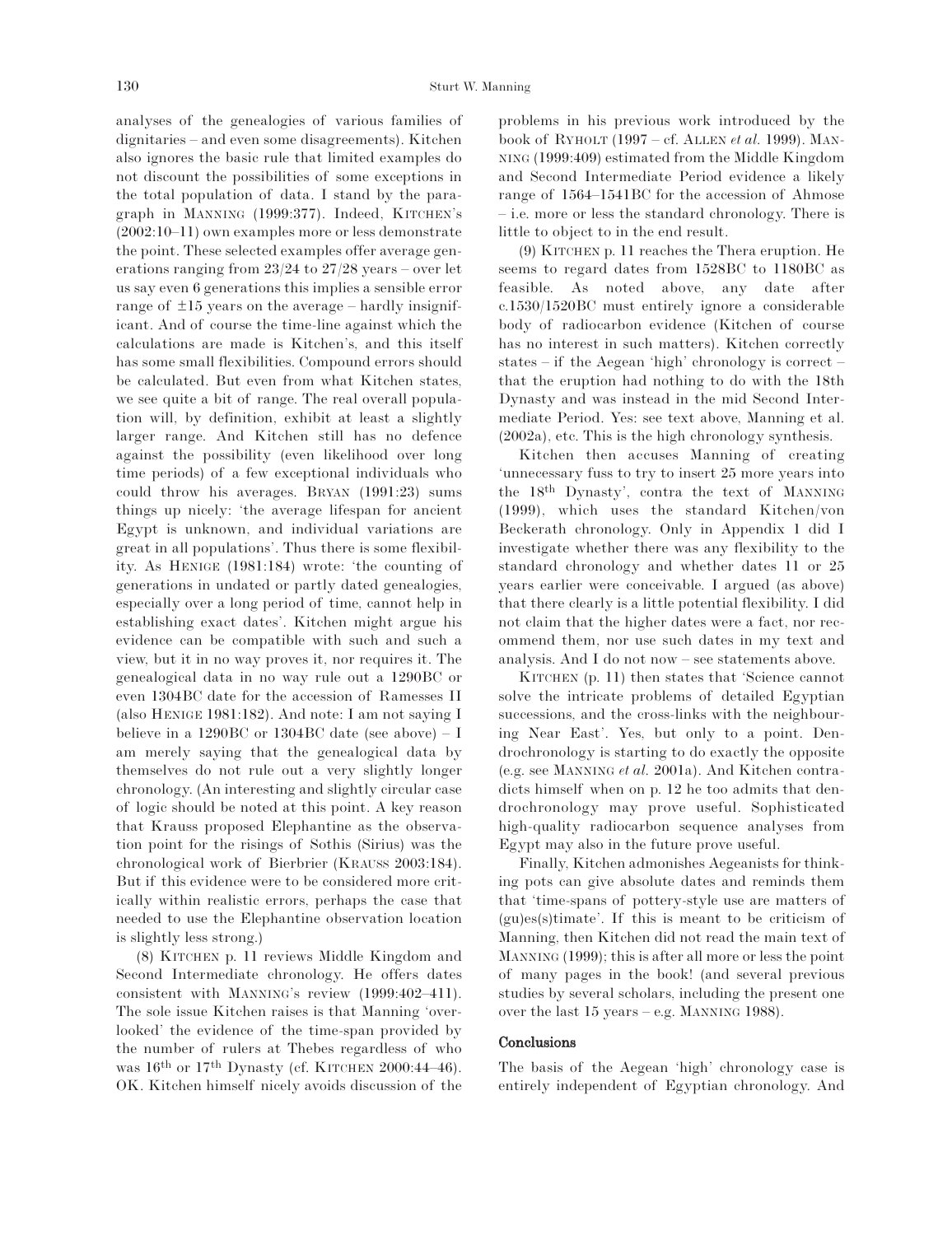analyses of the genealogies of various families of dignitaries – and even some disagreements). Kitchen also ignores the basic rule that limited examples do not discount the possibilities of some exceptions in the total population of data. I stand by the paragraph in MANNING (1999:377). Indeed, KITCHEN's (2002:10–11) own examples more or less demonstrate the point. These selected examples offer average generations ranging from 23/24 to 27/28 years – over let us say even 6 generations this implies a sensible error range of ±15 years on the average – hardly insignificant. And of course the time-line against which the calculations are made is Kitchen's, and this itself has some small flexibilities. Compound errors should be calculated. But even from what Kitchen states, we see quite a bit of range. The real overall population will, by definition, exhibit at least a slightly larger range. And Kitchen still has no defence against the possibility (even likelihood over long time periods) of a few exceptional individuals who could throw his averages. BRYAN (1991:23) sums things up nicely: 'the average lifespan for ancient Egypt is unknown, and individual variations are great in all populations'. Thus there is some flexibility. As HENIGE (1981:184) wrote: 'the counting of generations in undated or partly dated genealogies, especially over a long period of time, cannot help in establishing exact dates'. Kitchen might argue his evidence can be compatible with such and such a view, but it in no way proves it, nor requires it. The genealogical data in no way rule out a 1290BC or even 1304BC date for the accession of Ramesses II (also HENIGE 1981:182). And note: I am not saying I believe in a 1290BC or 1304BC date (see above) – I am merely saying that the genealogical data by themselves do not rule out a very slightly longer chronology. (An interesting and slightly circular case of logic should be noted at this point. A key reason that Krauss proposed Elephantine as the observation point for the risings of Sothis (Sirius) was the chronological work of Bierbrier (KRAUSS 2003:184). But if this evidence were to be considered more critically within realistic errors, perhaps the case that needed to use the Elephantine observation location is slightly less strong.)

(8) KITCHEN p. 11 reviews Middle Kingdom and Second Intermediate chronology. He offers dates consistent with MANNING's review (1999:402–411). The sole issue Kitchen raises is that Manning 'overlooked' the evidence of the time-span provided by the number of rulers at Thebes regardless of who was 16th or 17th Dynasty (cf. KITCHEN 2000:44–46). OK. Kitchen himself nicely avoids discussion of the problems in his previous work introduced by the book of RYHOLT (1997 – cf. ALLEN *et al.* 1999). MANNING (1999:409) estimated from the Middle Kingdom and Second Intermediate Period evidence a likely range of 1564–1541BC for the accession of Ahmose – i.e. more or less the standard chronology. There is little to object to in the end result.

(9) KITCHEN p. 11 reaches the Thera eruption. He seems to regard dates from 1528BC to 1180BC as feasible. As noted above, any date after c.1530/1520BC must entirely ignore a considerable body of radiocarbon evidence (Kitchen of course has no interest in such matters). Kitchen correctly states – if the Aegean 'high' chronology is correct – that the eruption had nothing to do with the 18th Dynasty and was instead in the mid Second Intermediate Period. Yes: see text above, Manning et al. (2002a), etc. This is the high chronology synthesis.

Kitchen then accuses Manning of creating 'unnecessary fuss to try to insert 25 more years into the 18th Dynasty', contra the text of MANNING (1999), which uses the standard Kitchen/von Beckerath chronology. Only in Appendix 1 did I investigate whether there was any flexibility to the standard chronology and whether dates 11 or 25 years earlier were conceivable. I argued (as above) that there clearly is a little potential flexibility. I did not claim that the higher dates were a fact, nor recommend them, nor use such dates in my text and analysis. And I do not now – see statements above.

KITCHEN (p. 11) then states that 'Science cannot solve the intricate problems of detailed Egyptian successions, and the cross-links with the neighbouring Near East'. Yes, but only to a point. Dendrochronology is starting to do exactly the opposite (e.g. see MANNING *et al.* 2001a). And Kitchen contradicts himself when on p. 12 he too admits that dendrochronology may prove useful. Sophisticated high-quality radiocarbon sequence analyses from Egypt may also in the future prove useful.

Finally, Kitchen admonishes Aegeanists for thinking pots can give absolute dates and reminds them that 'time-spans of pottery-style use are matters of (gu)es(s)timate'. If this is meant to be criticism of Manning, then Kitchen did not read the main text of MANNING (1999); this is after all more or less the point of many pages in the book! (and several previous studies by several scholars, including the present one over the last 15 years – e.g. MANNING 1988).

## Conclusions

The basis of the Aegean 'high' chronology case is entirely independent of Egyptian chronology. And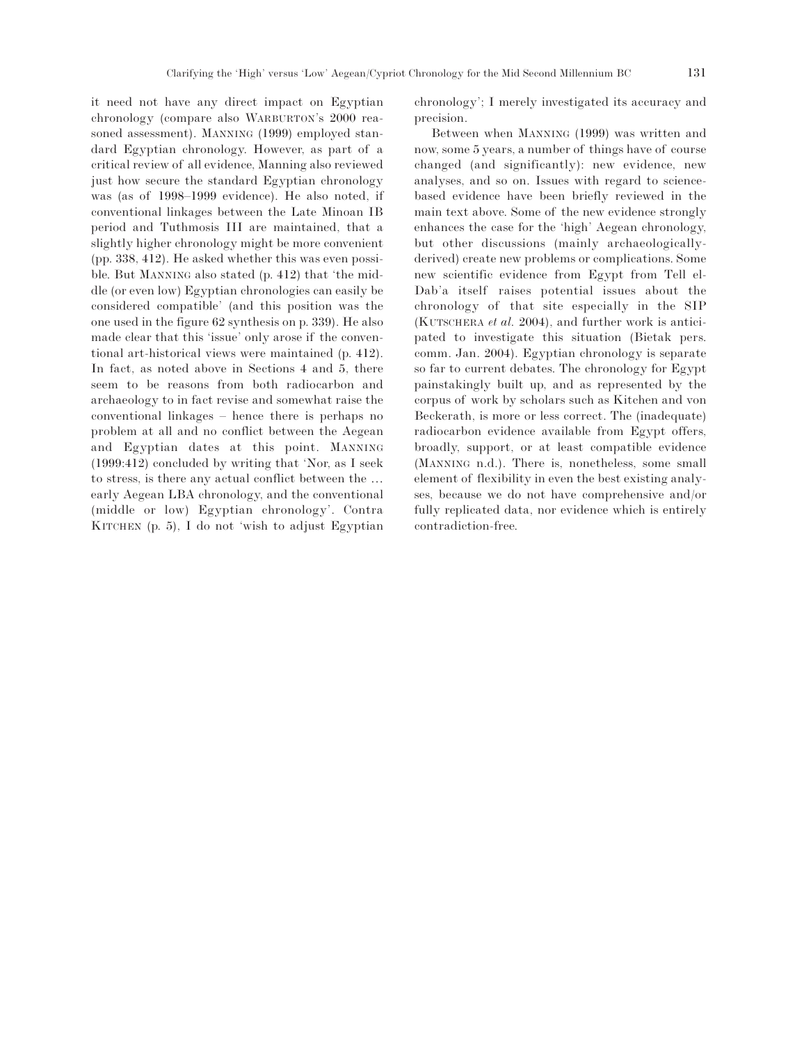it need not have any direct impact on Egyptian chronology (compare also WARBURTON's 2000 reasoned assessment). MANNING (1999) employed standard Egyptian chronology. However, as part of a critical review of all evidence, Manning also reviewed just how secure the standard Egyptian chronology was (as of 1998–1999 evidence). He also noted, if conventional linkages between the Late Minoan IB period and Tuthmosis III are maintained, that a slightly higher chronology might be more convenient (pp. 338, 412). He asked whether this was even possible. But MANNING also stated (p. 412) that 'the middle (or even low) Egyptian chronologies can easily be considered compatible' (and this position was the one used in the figure 62 synthesis on p. 339). He also made clear that this 'issue' only arose if the conventional art-historical views were maintained (p. 412). In fact, as noted above in Sections 4 and 5, there seem to be reasons from both radiocarbon and archaeology to in fact revise and somewhat raise the conventional linkages – hence there is perhaps no problem at all and no conflict between the Aegean and Egyptian dates at this point. MANNING (1999:412) concluded by writing that 'Nor, as I seek to stress, is there any actual conflict between the … early Aegean LBA chronology, and the conventional (middle or low) Egyptian chronology'. Contra KITCHEN (p. 5), I do not 'wish to adjust Egyptian chronology'; I merely investigated its accuracy and precision.

Between when MANNING (1999) was written and now, some 5 years, a number of things have of course changed (and significantly): new evidence, new analyses, and so on. Issues with regard to science-based evidence have been briefly reviewed in the main text above. Some of the new evidence strongly enhances the case for the 'high' Aegean chronology, but other discussions (mainly archaeologically-derived) create new problems or complications. Some new scientific evidence from Egypt from Tell el-Dab'a itself raises potential issues about the chronology of that site especially in the SIP (KUTSCHERA *et al.* 2004), and further work is anticipated to investigate this situation (Bietak pers. comm. Jan. 2004). Egyptian chronology is separate so far to current debates. The chronology for Egypt painstakingly built up, and as represented by the corpus of work by scholars such as Kitchen and von Beckerath, is more or less correct. The (inadequate) radiocarbon evidence available from Egypt offers, broadly, support, or at least compatible evidence (MANNING n.d.). There is, nonetheless, some small element of flexibility in even the best existing analyses, because we do not have comprehensive and/or fully replicated data, nor evidence which is entirely contradiction-free.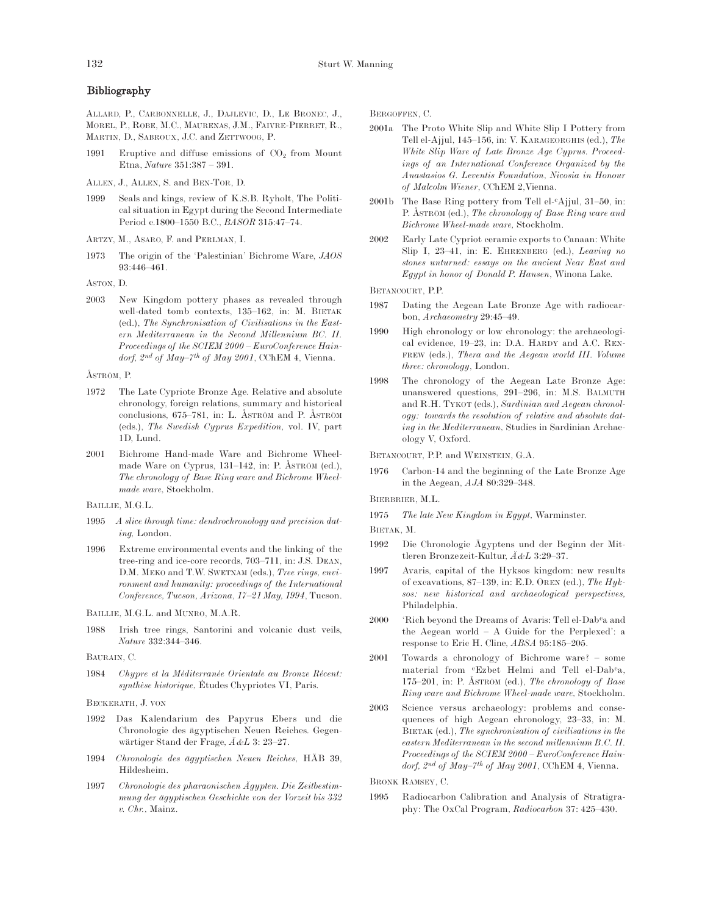## Bibliography

Allard, P., Carbonnelle, J., Dajlevic, D., Le Bronec, J., Morel, P., Robe, M.C., Maurenas, J.M., Faivre-Pierret, R., Martin, D., Sabroux, J.C. and Zettwoog, P.

1991 Eruptive and diffuse emissions of $CO_2$ from Mount Etna, *Nature* 351:387 – 391.

Allen, J., Allen, S. and Ben-Tor, D.

1999 Seals and kings, review of K.S.B. Ryholt, The Political situation in Egypt during the Second Intermediate Period c.1800–1550 B.C., *BASOR* 315:47–74.

Artzy, M., Asaro, F. and Perlman, I.

1973 The origin of the 'Palestinian' Bichrome Ware, *JAOS* 93:446–461.

Aston, D.

2003 New Kingdom pottery phases as revealed through well-dated tomb contexts, 135–162, in: M. Bietak (ed.), *The Synchronisation of Civilisations in the Eastern Mediterranean in the Second Millennium BC. II. Proceedings of the SCIEM 2000 – EuroConference Haindorf, 2nd of May–7th of May 2001*, CChEM 4, Vienna.

Åström, P.

1972 The Late Cypriote Bronze Age. Relative and absolute chronology, foreign relations, summary and historical conclusions, 675–781, in: L. Åström and P. Åström (eds.), *The Swedish Cyprus Expedition*, vol. IV, part 1D, Lund.

2001 Bichrome Hand-made Ware and Bichrome Wheel-made Ware on Cyprus, 131–142, in: P. Åström (ed.), *The chronology of Base Ring ware and Bichrome Wheel-made ware*, Stockholm.

Baillie, M.G.L.

1995 *A slice through time: dendrochronology and precision dating*, London.

1996 Extreme environmental events and the linking of the tree-ring and ice-core records, 703–711, in: J.S. Dean, D.M. Meko and T.W. Swetnam (eds.), *Tree rings, environment and humanity: proceedings of the International Conference, Tucson, Arizona, 17–21 May. 1994*, Tucson.

Baillie, M.G.L. and Munro, M.A.R.

1988 Irish tree rings, Santorini and volcanic dust veils, *Nature* 332:344–346.

Baurain, C.

1984 *Chypre et la Méditerranée Orientale au Bronze Récent: synthèse historique*, Études Chypriotes VI, Paris.

Beckerath, J. von

1992 Das Kalendarium des Papyrus Ebers und die Chronologie des ägyptischen Neuen Reiches. Gegenwärtiger Stand der Frage, *Ä&L* 3: 23–27.

1994 *Chronologie des ägyptischen Neuen Reiches*, HÄB 39, Hildesheim.

1997 *Chronologie des pharaonischen Ägypten. Die Zeitbestimmung der ägyptischen Geschichte von der Vorzeit bis 332 v. Chr.*, Mainz.

Bergoffen, C.

2001a The Proto White Slip and White Slip I Pottery from Tell el-Ajjul, 145–156, in: V. Karageorghis (ed.), *The White Slip Ware of Late Bronze Age Cyprus. Proceedings of an International Conference Organized by the Anastasios G. Leventis Foundation, Nicosia in Honour of Malcolm Wiener*, CChEM 2,Vienna.

2001b The Base Ring pottery from Tell el-ᶜAjjul, 31–50, in: P. Åström (ed.), *The chronology of Base Ring ware and Bichrome Wheel-made ware*, Stockholm.

2002 Early Late Cypriot ceramic exports to Canaan: White Slip I, 23–41, in: E. Ehrenberg (ed.), *Leaving no stones unturned: essays on the ancient Near East and Egypt in honor of Donald P. Hansen*, Winona Lake.

Betancourt, P.P.

1987 Dating the Aegean Late Bronze Age with radiocarbon, *Archaeometry* 29:45–49.

1990 High chronology or low chronology: the archaeological evidence, 19–23, in: D.A. Hardy and A.C. Renfrew (eds.), *Thera and the Aegean world III. Volume three: chronology*, London.

1998 The chronology of the Aegean Late Bronze Age: unanswered questions, 291–296, in: M.S. Balmuth and R.H. Tykot (eds.), *Sardinian and Aegean chronology: towards the resolution of relative and absolute dating in the Mediterranean*, Studies in Sardinian Archaeology V, Oxford.

Betancourt, P.P. and Weinstein, G.A.

1976 Carbon-14 and the beginning of the Late Bronze Age in the Aegean, *AJA* 80:329–348.

Bierbrier, M.L.

1975 *The late New Kingdom in Egypt*, Warminster.

Bietak, M.

1992 Die Chronologie Ägyptens und der Beginn der Mittleren Bronzezeit-Kultur, *Ä&L* 3:29–37.

1997 Avaris, capital of the Hyksos kingdom: new results of excavations, 87–139, in: E.D. Oren (ed.), *The Hyksos: new historical and archaeological perspectives*, Philadelphia.

2000 'Rich beyond the Dreams of Avaris: Tell el-Dabᶜa and the Aegean world – A Guide for the Perplexed': a response to Eric H. Cline, *ABSA* 95:185–205.

2001 Towards a chronology of Bichrome ware? – some material from ᶜEzbet Helmi and Tell el-Dabᶜa, 175–201, in: P. Åström (ed.), *The chronology of Base Ring ware and Bichrome Wheel-made ware*, Stockholm.

2003 Science versus archaeology: problems and consequences of high Aegean chronology, 23–33, in: M. Bietak (ed.), *The synchronisation of civilisations in the eastern Mediterranean in the second millennium B.C. II. Proceedings of the SCIEM 2000 – EuroConference Haindorf, 2nd of May–7th of May 2001*, CChEM 4, Vienna.

Bronk Ramsey, C.

1995 Radiocarbon Calibration and Analysis of Stratigraphy: The OxCal Program, *Radiocarbon* 37: 425–430.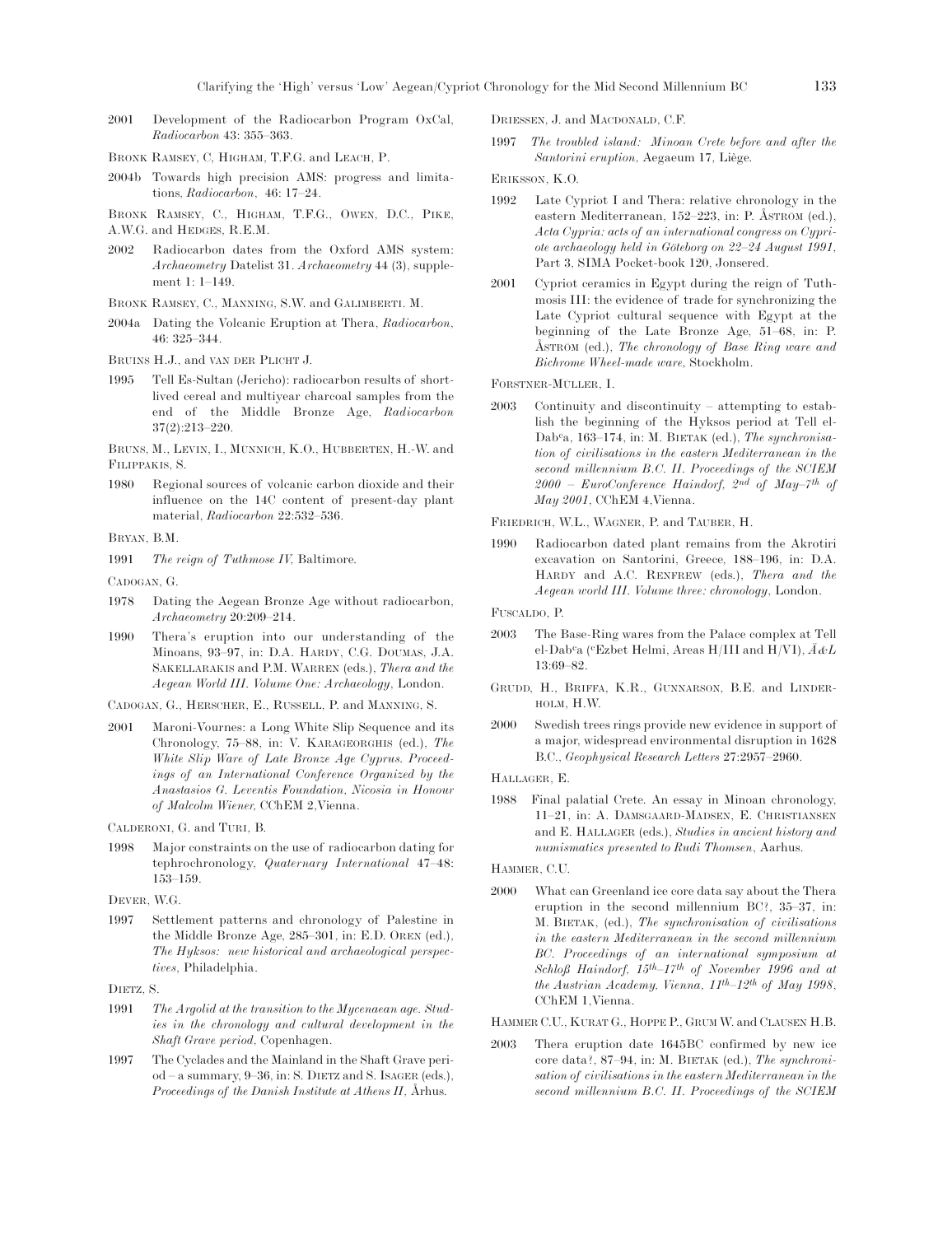2001 Development of the Radiocarbon Program OxCal, *Radiocarbon* 43: 355–363.

Bronk Ramsey, C, Higham, T.F.G. and Leach, P.

2004b Towards high precision AMS: progress and limitations, *Radiocarbon*, 46: 17–24.

Bronk Ramsey, C., Higham, T.F.G., Owen, D.C., Pike, A.W.G. and Hedges, R.E.M.

2002 Radiocarbon dates from the Oxford AMS system: *Archaeometry* Datelist 31. *Archaeometry* 44 (3), supplement 1: 1–149.

Bronk Ramsey, C., Manning, S.W. and Galimberti, M.

2004a Dating the Volcanic Eruption at Thera, *Radiocarbon*, 46: 325–344.

Bruins H.J., and van der Plicht J.

1995 Tell Es-Sultan (Jericho): radiocarbon results of short-lived cereal and multiyear charcoal samples from the end of the Middle Bronze Age, *Radiocarbon* 37(2):213–220.

Bruns, M., Levin, I., Munnich, K.O., Hubberten, H.-W. and Filippakis, S.

1980 Regional sources of volcanic carbon dioxide and their influence on the 14C content of present-day plant material, *Radiocarbon* 22:532–536.

Bryan, B.M.

1991 *The reign of Tuthmose IV*, Baltimore.

Cadogan, G.

1978 Dating the Aegean Bronze Age without radiocarbon, *Archaeometry* 20:209–214.

1990 Thera's eruption into our understanding of the Minoans, 93–97, in: D.A. Hardy, C.G. Doumas, J.A. Sakellarakis and P.M. Warren (eds.), *Thera and the Aegean World III. Volume One: Archaeology*, London.

Cadogan, G., Herscher, E., Russell, P. and Manning, S.

2001 Maroni-Vournes: a Long White Slip Sequence and its Chronology, 75–88, in: V. Karageorghis (ed.), *The White Slip Ware of Late Bronze Age Cyprus. Proceedings of an International Conference Organized by the Anastasios G. Leventis Foundation, Nicosia in Honour of Malcolm Wiener*, CChEM 2,Vienna.

Calderoni, G. and Turi, B.

1998 Major constraints on the use of radiocarbon dating for tephrochronology, *Quaternary International* 47–48: 153–159.

Dever, W.G.

1997 Settlement patterns and chronology of Palestine in the Middle Bronze Age, 285–301, in: E.D. Oren (ed.), *The Hyksos: new historical and archaeological perspectives*, Philadelphia.

Dietz, S.

1991 *The Argolid at the transition to the Mycenaean age. Studies in the chronology and cultural development in the Shaft Grave period*, Copenhagen.

1997 The Cyclades and the Mainland in the Shaft Grave period – a summary, 9–36, in: S. Dietz and S. Isager (eds.), *Proceedings of the Danish Institute at Athens II*, Århus.

Driessen, J. and Macdonald, C.F.

1997 *The troubled island: Minoan Crete before and after the Santorini eruption*, Aegaeum 17, Liège.

Eriksson, K.O.

1992 Late Cypriot I and Thera: relative chronology in the eastern Mediterranean, 152–223, in: P. Åström (ed.), *Acta Cypria: acts of an international congress on Cypriote archaeology held in Göteborg on 22–24 August 1991*, Part 3, SIMA Pocket-book 120, Jonsered.

2001 Cypriot ceramics in Egypt during the reign of Tuthmosis III: the evidence of trade for synchronizing the Late Cypriot cultural sequence with Egypt at the beginning of the Late Bronze Age, 51–68, in: P. Åström (ed.), *The chronology of Base Ring ware and Bichrome Wheel-made ware*, Stockholm.

Forstner-Müller, I.

2003 Continuity and discontinuity – attempting to establish the beginning of the Hyksos period at Tell el-Dabᶜa, 163–174, in: M. Bietak (ed.), *The synchronisation of civilisations in the eastern Mediterranean in the second millennium B.C. II. Proceedings of the SCIEM 2000 – EuroConference Haindorf, 2nd of May–7th of May 2001*, CChEM 4,Vienna.

Friedrich, W.L., Wagner, P. and Tauber, H.

1990 Radiocarbon dated plant remains from the Akrotiri excavation on Santorini, Greece, 188–196, in: D.A. Hardy and A.C. Renfrew (eds.), *Thera and the Aegean world III. Volume three: chronology*, London.

Fuscaldo, P.

2003 The Base-Ring wares from the Palace complex at Tell el-Dabᶜa (ᶜEzbet Helmi, Areas H/III and H/VI), *Ä&L* 13:69–82.

Grudd, H., Briffa, K.R., Gunnarson, B.E. and Linderholm, H.W.

2000 Swedish trees rings provide new evidence in support of a major, widespread environmental disruption in 1628 B.C., *Geophysical Research Letters* 27:2957–2960.

Hallager, E.

1988 Final palatial Crete. An essay in Minoan chronology, 11–21, in: A. Damsgaard-Madsen, E. Christiansen and E. Hallager (eds.), *Studies in ancient history and numismatics presented to Rudi Thomsen*, Aarhus.

Hammer, C.U.

2000 What can Greenland ice core data say about the Thera eruption in the second millennium BC?, 35–37, in: M. Bietak, (ed.), *The synchronisation of civilisations in the eastern Mediterranean in the second millennium BC. Proceedings of an international symposium at Schloß Haindorf, 15th–17th of November 1996 and at the Austrian Academy, Vienna, 11th–12th of May 1998*, CChEM 1,Vienna.

Hammer C.U., Kurat G., Hoppe P., Grum W. and Clausen H.B.

2003 Thera eruption date 1645BC confirmed by new ice core data?, 87–94, in: M. Bietak (ed.), *The synchronisation of civilisations in the eastern Mediterranean in the second millennium B.C. II. Proceedings of the SCIEM*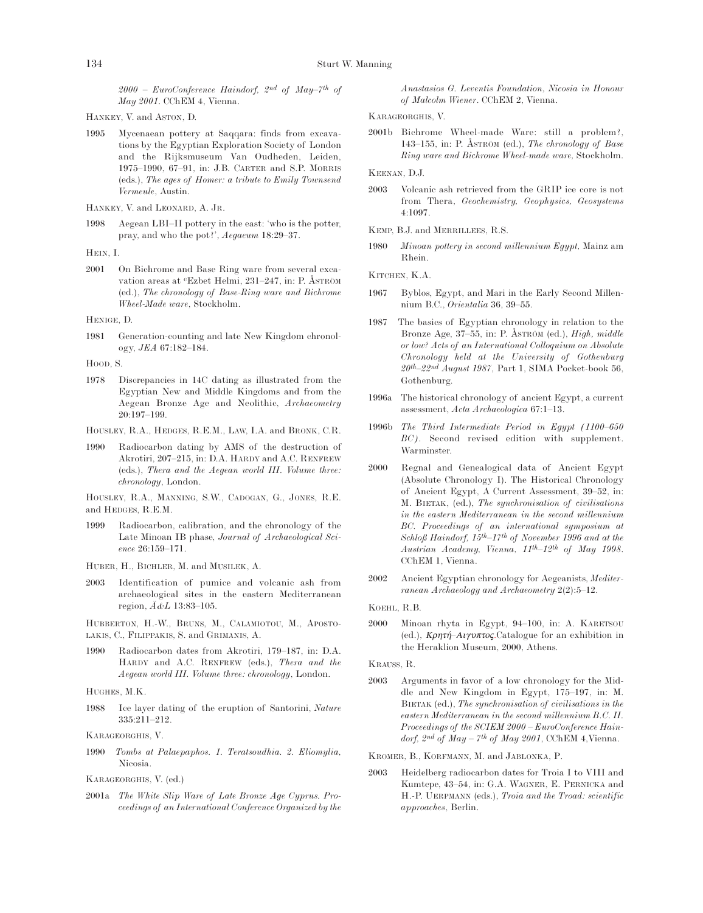*2000 – EuroConference Haindorf, 2nd of May–7th of May 2001*. CChEM 4, Vienna.

HANKEY, V. and ASTON, D.

1995 Mycenaean pottery at Saqqara: finds from excavations by the Egyptian Exploration Society of London and the Rijksmuseum Van Oudheden, Leiden, 1975–1990, 67–91, in: J.B. CARTER and S.P. MORRIS (eds.), *The ages of Homer: a tribute to Emily Townsend Vermeule*, Austin.

HANKEY, V. and LEONARD, A. JR.

1998 Aegean LBI–II pottery in the east: 'who is the potter, pray, and who the pot?', *Aegaeum* 18:29–37.

HEIN, I.

2001 On Bichrome and Base Ring ware from several excavation areas at ᶜEzbet Helmi, 231–247, in: P. ÅSTRÖM (ed.), *The chronology of Base-Ring ware and Bichrome Wheel-Made ware*, Stockholm.

HENIGE, D.

1981 Generation-counting and late New Kingdom chronology, *JEA* 67:182–184.

HOOD, S.

1978 Discrepancies in 14C dating as illustrated from the Egyptian New and Middle Kingdoms and from the Aegean Bronze Age and Neolithic, *Archaeometry* 20:197–199.

HOUSLEY, R.A., HEDGES, R.E.M., LAW, I.A. and BRONK, C.R.

1990 Radiocarbon dating by AMS of the destruction of Akrotiri, 207–215, in: D.A. HARDY and A.C. RENFREW (eds.), *Thera and the Aegean world III. Volume three: chronology*, London.

HOUSLEY, R.A., MANNING, S.W., CADOGAN, G., JONES, R.E. and HEDGES, R.E.M.

1999 Radiocarbon, calibration, and the chronology of the Late Minoan IB phase, *Journal of Archaeological Science* 26:159–171.

HUBER, H., BICHLER, M. and MUSILEK, A.

2003 Identification of pumice and volcanic ash from archaeological sites in the eastern Mediterranean region, *Ä&L* 13:83–105.

HUBBERTON, H.-W., BRUNS, M., CALAMIOTOU, M., APOSTOLAKIS, C., FILIPPAKIS, S. and GRIMANIS, A.

1990 Radiocarbon dates from Akrotiri, 179–187, in: D.A. HARDY and A.C. RENFREW (eds.), *Thera and the Aegean world III. Volume three: chronology*, London.

HUGHES, M.K.

1988 Ice layer dating of the eruption of Santorini, *Nature* 335:211–212.

KARAGEORGHIS, V.

1990 *Tombs at Palaepaphos. 1. Teratsoudhia. 2. Eliomylia*. Nicosia.

KARAGEORGHIS, V. (ed.)

2001a *The White Slip Ware of Late Bronze Age Cyprus. Proceedings of an International Conference Organized by the Anastasios G. Leventis Foundation, Nicosia in Honour of Malcolm Wiener*. CChEM 2, Vienna.

KARAGEORGHIS, V.

2001b Bichrome Wheel-made Ware: still a problem?, 143–155, in: P. ÅSTRÖM (ed.), *The chronology of Base Ring ware and Bichrome Wheel-made ware*, Stockholm.

KEENAN, D.J.

2003 Volcanic ash retrieved from the GRIP ice core is not from Thera, *Geochemistry, Geophysics, Geosystems* 4:1097.

KEMP, B.J. and MERRILLEES, R.S.

1980 *Minoan pottery in second millennium Egypt*, Mainz am Rhein.

KITCHEN, K.A.

1967 Byblos, Egypt, and Mari in the Early Second Millennium B.C., *Orientalia* 36, 39–55.

1987 The basics of Egyptian chronology in relation to the Bronze Age, 37–55, in: P. ÅSTRÖM (ed.), *High, middle or low? Acts of an International Colloquium on Absolute Chronology held at the University of Gothenburg 20th–22nd August 1987*, Part 1, SIMA Pocket-book 56, Gothenburg.

1996a The historical chronology of ancient Egypt, a current assessment, *Acta Archaeologica* 67:1–13.

1996b *The Third Intermediate Period in Egypt (1100–650 BC)*. Second revised edition with supplement. Warminster.

2000 Regnal and Genealogical data of Ancient Egypt (Absolute Chronology I). The Historical Chronology of Ancient Egypt, A Current Assessment, 39–52, in: M. BIETAK, (ed.), *The synchronisation of civilisations in the eastern Mediterranean in the second millennium BC. Proceedings of an international symposium at Schloß Haindorf, 15th–17th of November 1996 and at the Austrian Academy, Vienna, 11th–12th of May 1998*. CChEM 1, Vienna.

2002 Ancient Egyptian chronology for Aegeanists, *Mediterranean Archaeology and Archaeometry* 2(2):5–12.

KOEHL, R.B.

2000 Minoan rhyta in Egypt, 94–100, in: A. KARETSOU (ed.), *Κρητή–Αιγυπτος*.Catalogue for an exhibition in the Heraklion Museum, 2000, Athens.

KRAUSS, R.

2003 Arguments in favor of a low chronology for the Middle and New Kingdom in Egypt, 175–197, in: M. BIETAK (ed.), *The synchronisation of civilisations in the eastern Mediterranean in the second millennium B.C. II. Proceedings of the SCIEM 2000 – EuroConference Haindorf, 2nd of May – 7th of May 2001*, CChEM 4,Vienna.

KROMER, B., KORFMANN, M. and JABLONKA, P.

2003 Heidelberg radiocarbon dates for Troia I to VIII and Kumtepe, 43–54, in: G.A. WAGNER, E. PERNICKA and H.-P. UERPMANN (eds.), *Troia and the Troad: scientific approaches*, Berlin.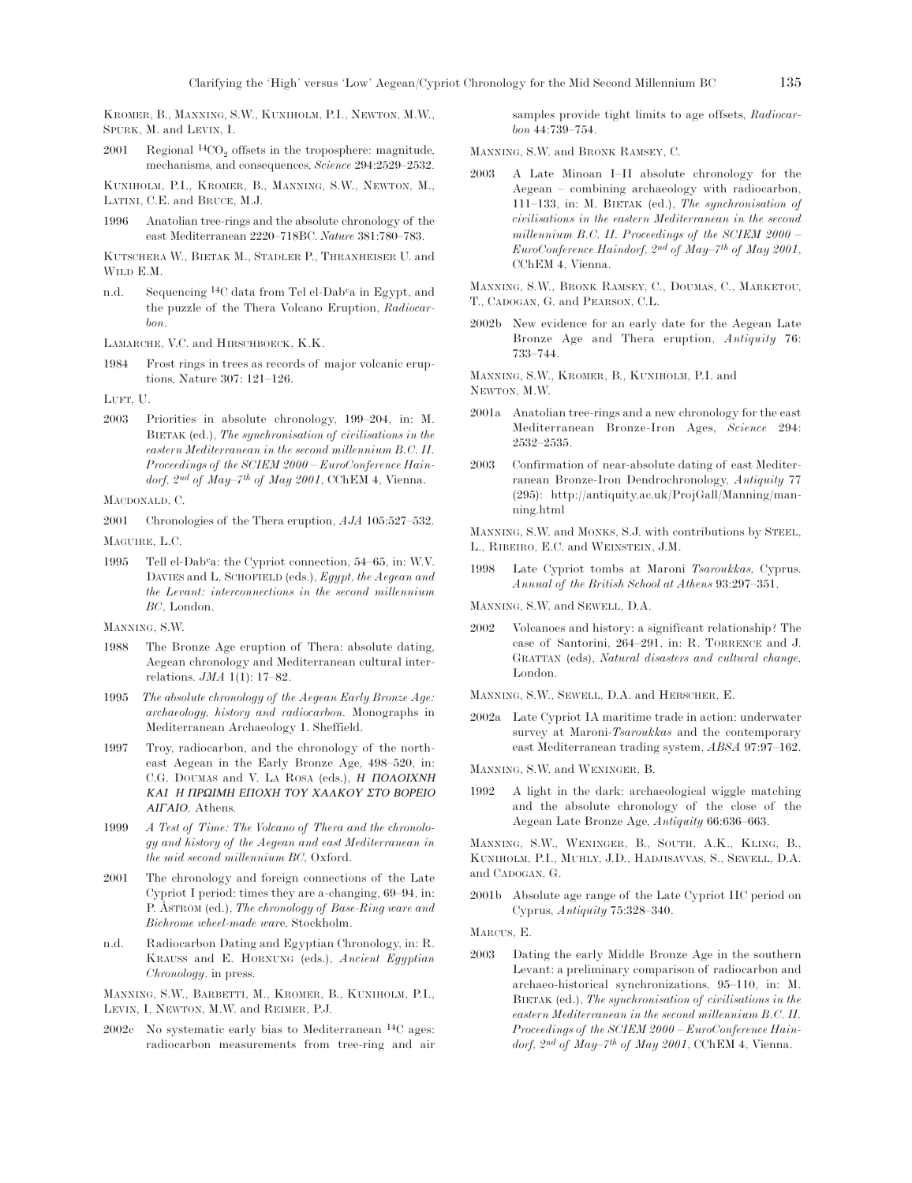Kromer, B., Manning, S.W., Kuniholm, P.I., Newton, M.W., Spurk, M. and Levin, I.

2001 Regional $^{14}CO_2$ offsets in the troposphere: magnitude, mechanisms, and consequences, *Science* 294:2529–2532.

Kuniholm, P.I., Kromer, B., Manning, S.W., Newton, M., Latini, C.E. and Bruce, M.J.

1996 Anatolian tree-rings and the absolute chronology of the east Mediterranean 2220–718BC. *Nature* 381:780–783.

Kutschera W., Bietak M., Stadler P., Thranheiser U. and Wild E.M.

n.d. Sequencing $^{14}C$ data from Tel el-Dab$^{c}$a in Egypt, and the puzzle of the Thera Volcano Eruption, *Radiocarbon*.

Lamarche, V.C. and Hirschboeck, K.K.

1984 Frost rings in trees as records of major volcanic eruptions, Nature 307: 121–126.

Luft, U.

2003 Priorities in absolute chronology, 199–204, in: M. Bietak (ed.), *The synchronisation of civilisations in the eastern Mediterranean in the second millennium B.C. II. Proceedings of the SCIEM 2000 – EuroConference Haindorf, 2nd of May–7th of May 2001*, CChEM 4, Vienna.

Macdonald, C.

2001 Chronologies of the Thera eruption, *AJA* 105:527–532.

Maguire, L.C.

1995 Tell el-Dab$^{c}$a: the Cypriot connection, 54–65, in: W.V. Davies and L. Schofield (eds.), *Egypt, the Aegean and the Levant: interconnections in the second millennium BC*, London.

Manning, S.W.

1988 The Bronze Age eruption of Thera: absolute dating, Aegean chronology and Mediterranean cultural interrelations. *JMA* 1(1): 17–82.

1995 *The absolute chronology of the Aegean Early Bronze Age: archaeology, history and radiocarbon.* Monographs in Mediterranean Archaeology 1. Sheffield.

1997 Troy, radiocarbon, and the chronology of the north-east Aegean in the Early Bronze Age, 498–520, in: C.G. Doumas and V. La Rosa (eds.), *Η ΠΟΛΙΟΧΝΗ ΚΑΙ Η ΠΡΩΙΜΗ ΕΠΟΧΗ ΤΟΥ ΧΑΛΚΟΥ ΣΤΟ ΒΟΡΕΙΟ ΑΙΓΑΙΟ,* Athens.

1999 *A Test of Time: The Volcano of Thera and the chronology and history of the Aegean and east Mediterranean in the mid second millennium BC*, Oxford.

2001 The chronology and foreign connections of the Late Cypriot I period: times they are a-changing, 69–94, in: P. Åström (ed.), *The chronology of Base-Ring ware and Bichrome wheel-made ware*, Stockholm.

n.d. Radiocarbon Dating and Egyptian Chronology, in: R. Krauss and E. Hornung (eds.), *Ancient Egyptian Chronology*, in press.

Manning, S.W., Barbetti, M., Kromer, B., Kuniholm, P.I., Levin, I, Newton, M.W. and Reimer, P.J.

2002c No systematic early bias to Mediterranean $^{14}C$ ages: radiocarbon measurements from tree-ring and air samples provide tight limits to age offsets, *Radiocarbon* 44:739–754.

Manning, S.W. and Bronk Ramsey, C.

2003 A Late Minoan I–II absolute chronology for the Aegean – combining archaeology with radiocarbon, 111–133, in: M. Bietak (ed.), *The synchronisation of civilisations in the eastern Mediterranean in the second millennium B.C. II. Proceedings of the SCIEM 2000 – EuroConference Haindorf, 2nd of May–7th of May 2001*, CChEM 4, Vienna.

Manning, S.W., Bronk Ramsey, C., Doumas, C., Marketou, T., Cadogan, G. and Pearson, C.L.

2002b New evidence for an early date for the Aegean Late Bronze Age and Thera eruption, *Antiquity* 76: 733–744.

Manning, S.W., Kromer, B., Kuniholm, P.I. and Newton, M.W.

2001a Anatolian tree-rings and a new chronology for the east Mediterranean Bronze-Iron Ages, *Science* 294: 2532–2535.

2003 Confirmation of near-absolute dating of east Mediterranean Bronze-Iron Dendrochronology, *Antiquity* 77 (295): http://antiquity.ac.uk/ProjGall/Manning/manning.html

Manning, S.W. and Monks, S.J. with contributions by Steel, L., Ribeiro, E.C. and Weinstein, J.M.

1998 Late Cypriot tombs at Maroni *Tsaroukkas*, Cyprus. *Annual of the British School at Athens* 93:297–351.

Manning, S.W. and Sewell, D.A.

2002 Volcanoes and history: a significant relationship? The case of Santorini, 264–291, in: R. Torrence and J. Grattan (eds), *Natural disasters and cultural change*, London.

Manning, S.W., Sewell, D.A. and Herscher, E.

2002a Late Cypriot IA maritime trade in action: underwater survey at Maroni-*Tsaroukkas* and the contemporary east Mediterranean trading system, *ABSA* 97:97–162.

Manning, S.W. and Weninger, B.

1992 A light in the dark: archaeological wiggle matching and the absolute chronology of the close of the Aegean Late Bronze Age, *Antiquity* 66:636–663.

Manning, S.W., Weninger, B., South, A.K., Kling, B., Kuniholm, P.I., Muhly, J.D., Hadjisavvas, S., Sewell, D.A. and Cadogan, G.

2001b Absolute age range of the Late Cypriot IIC period on Cyprus, *Antiquity* 75:328–340.

Marcus, E.

2003 Dating the early Middle Bronze Age in the southern Levant: a preliminary comparison of radiocarbon and archaeo-historical synchronizations, 95–110, in: M. Bietak (ed.), *The synchronisation of civilisations in the eastern Mediterranean in the second millennium B.C. II. Proceedings of the SCIEM 2000 – EuroConference Haindorf, 2nd of May–7th of May 2001*, CChEM 4, Vienna.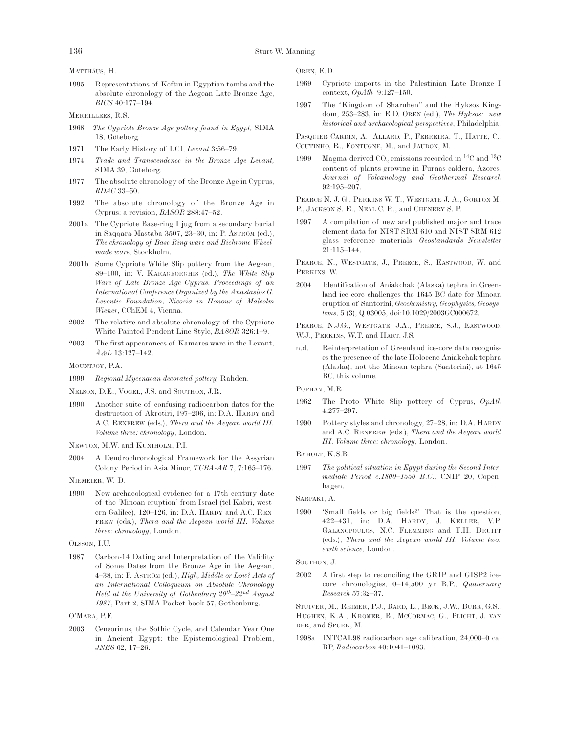MATTHÄUS, H.

1995 Representations of Keftiu in Egyptian tombs and the absolute chronology of the Aegean Late Bronze Age, *BICS* 40:177–194.

MERRILLEES, R.S.

1968 *The Cypriote Bronze Age pottery found in Egypt*, SIMA 18, Göteborg.

1971 The Early History of LCI, *Levant* 3:56–79.

1974 *Trade and Transcendence in the Bronze Age Levant*, SIMA 39, Göteborg.

1977 The absolute chronology of the Bronze Age in Cyprus, *RDAC* 33–50.

1992 The absolute chronology of the Bronze Age in Cyprus: a revision, *BASOR* 288:47–52.

2001a The Cypriote Base-ring I jug from a secondary burial in Saqqara Mastaba 3507, 23–30, in: P. ÅSTRÖM (ed.), *The chronology of Base Ring ware and Bichrome Wheel-made ware*, Stockholm.

2001b Some Cypriote White Slip pottery from the Aegean, 89–100, in: V. KARAGEORGHIS (ed.), *The White Slip Ware of Late Bronze Age Cyprus. Proceedings of an International Conference Organized by the Anastasios G. Leventis Foundation, Nicosia in Honour of Malcolm Wiener*, CChEM 4, Vienna.

2002 The relative and absolute chronology of the Cypriote White Painted Pendent Line Style, *BASOR* 326:1–9.

2003 The first appearances of Kamares ware in the Levant, *Ä&L* 13:127–142.

MOUNTJOY, P.A.

1999 *Regional Mycenaean decorated pottery*, Rahden.

NELSON, D.E., VOGEL, J.S. and SOUTHON, J.R.

1990 Another suite of confusing radiocarbon dates for the destruction of Akrotiri, 197–206, in: D.A. HARDY and A.C. RENFREW (eds.), *Thera and the Aegean world III. Volume three: chronology*, London.

NEWTON, M.W. and KUNIHOLM, P.I.

2004 A Dendrochronological Framework for the Assyrian Colony Period in Asia Minor, *TUBA-AR* 7, 7:165–176.

NIEMEIER, W.-D.

1990 New archaeological evidence for a 17th century date of the 'Minoan eruption' from Israel (tel Kabri, western Galilee), 120–126, in: D.A. HARDY and A.C. RENFREW (eds.), *Thera and the Aegean world III. Volume three: chronology*, London.

OLSSON, I.U.

1987 Carbon-14 Dating and Interpretation of the Validity of Some Dates from the Bronze Age in the Aegean, 4–38, in: P. ÅSTRÖM (ed.), *High, Middle or Low? Acts of an International Colloquium on Absolute Chronology Held at the University of Gothenburg 20th–22nd August 1987*, Part 2, SIMA Pocket-book 57, Gothenburg.

O'MARA, P.F.

2003 Censorinus, the Sothic Cycle, and Calendar Year One in Ancient Egypt: the Epistemological Problem, *JNES* 62, 17–26.

OREN, E.D.

1969 Cypriote imports in the Palestinian Late Bronze I context, *OpAth* 9:127–150.

1997 The "Kingdom of Sharuhen" and the Hyksos Kingdom, 253–283, in: E.D. OREN (ed.), *The Hyksos: new historical and archaeological perspectives*, Philadelphia.

PASQUIER-CARDIN, A., ALLARD, P., FERREIRA, T., HATTE, C., COUTINHO, R., FONTUGNE, M., and JAUDON, M.

1999 Magma-derived $CO_2$ emissions recorded in $^{14}C$ and $^{13}C$ content of plants growing in Furnas caldera, Azores, *Journal of Volcanology and Geothermal Research* 92:195–207.

PEARCE N. J. G., PERKINS W. T., WESTGATE J. A., GORTON M. P., JACKSON S. E., NEAL C. R., and CHENERY S. P.

1997 A compilation of new and published major and trace element data for NIST SRM 610 and NIST SRM 612 glass reference materials, *Geostandards Newsletter* 21:115–144.

PEARCE, N., WESTGATE, J., PREECE, S., EASTWOOD, W. and PERKINS, W.

2004 Identification of Aniakchak (Alaska) tephra in Greenland ice core challenges the 1645 BC date for Minoan eruption of Santorini, *Geochemistry, Geophysics, Geosystems*, 5 (3), Q 03005, doi:10.1029/2003GC000672.

PEARCE, N.J.G., WESTGATE, J.A., PREECE, S.J., EASTWOOD, W.J., PERKINS, W.T. and HART, J.S.

n.d. Reinterpretation of Greenland ice-core data recognises the presence of the late Holocene Aniakchak tephra (Alaska), not the Minoan tephra (Santorini), at 1645 BC, this volume.

POPHAM, M.R.

1962 The Proto White Slip pottery of Cyprus, *OpAth* 4:277–297.

1990 Pottery styles and chronology, 27–28, in: D.A. HARDY and A.C. RENFREW (eds.), *Thera and the Aegean world III. Volume three: chronology*, London.

RYHOLT, K.S.B.

1997 *The political situation in Egypt during the Second Intermediate Period c.1800–1550 B.C.*, CNIP 20, Copenhagen.

SARPAKI, A.

1990 'Small fields or big fields?' That is the question, 422–431, in: D.A. HARDY, J. KELLER, V.P. GALANOPOULOS, N.C. FLEMMING and T.H. DRUITT (eds.), *Thera and the Aegean world III. Volume two: earth science*, London.

SOUTHON, J.

2002 A first step to reconciling the GRIP and GISP2 ice-core chronologies, 0–14,500 yr B.P., *Quaternary Research* 57:32–37.

STUIVER, M., REIMER, P.J., BARD, E., BECK, J.W., BURR, G.S., HUGHEN, K.A., KROMER, B., MCCORMAC, G., PLICHT, J. VAN DER, and SPURK, M.

1998a INTCAL98 radiocarbon age calibration, 24,000–0 cal BP, *Radiocarbon* 40:1041–1083.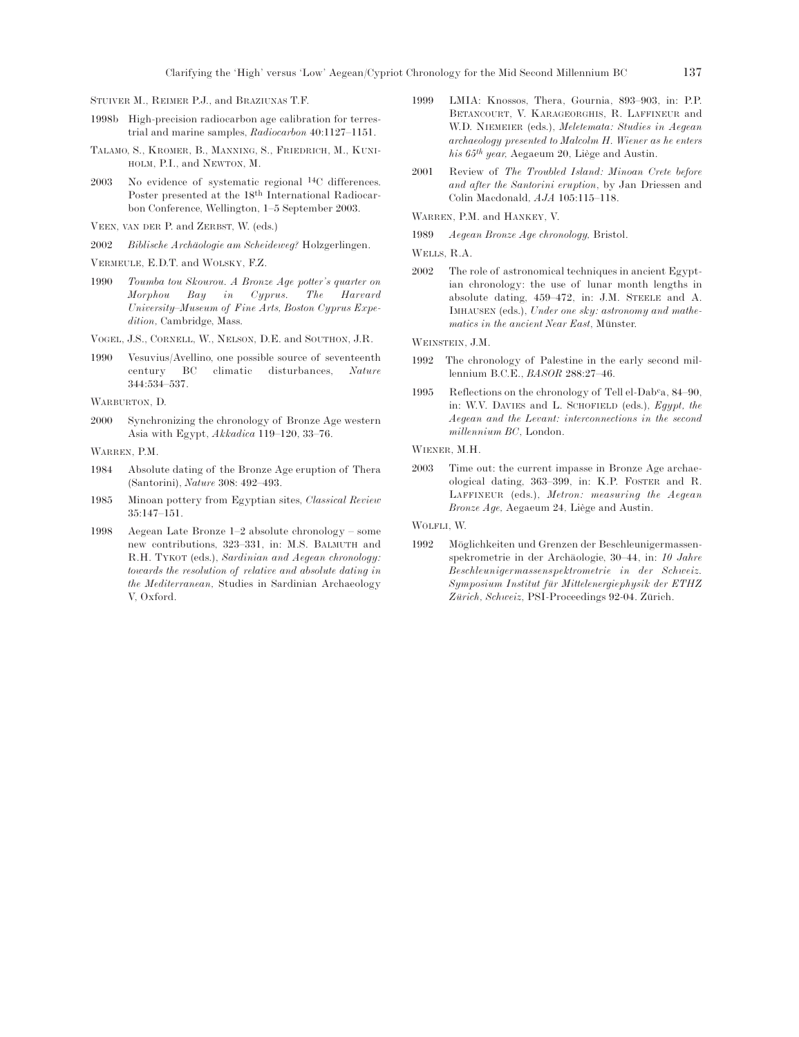STUIVER M., REIMER P.J., and BRAZIUNAS T.F.

1998b High-precision radiocarbon age calibration for terrestrial and marine samples, *Radiocarbon* 40:1127–1151.

TALAMO, S., KROMER, B., MANNING, S., FRIEDRICH, M., KUNIHOLM, P.I., and NEWTON, M.

2003 No evidence of systematic regional $^{14}$C differences. Poster presented at the 18th International Radiocarbon Conference, Wellington, 1–5 September 2003.

VEEN, VAN DER P. and ZERBST, W. (eds.)

2002 *Biblische Archäologie am Scheideweg?* Holzgerlingen.

VERMEULE, E.D.T. and WOLSKY, F.Z.

1990 *Toumba tou Skourou. A Bronze Age potter's quarter on Morphou Bay in Cyprus. The Harvard University–Museum of Fine Arts, Boston Cyprus Expedition*, Cambridge, Mass.

VOGEL, J.S., CORNELL, W., NELSON, D.E. and SOUTHON, J.R.

1990 Vesuvius/Avellino, one possible source of seventeenth century BC climatic disturbances, *Nature* 344:534–537.

WARBURTON, D.

2000 Synchronizing the chronology of Bronze Age western Asia with Egypt, *Akkadica* 119–120, 33–76.

WARREN, P.M.

1984 Absolute dating of the Bronze Age eruption of Thera (Santorini), *Nature* 308: 492–493.

1985 Minoan pottery from Egyptian sites, *Classical Review* 35:147–151.

1998 Aegean Late Bronze 1–2 absolute chronology – some new contributions, 323–331, in: M.S. BALMUTH and R.H. TYKOT (eds.), *Sardinian and Aegean chronology: towards the resolution of relative and absolute dating in the Mediterranean*, Studies in Sardinian Archaeology V, Oxford.

1999 LMIA: Knossos, Thera, Gournia, 893–903, in: P.P. BETANCOURT, V. KARAGEORGHIS, R. LAFFINEUR and W.D. NIEMEIER (eds.), *Meletemata: Studies in Aegean archaeology presented to Malcolm H. Wiener as he enters his 65th year*, Aegaeum 20, Liège and Austin.

2001 Review of *The Troubled Island: Minoan Crete before and after the Santorini eruption*, by Jan Driessen and Colin Macdonald, *AJA* 105:115–118.

WARREN, P.M. and HANKEY, V.

1989 *Aegean Bronze Age chronology*, Bristol.

WELLS, R.A.

2002 The role of astronomical techniques in ancient Egyptian chronology: the use of lunar month lengths in absolute dating, 459–472, in: J.M. STEELE and A. IMHAUSEN (eds.), *Under one sky: astronomy and mathematics in the ancient Near East*, Münster.

WEINSTEIN, J.M.

1992 The chronology of Palestine in the early second millennium B.C.E., *BASOR* 288:27–46.

1995 Reflections on the chronology of Tell el-Dabᶜa, 84–90, in: W.V. DAVIES and L. SCHOFIELD (eds.), *Egypt, the Aegean and the Levant: interconnections in the second millennium BC*, London.

WIENER, M.H.

2003 Time out: the current impasse in Bronze Age archaeological dating, 363–399, in: K.P. FOSTER and R. LAFFINEUR (eds.), *Metron: measuring the Aegean Bronze Age*, Aegaeum 24, Liège and Austin.

WOLFLI, W.

1992 Möglichkeiten und Grenzen der Beschleunigermassenspekrometrie in der Archäologie, 30–44, in: *10 Jahre Beschleunigermassenspektrometrie in der Schweiz. Symposium Institut für Mittelenergiephysik der ETHZ Zürich, Schweiz*, PSI-Proceedings 92-04. Zürich.